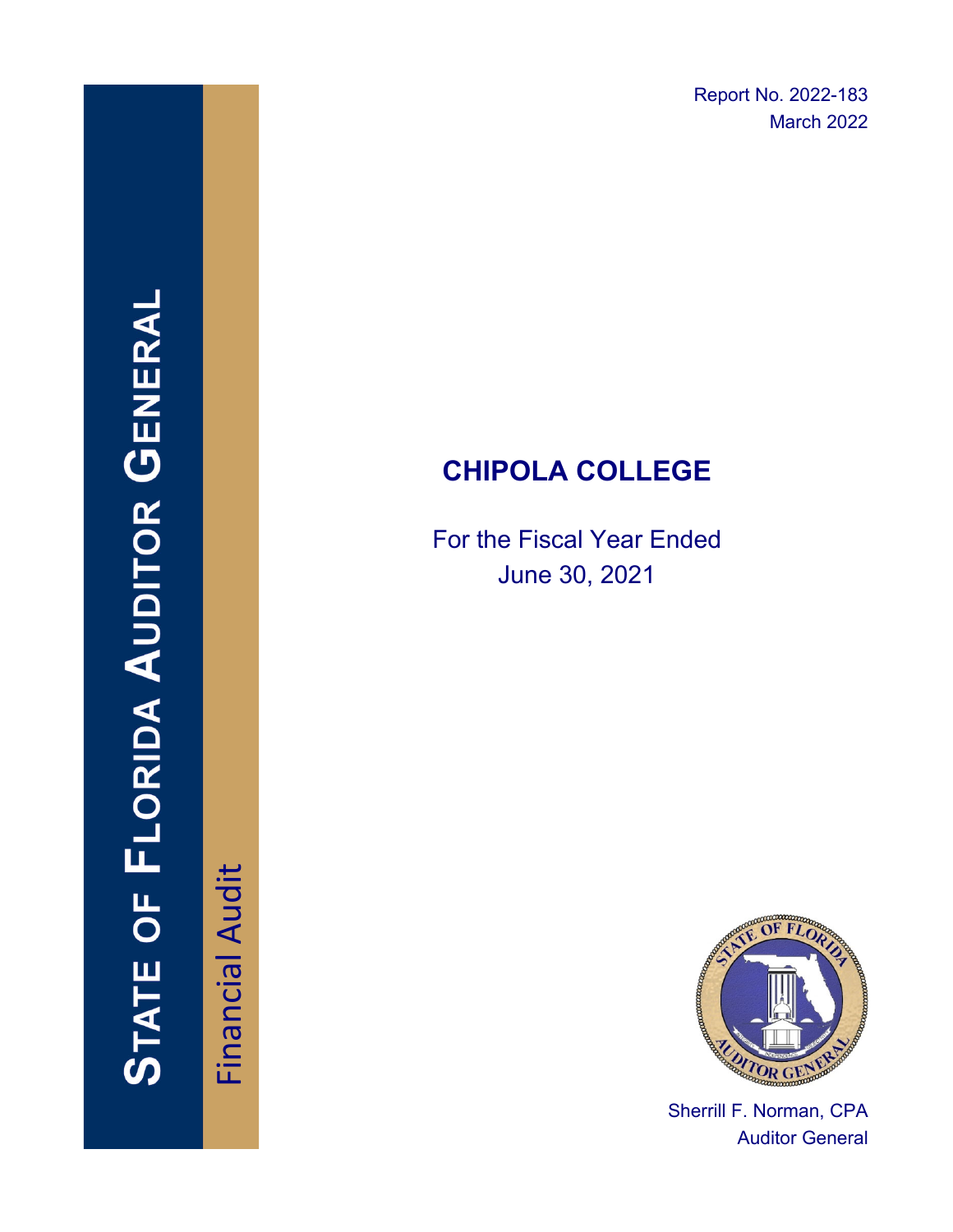Report No. 2022-183
March 2022

# STATE OF FLORIDA AUDITOR GENERAL

Financial Audit

## CHIPOLA COLLEGE

For the Fiscal Year Ended
June 30, 2021

Sherrill F. Norman, CPA
Auditor General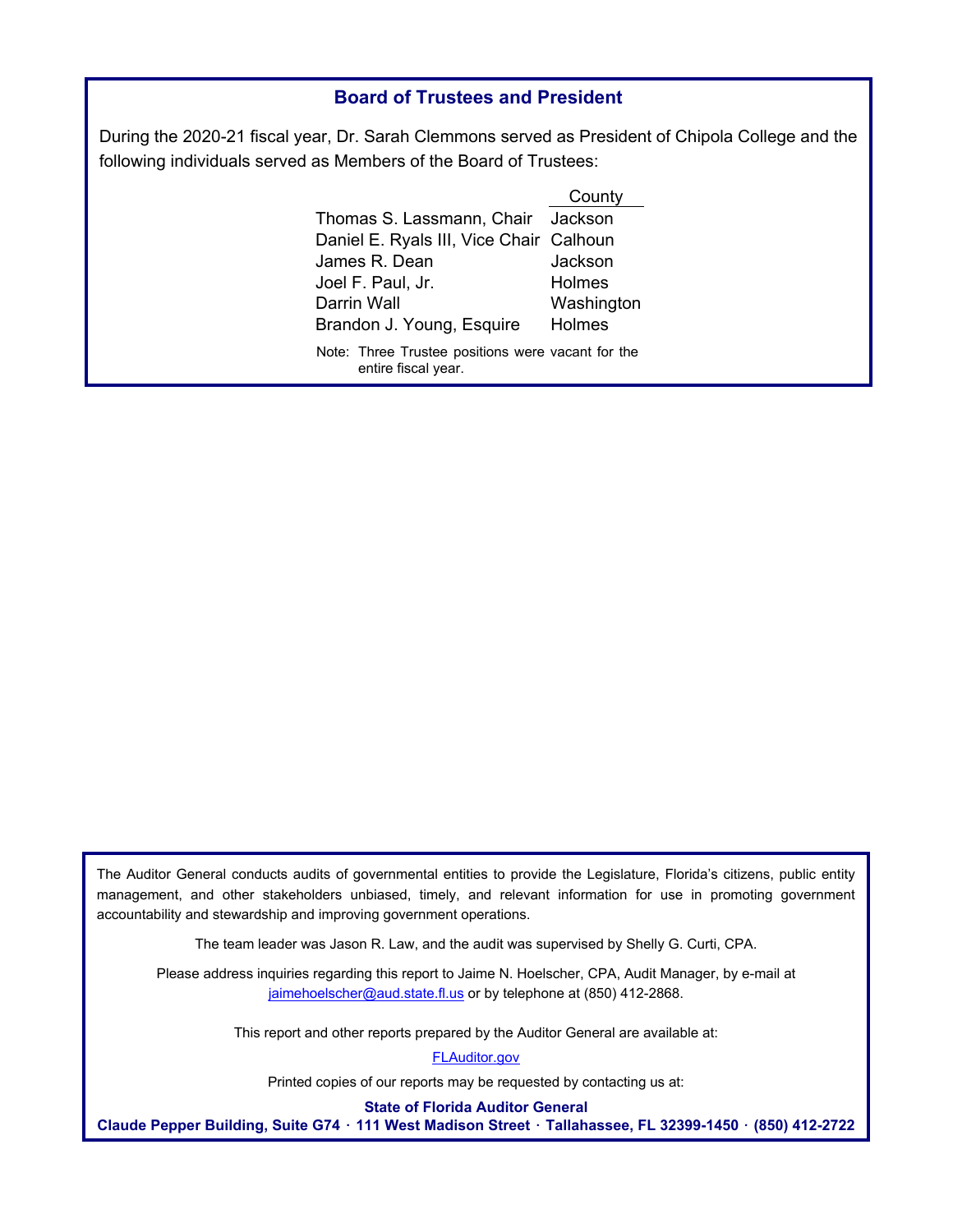## Board of Trustees and President

During the 2020-21 fiscal year, Dr. Sarah Clemmons served as President of Chipola College and the following individuals served as Members of the Board of Trustees:

| | County |
|---|---|
| Thomas S. Lassmann, Chair | Jackson |
| Daniel E. Ryals III, Vice Chair | Calhoun |
| James R. Dean | Jackson |
| Joel F. Paul, Jr. | Holmes |
| Darrin Wall | Washington |
| Brandon J. Young, Esquire | Holmes |

Note: Three Trustee positions were vacant for the entire fiscal year.

The Auditor General conducts audits of governmental entities to provide the Legislature, Florida's citizens, public entity management, and other stakeholders unbiased, timely, and relevant information for use in promoting government accountability and stewardship and improving government operations.

The team leader was Jason R. Law, and the audit was supervised by Shelly G. Curti, CPA.

Please address inquiries regarding this report to Jaime N. Hoelscher, CPA, Audit Manager, by e-mail at jaimehoelscher@aud.state.fl.us or by telephone at (850) 412-2868.

This report and other reports prepared by the Auditor General are available at:

FLAuditor.gov

Printed copies of our reports may be requested by contacting us at:

**State of Florida Auditor General**
**Claude Pepper Building, Suite G74 · 111 West Madison Street · Tallahassee, FL 32399-1450 · (850) 412-2722**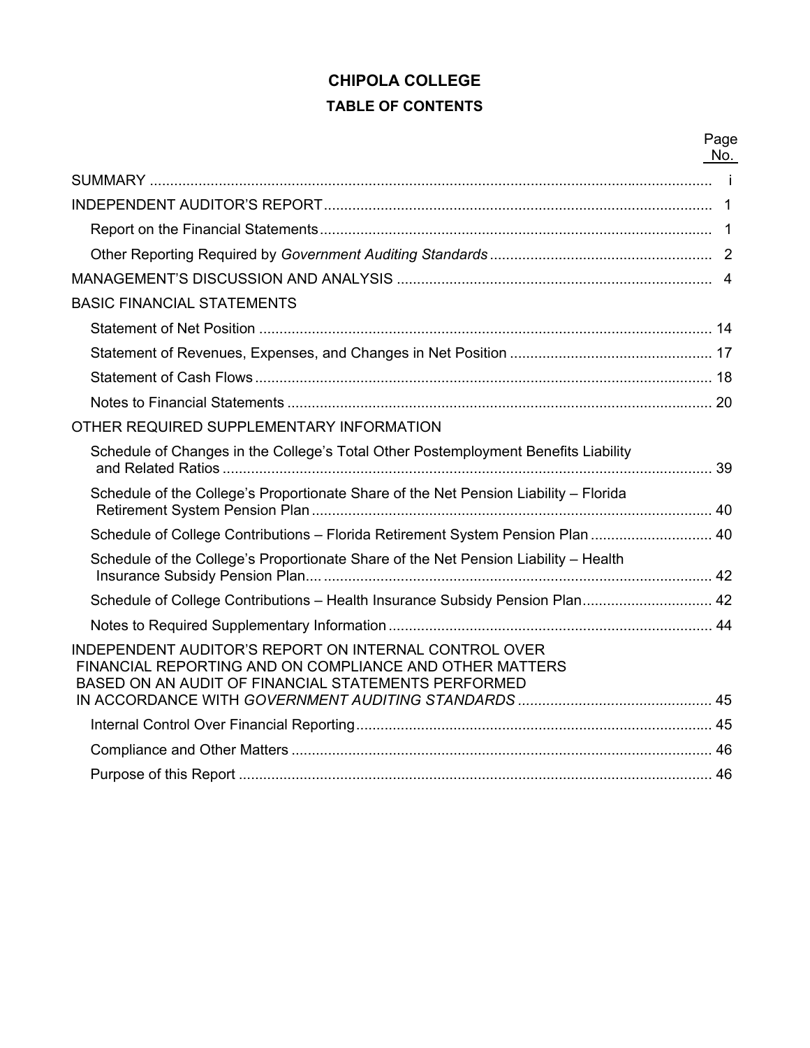# CHIPOLA COLLEGE

## TABLE OF CONTENTS

| | Page No. |
|---|---|
| SUMMARY | i |
| INDEPENDENT AUDITOR'S REPORT | 1 |
| Report on the Financial Statements | 1 |
| Other Reporting Required by *Government Auditing Standards* | 2 |
| MANAGEMENT'S DISCUSSION AND ANALYSIS | 4 |
| BASIC FINANCIAL STATEMENTS | |
| Statement of Net Position | 14 |
| Statement of Revenues, Expenses, and Changes in Net Position | 17 |
| Statement of Cash Flows | 18 |
| Notes to Financial Statements | 20 |
| OTHER REQUIRED SUPPLEMENTARY INFORMATION | |
| Schedule of Changes in the College's Total Other Postemployment Benefits Liability and Related Ratios | 39 |
| Schedule of the College's Proportionate Share of the Net Pension Liability – Florida Retirement System Pension Plan | 40 |
| Schedule of College Contributions – Florida Retirement System Pension Plan | 40 |
| Schedule of the College's Proportionate Share of the Net Pension Liability – Health Insurance Subsidy Pension Plan | 42 |
| Schedule of College Contributions – Health Insurance Subsidy Pension Plan | 42 |
| Notes to Required Supplementary Information | 44 |
| INDEPENDENT AUDITOR'S REPORT ON INTERNAL CONTROL OVER FINANCIAL REPORTING AND ON COMPLIANCE AND OTHER MATTERS BASED ON AN AUDIT OF FINANCIAL STATEMENTS PERFORMED IN ACCORDANCE WITH *GOVERNMENT AUDITING STANDARDS* | 45 |
| Internal Control Over Financial Reporting | 45 |
| Compliance and Other Matters | 46 |
| Purpose of this Report | 46 |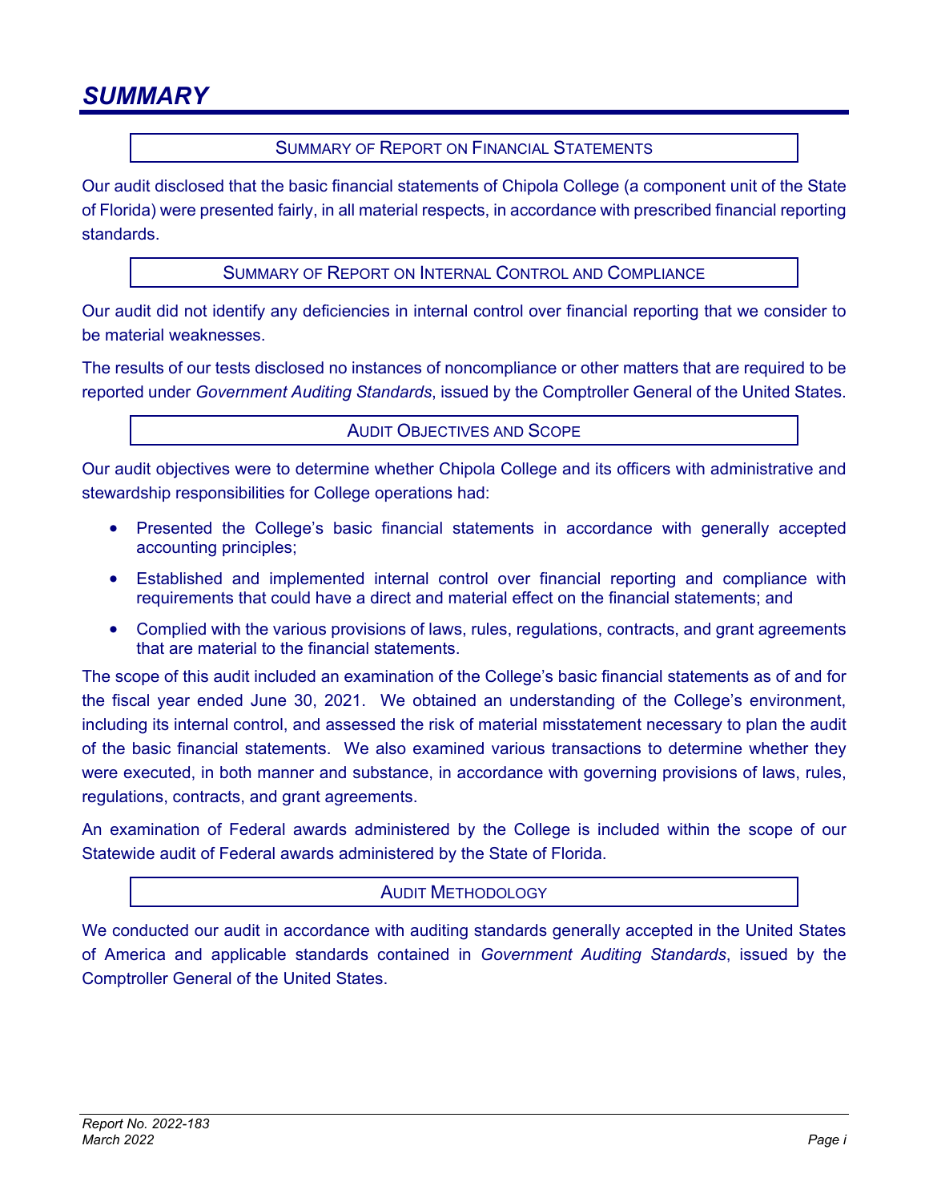# SUMMARY

## Summary of Report on Financial Statements

Our audit disclosed that the basic financial statements of Chipola College (a component unit of the State of Florida) were presented fairly, in all material respects, in accordance with prescribed financial reporting standards.

## Summary of Report on Internal Control and Compliance

Our audit did not identify any deficiencies in internal control over financial reporting that we consider to be material weaknesses.

The results of our tests disclosed no instances of noncompliance or other matters that are required to be reported under *Government Auditing Standards*, issued by the Comptroller General of the United States.

## Audit Objectives and Scope

Our audit objectives were to determine whether Chipola College and its officers with administrative and stewardship responsibilities for College operations had:

- Presented the College's basic financial statements in accordance with generally accepted accounting principles;
- Established and implemented internal control over financial reporting and compliance with requirements that could have a direct and material effect on the financial statements; and
- Complied with the various provisions of laws, rules, regulations, contracts, and grant agreements that are material to the financial statements.

The scope of this audit included an examination of the College's basic financial statements as of and for the fiscal year ended June 30, 2021. We obtained an understanding of the College's environment, including its internal control, and assessed the risk of material misstatement necessary to plan the audit of the basic financial statements. We also examined various transactions to determine whether they were executed, in both manner and substance, in accordance with governing provisions of laws, rules, regulations, contracts, and grant agreements.

An examination of Federal awards administered by the College is included within the scope of our Statewide audit of Federal awards administered by the State of Florida.

## Audit Methodology

We conducted our audit in accordance with auditing standards generally accepted in the United States of America and applicable standards contained in *Government Auditing Standards*, issued by the Comptroller General of the United States.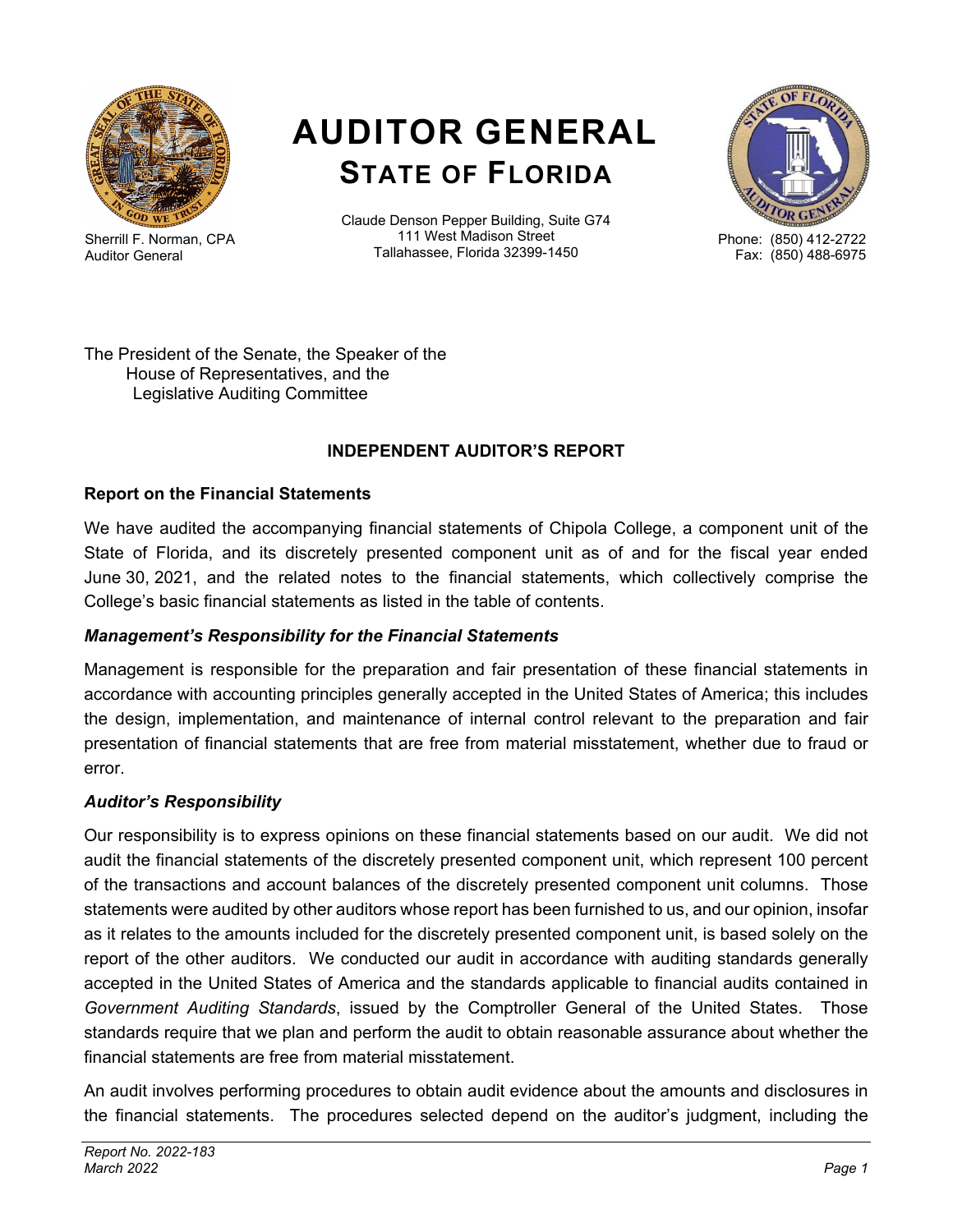# AUDITOR GENERAL
## STATE OF FLORIDA

Sherrill F. Norman, CPA
Auditor General

Claude Denson Pepper Building, Suite G74
111 West Madison Street
Tallahassee, Florida 32399-1450

Phone: (850) 412-2722
Fax: (850) 488-6975

The President of the Senate, the Speaker of the
House of Representatives, and the
Legislative Auditing Committee

### INDEPENDENT AUDITOR'S REPORT

**Report on the Financial Statements**

We have audited the accompanying financial statements of Chipola College, a component unit of the State of Florida, and its discretely presented component unit as of and for the fiscal year ended June 30, 2021, and the related notes to the financial statements, which collectively comprise the College's basic financial statements as listed in the table of contents.

***Management's Responsibility for the Financial Statements***

Management is responsible for the preparation and fair presentation of these financial statements in accordance with accounting principles generally accepted in the United States of America; this includes the design, implementation, and maintenance of internal control relevant to the preparation and fair presentation of financial statements that are free from material misstatement, whether due to fraud or error.

***Auditor's Responsibility***

Our responsibility is to express opinions on these financial statements based on our audit. We did not audit the financial statements of the discretely presented component unit, which represent 100 percent of the transactions and account balances of the discretely presented component unit columns. Those statements were audited by other auditors whose report has been furnished to us, and our opinion, insofar as it relates to the amounts included for the discretely presented component unit, is based solely on the report of the other auditors. We conducted our audit in accordance with auditing standards generally accepted in the United States of America and the standards applicable to financial audits contained in *Government Auditing Standards*, issued by the Comptroller General of the United States. Those standards require that we plan and perform the audit to obtain reasonable assurance about whether the financial statements are free from material misstatement.

An audit involves performing procedures to obtain audit evidence about the amounts and disclosures in the financial statements. The procedures selected depend on the auditor's judgment, including the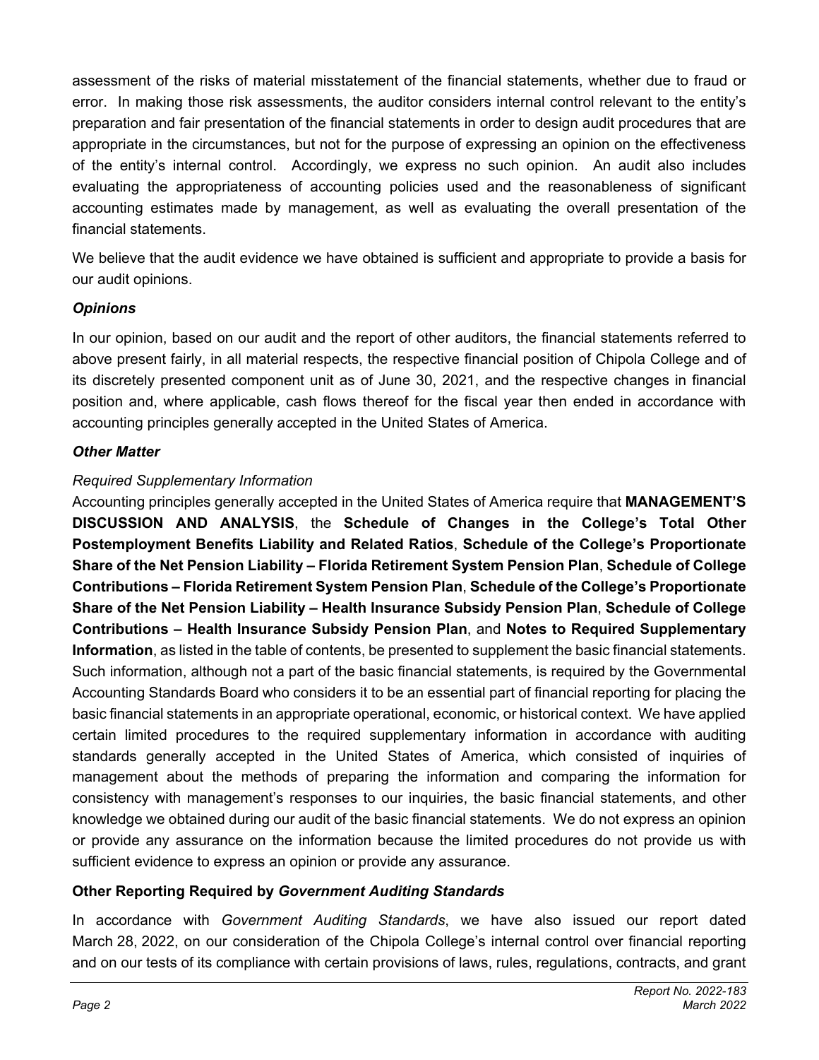assessment of the risks of material misstatement of the financial statements, whether due to fraud or error. In making those risk assessments, the auditor considers internal control relevant to the entity's preparation and fair presentation of the financial statements in order to design audit procedures that are appropriate in the circumstances, but not for the purpose of expressing an opinion on the effectiveness of the entity's internal control. Accordingly, we express no such opinion. An audit also includes evaluating the appropriateness of accounting policies used and the reasonableness of significant accounting estimates made by management, as well as evaluating the overall presentation of the financial statements.

We believe that the audit evidence we have obtained is sufficient and appropriate to provide a basis for our audit opinions.

### *Opinions*

In our opinion, based on our audit and the report of other auditors, the financial statements referred to above present fairly, in all material respects, the respective financial position of Chipola College and of its discretely presented component unit as of June 30, 2021, and the respective changes in financial position and, where applicable, cash flows thereof for the fiscal year then ended in accordance with accounting principles generally accepted in the United States of America.

### *Other Matter*

*Required Supplementary Information*

Accounting principles generally accepted in the United States of America require that **MANAGEMENT'S DISCUSSION AND ANALYSIS**, the **Schedule of Changes in the College's Total Other Postemployment Benefits Liability and Related Ratios**, **Schedule of the College's Proportionate Share of the Net Pension Liability – Florida Retirement System Pension Plan**, **Schedule of College Contributions – Florida Retirement System Pension Plan**, **Schedule of the College's Proportionate Share of the Net Pension Liability – Health Insurance Subsidy Pension Plan**, **Schedule of College Contributions – Health Insurance Subsidy Pension Plan**, and **Notes to Required Supplementary Information**, as listed in the table of contents, be presented to supplement the basic financial statements. Such information, although not a part of the basic financial statements, is required by the Governmental Accounting Standards Board who considers it to be an essential part of financial reporting for placing the basic financial statements in an appropriate operational, economic, or historical context. We have applied certain limited procedures to the required supplementary information in accordance with auditing standards generally accepted in the United States of America, which consisted of inquiries of management about the methods of preparing the information and comparing the information for consistency with management's responses to our inquiries, the basic financial statements, and other knowledge we obtained during our audit of the basic financial statements. We do not express an opinion or provide any assurance on the information because the limited procedures do not provide us with sufficient evidence to express an opinion or provide any assurance.

## Other Reporting Required by *Government Auditing Standards*

In accordance with *Government Auditing Standards*, we have also issued our report dated March 28, 2022, on our consideration of the Chipola College's internal control over financial reporting and on our tests of its compliance with certain provisions of laws, rules, regulations, contracts, and grant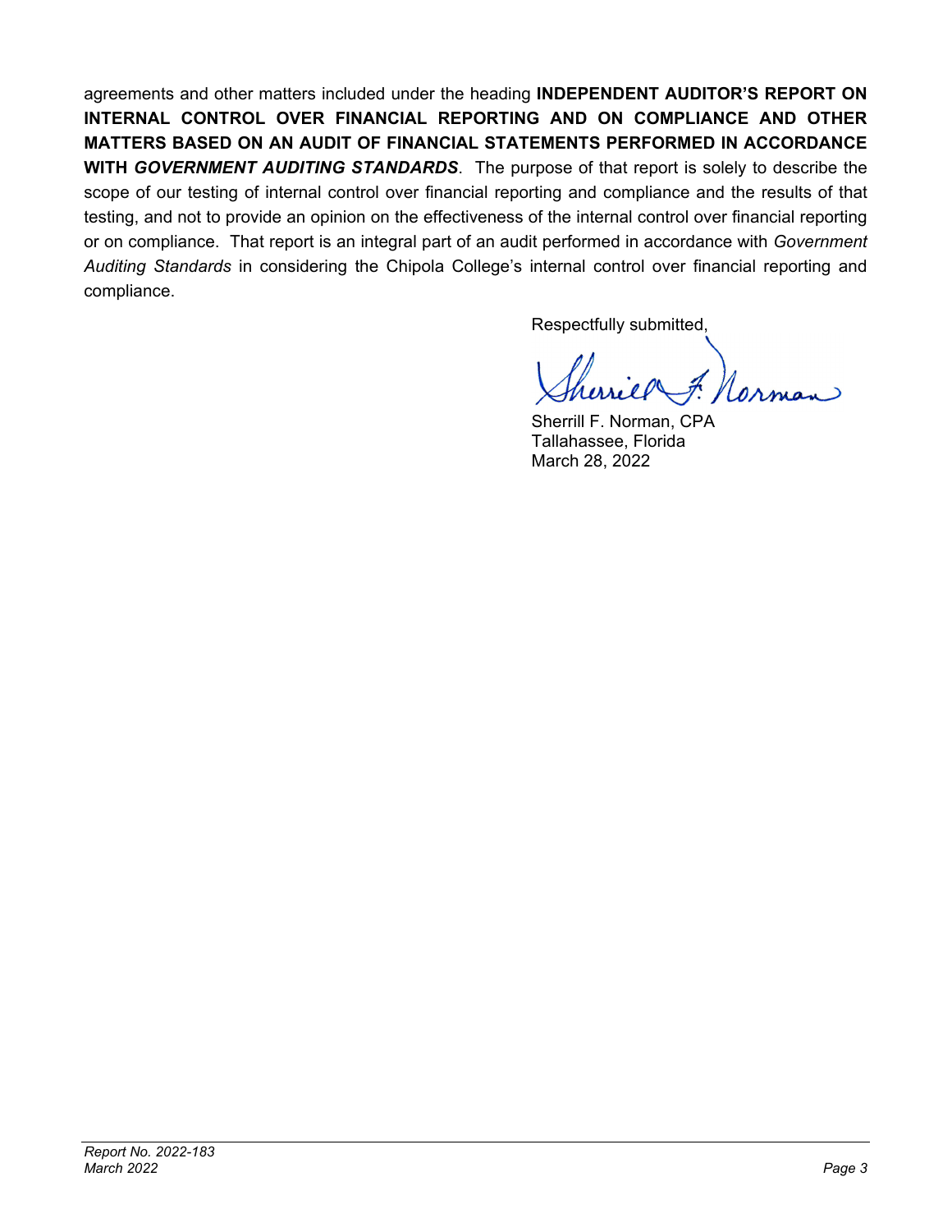agreements and other matters included under the heading **INDEPENDENT AUDITOR'S REPORT ON INTERNAL CONTROL OVER FINANCIAL REPORTING AND ON COMPLIANCE AND OTHER MATTERS BASED ON AN AUDIT OF FINANCIAL STATEMENTS PERFORMED IN ACCORDANCE WITH *GOVERNMENT AUDITING STANDARDS***. The purpose of that report is solely to describe the scope of our testing of internal control over financial reporting and compliance and the results of that testing, and not to provide an opinion on the effectiveness of the internal control over financial reporting or on compliance. That report is an integral part of an audit performed in accordance with *Government Auditing Standards* in considering the Chipola College's internal control over financial reporting and compliance.

Respectfully submitted,

Sherrill F. Norman, CPA
Tallahassee, Florida
March 28, 2022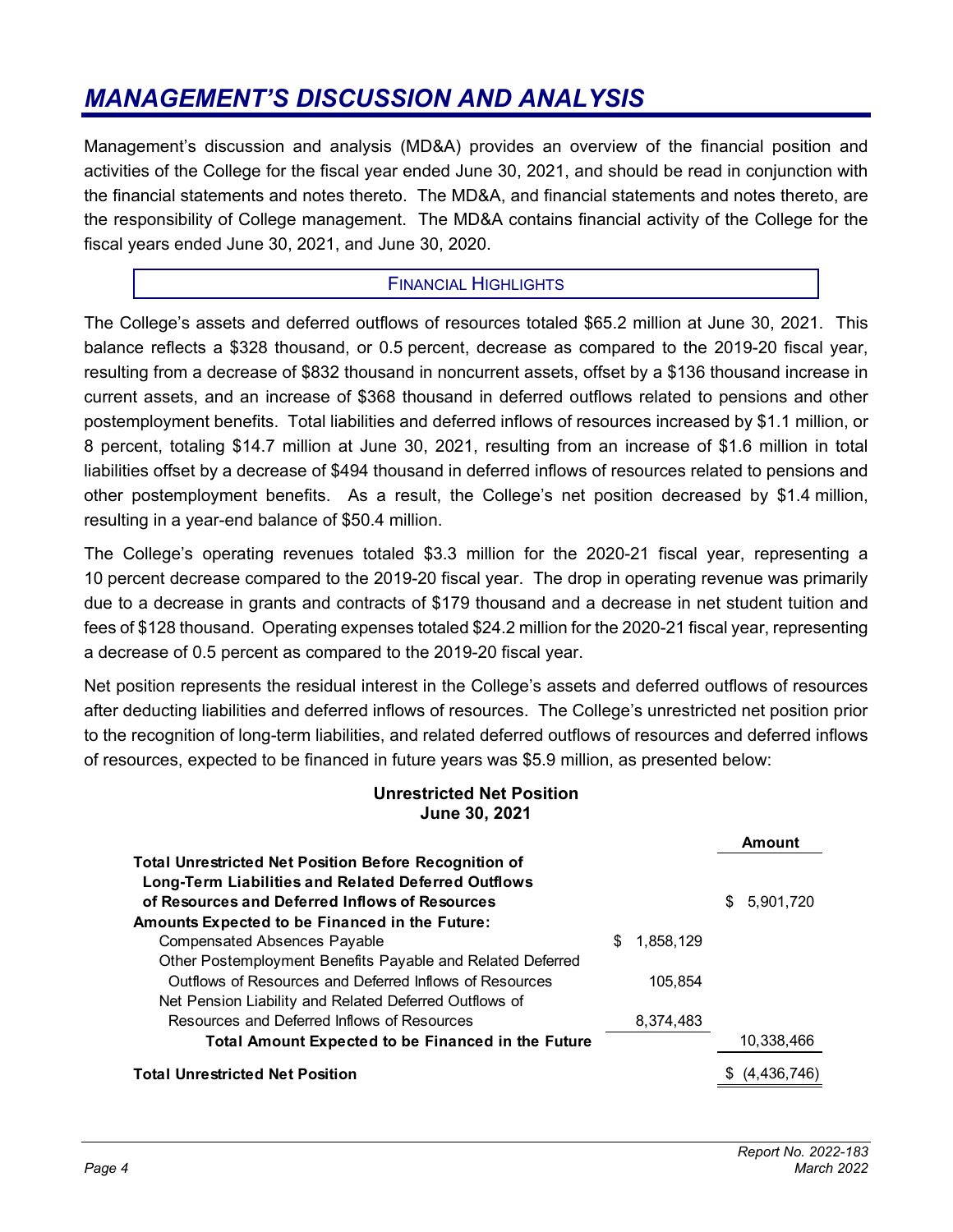# *MANAGEMENT'S DISCUSSION AND ANALYSIS*

Management's discussion and analysis (MD&A) provides an overview of the financial position and activities of the College for the fiscal year ended June 30, 2021, and should be read in conjunction with the financial statements and notes thereto. The MD&A, and financial statements and notes thereto, are the responsibility of College management. The MD&A contains financial activity of the College for the fiscal years ended June 30, 2021, and June 30, 2020.

## FINANCIAL HIGHLIGHTS

The College's assets and deferred outflows of resources totaled $65.2 million at June 30, 2021. This balance reflects a $328 thousand, or 0.5 percent, decrease as compared to the 2019-20 fiscal year, resulting from a decrease of $832 thousand in noncurrent assets, offset by a $136 thousand increase in current assets, and an increase of $368 thousand in deferred outflows related to pensions and other postemployment benefits. Total liabilities and deferred inflows of resources increased by $1.1 million, or 8 percent, totaling $14.7 million at June 30, 2021, resulting from an increase of $1.6 million in total liabilities offset by a decrease of $494 thousand in deferred inflows of resources related to pensions and other postemployment benefits. As a result, the College's net position decreased by $1.4 million, resulting in a year-end balance of $50.4 million.

The College's operating revenues totaled $3.3 million for the 2020-21 fiscal year, representing a 10 percent decrease compared to the 2019-20 fiscal year. The drop in operating revenue was primarily due to a decrease in grants and contracts of $179 thousand and a decrease in net student tuition and fees of $128 thousand. Operating expenses totaled $24.2 million for the 2020-21 fiscal year, representing a decrease of 0.5 percent as compared to the 2019-20 fiscal year.

Net position represents the residual interest in the College's assets and deferred outflows of resources after deducting liabilities and deferred inflows of resources. The College's unrestricted net position prior to the recognition of long-term liabilities, and related deferred outflows of resources and deferred inflows of resources, expected to be financed in future years was $5.9 million, as presented below:

**Unrestricted Net Position**
**June 30, 2021**

| | | Amount |
|---|---|---|
| **Total Unrestricted Net Position Before Recognition of Long-Term Liabilities and Related Deferred Outflows of Resources and Deferred Inflows of Resources** | | $ 5,901,720 |
| **Amounts Expected to be Financed in the Future:** | | |
| Compensated Absences Payable | $ 1,858,129 | |
| Other Postemployment Benefits Payable and Related Deferred Outflows of Resources and Deferred Inflows of Resources | 105,854 | |
| Net Pension Liability and Related Deferred Outflows of Resources and Deferred Inflows of Resources | 8,374,483 | |
| **Total Amount Expected to be Financed in the Future** | | 10,338,466 |
| **Total Unrestricted Net Position** | | $ (4,436,746) |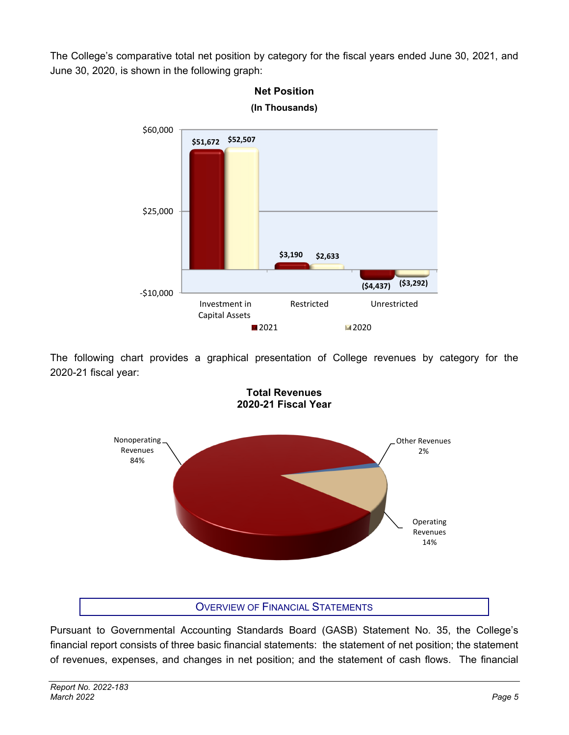The College's comparative total net position by category for the fiscal years ended June 30, 2021, and June 30, 2020, is shown in the following graph:

**Net Position**
**(In Thousands)**

| | 2021 | 2020 |
|---|---|---|
| Investment in Capital Assets | $51,672 | $52,507 |
| Restricted | $3,190 | $2,633 |
| Unrestricted | ($4,437) | ($3,292) |

The following chart provides a graphical presentation of College revenues by category for the 2020-21 fiscal year:

**Total Revenues**
**2020-21 Fiscal Year**

| Category | Percentage |
|---|---|
| Nonoperating Revenues | 84% |
| Operating Revenues | 14% |
| Other Revenues | 2% |

## Overview of Financial Statements

Pursuant to Governmental Accounting Standards Board (GASB) Statement No. 35, the College's financial report consists of three basic financial statements: the statement of net position; the statement of revenues, expenses, and changes in net position; and the statement of cash flows. The financial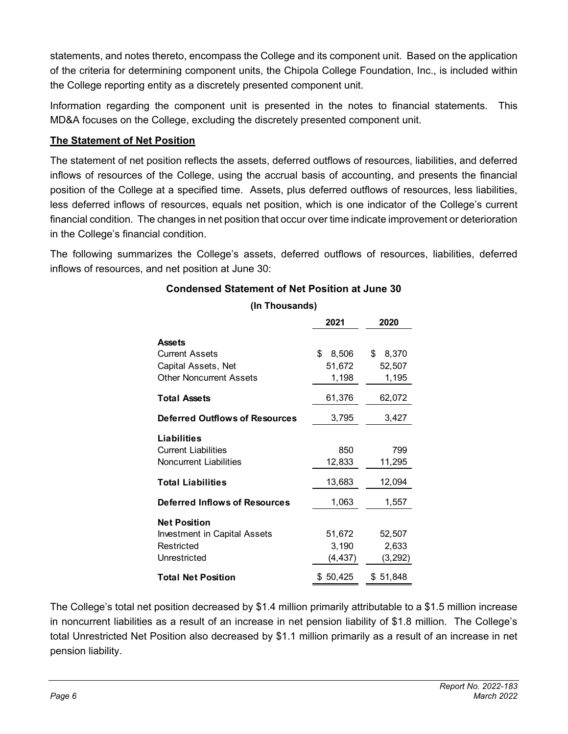statements, and notes thereto, encompass the College and its component unit. Based on the application of the criteria for determining component units, the Chipola College Foundation, Inc., is included within the College reporting entity as a discretely presented component unit.

Information regarding the component unit is presented in the notes to financial statements. This MD&A focuses on the College, excluding the discretely presented component unit.

**The Statement of Net Position**

The statement of net position reflects the assets, deferred outflows of resources, liabilities, and deferred inflows of resources of the College, using the accrual basis of accounting, and presents the financial position of the College at a specified time. Assets, plus deferred outflows of resources, less liabilities, less deferred inflows of resources, equals net position, which is one indicator of the College's current financial condition. The changes in net position that occur over time indicate improvement or deterioration in the College's financial condition.

The following summarizes the College's assets, deferred outflows of resources, liabilities, deferred inflows of resources, and net position at June 30:

**Condensed Statement of Net Position at June 30**

**(In Thousands)**

| | 2021 | 2020 |
|---|---|---|
| **Assets** | | |
| Current Assets | $ 8,506 | $ 8,370 |
| Capital Assets, Net | 51,672 | 52,507 |
| Other Noncurrent Assets | 1,198 | 1,195 |
| **Total Assets** | 61,376 | 62,072 |
| **Deferred Outflows of Resources** | 3,795 | 3,427 |
| **Liabilities** | | |
| Current Liabilities | 850 | 799 |
| Noncurrent Liabilities | 12,833 | 11,295 |
| **Total Liabilities** | 13,683 | 12,094 |
| **Deferred Inflows of Resources** | 1,063 | 1,557 |
| **Net Position** | | |
| Investment in Capital Assets | 51,672 | 52,507 |
| Restricted | 3,190 | 2,633 |
| Unrestricted | (4,437) | (3,292) |
| **Total Net Position** | $ 50,425 | $ 51,848 |

The College's total net position decreased by $1.4 million primarily attributable to a $1.5 million increase in noncurrent liabilities as a result of an increase in net pension liability of $1.8 million. The College's total Unrestricted Net Position also decreased by $1.1 million primarily as a result of an increase in net pension liability.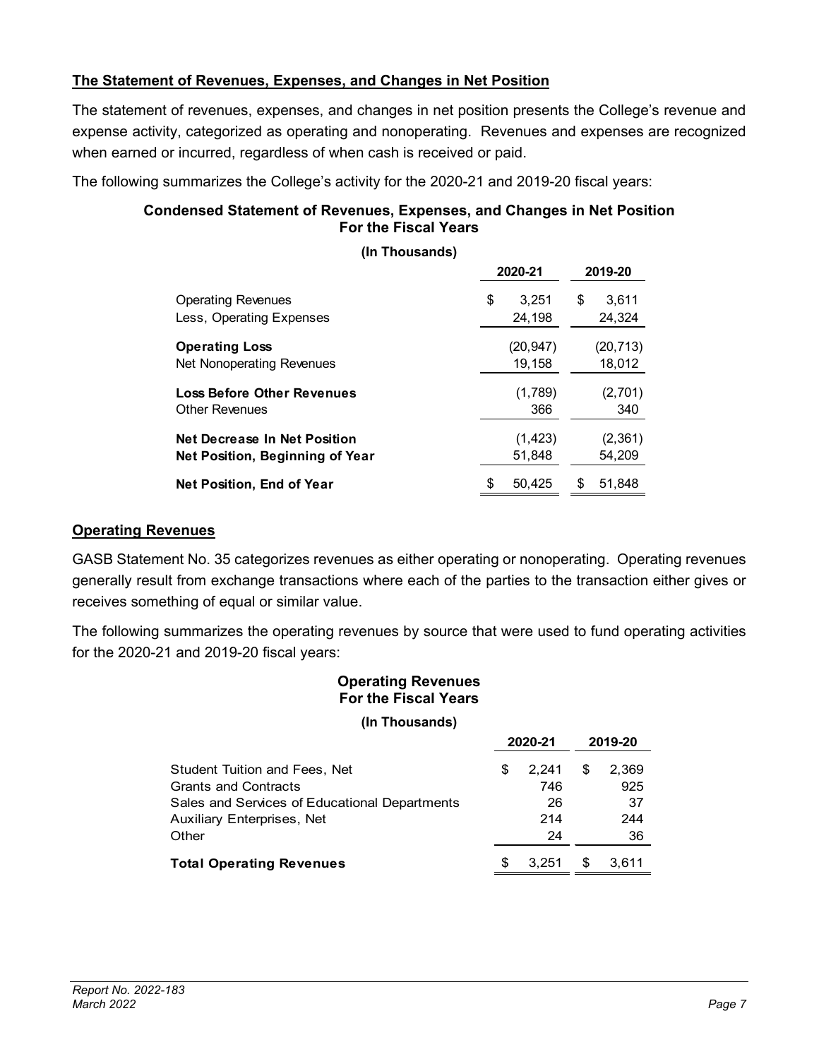## The Statement of Revenues, Expenses, and Changes in Net Position

The statement of revenues, expenses, and changes in net position presents the College's revenue and expense activity, categorized as operating and nonoperating. Revenues and expenses are recognized when earned or incurred, regardless of when cash is received or paid.

The following summarizes the College's activity for the 2020-21 and 2019-20 fiscal years:

**Condensed Statement of Revenues, Expenses, and Changes in Net Position For the Fiscal Years**

**(In Thousands)**

| | 2020-21 | 2019-20 |
|---|---|---|
| Operating Revenues | $ 3,251 | $ 3,611 |
| Less, Operating Expenses | 24,198 | 24,324 |
| **Operating Loss** | (20,947) | (20,713) |
| Net Nonoperating Revenues | 19,158 | 18,012 |
| **Loss Before Other Revenues** | (1,789) | (2,701) |
| Other Revenues | 366 | 340 |
| **Net Decrease In Net Position** | (1,423) | (2,361) |
| **Net Position, Beginning of Year** | 51,848 | 54,209 |
| **Net Position, End of Year** | $ 50,425 | $ 51,848 |

## Operating Revenues

GASB Statement No. 35 categorizes revenues as either operating or nonoperating. Operating revenues generally result from exchange transactions where each of the parties to the transaction either gives or receives something of equal or similar value.

The following summarizes the operating revenues by source that were used to fund operating activities for the 2020-21 and 2019-20 fiscal years:

**Operating Revenues For the Fiscal Years**

**(In Thousands)**

| | 2020-21 | 2019-20 |
|---|---|---|
| Student Tuition and Fees, Net | $ 2,241 | $ 2,369 |
| Grants and Contracts | 746 | 925 |
| Sales and Services of Educational Departments | 26 | 37 |
| Auxiliary Enterprises, Net | 214 | 244 |
| Other | 24 | 36 |
| **Total Operating Revenues** | $ 3,251 | $ 3,611 |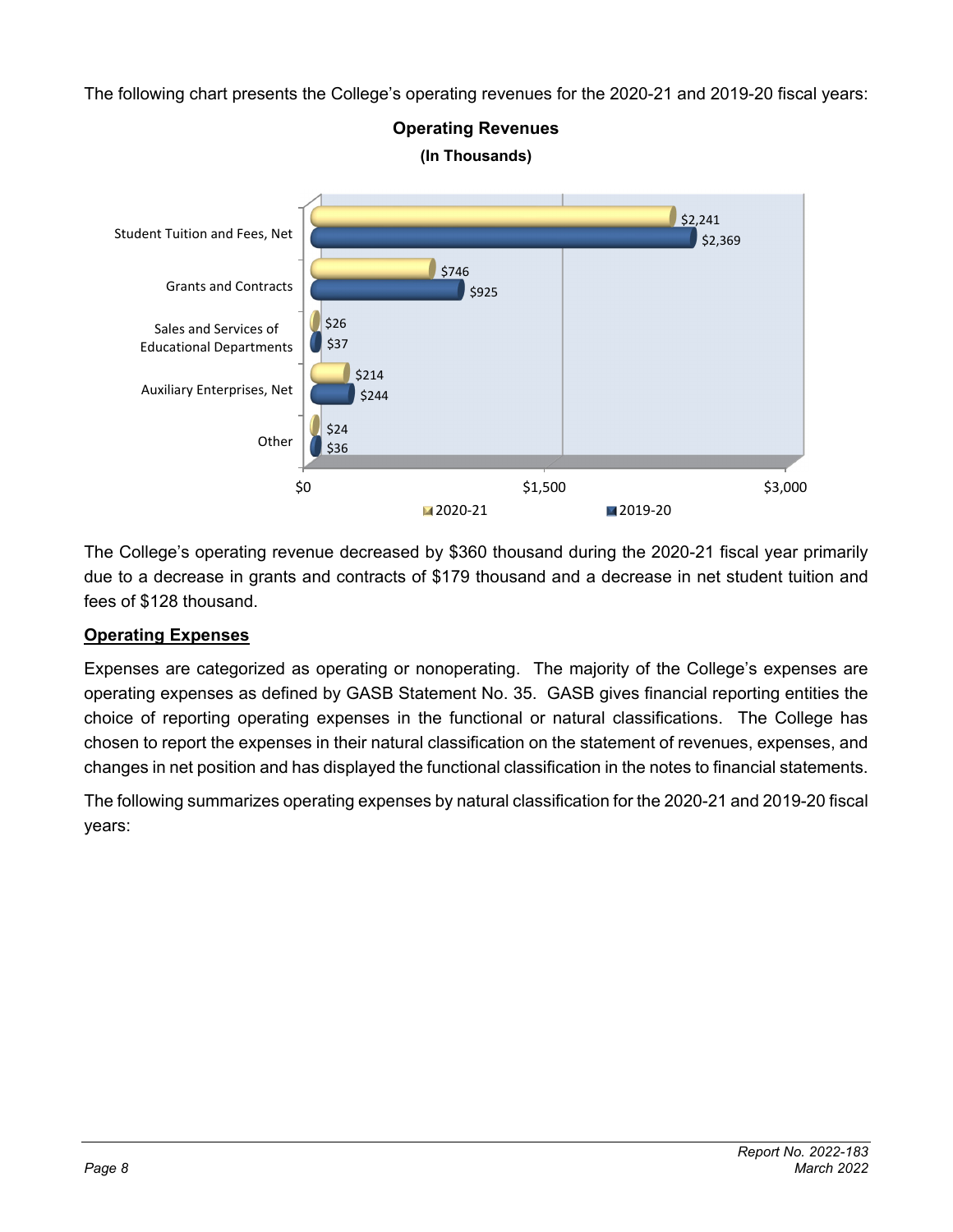The following chart presents the College's operating revenues for the 2020-21 and 2019-20 fiscal years:

**Operating Revenues**
**(In Thousands)**

| | 2020-21 | 2019-20 |
|---|---|---|
| Student Tuition and Fees, Net | $2,241 | $2,369 |
| Grants and Contracts | $746 | $925 |
| Sales and Services of Educational Departments | $26 | $37 |
| Auxiliary Enterprises, Net | $214 | $244 |
| Other | $24 | $36 |

The College's operating revenue decreased by $360 thousand during the 2020-21 fiscal year primarily due to a decrease in grants and contracts of $179 thousand and a decrease in net student tuition and fees of $128 thousand.

## Operating Expenses

Expenses are categorized as operating or nonoperating. The majority of the College's expenses are operating expenses as defined by GASB Statement No. 35. GASB gives financial reporting entities the choice of reporting operating expenses in the functional or natural classifications. The College has chosen to report the expenses in their natural classification on the statement of revenues, expenses, and changes in net position and has displayed the functional classification in the notes to financial statements.

The following summarizes operating expenses by natural classification for the 2020-21 and 2019-20 fiscal years: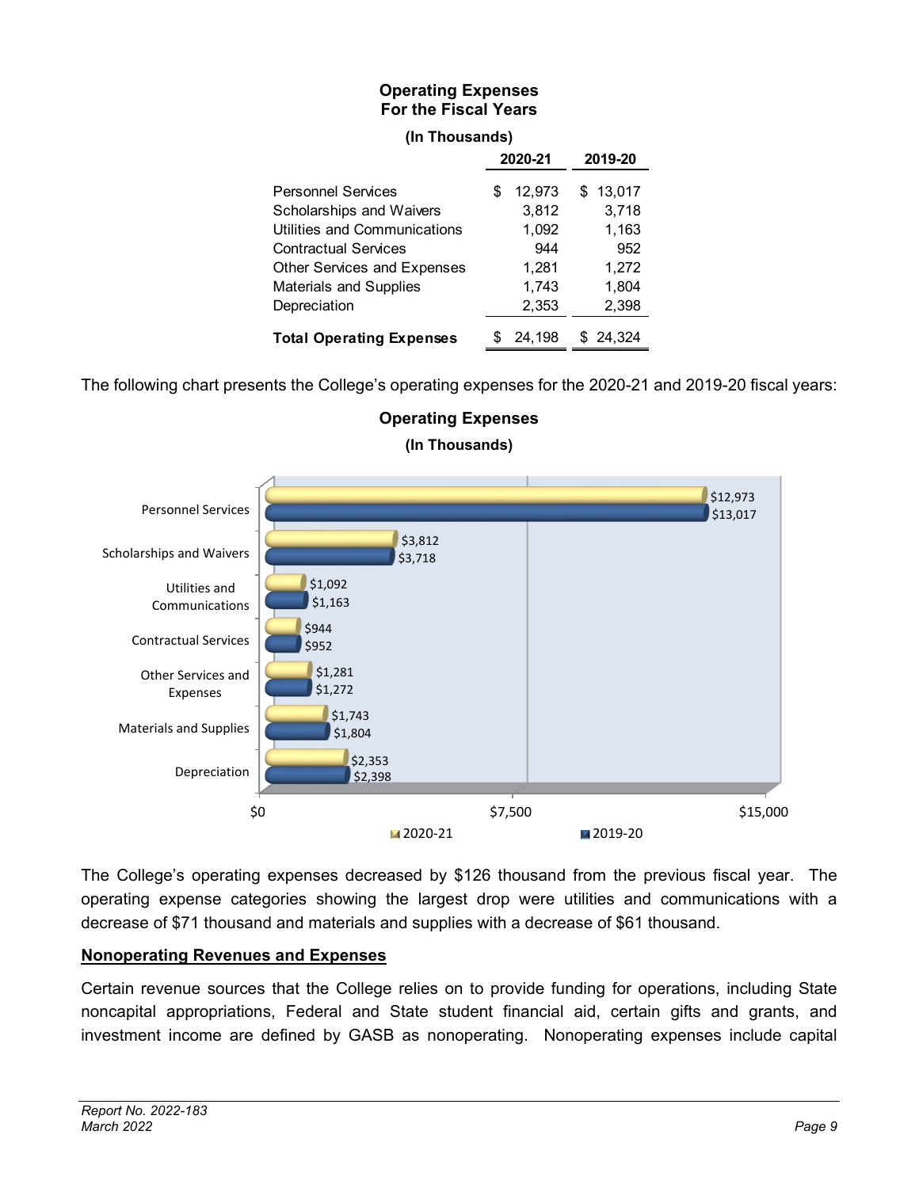**Operating Expenses**
**For the Fiscal Years**

**(In Thousands)**

| | 2020-21 | 2019-20 |
|---|---|---|
| Personnel Services | $ 12,973 | $ 13,017 |
| Scholarships and Waivers | 3,812 | 3,718 |
| Utilities and Communications | 1,092 | 1,163 |
| Contractual Services | 944 | 952 |
| Other Services and Expenses | 1,281 | 1,272 |
| Materials and Supplies | 1,743 | 1,804 |
| Depreciation | 2,353 | 2,398 |
| **Total Operating Expenses** | $ 24,198 | $ 24,324 |

The following chart presents the College's operating expenses for the 2020-21 and 2019-20 fiscal years:

**Operating Expenses**

**(In Thousands)**

| | 2020-21 | 2019-20 |
|---|---|---|
| Personnel Services | $12,973 | $13,017 |
| Scholarships and Waivers | $3,812 | $3,718 |
| Utilities and Communications | $1,092 | $1,163 |
| Contractual Services | $944 | $952 |
| Other Services and Expenses | $1,281 | $1,272 |
| Materials and Supplies | $1,743 | $1,804 |
| Depreciation | $2,353 | $2,398 |

The College's operating expenses decreased by $126 thousand from the previous fiscal year. The operating expense categories showing the largest drop were utilities and communications with a decrease of $71 thousand and materials and supplies with a decrease of $61 thousand.

## Nonoperating Revenues and Expenses

Certain revenue sources that the College relies on to provide funding for operations, including State noncapital appropriations, Federal and State student financial aid, certain gifts and grants, and investment income are defined by GASB as nonoperating. Nonoperating expenses include capital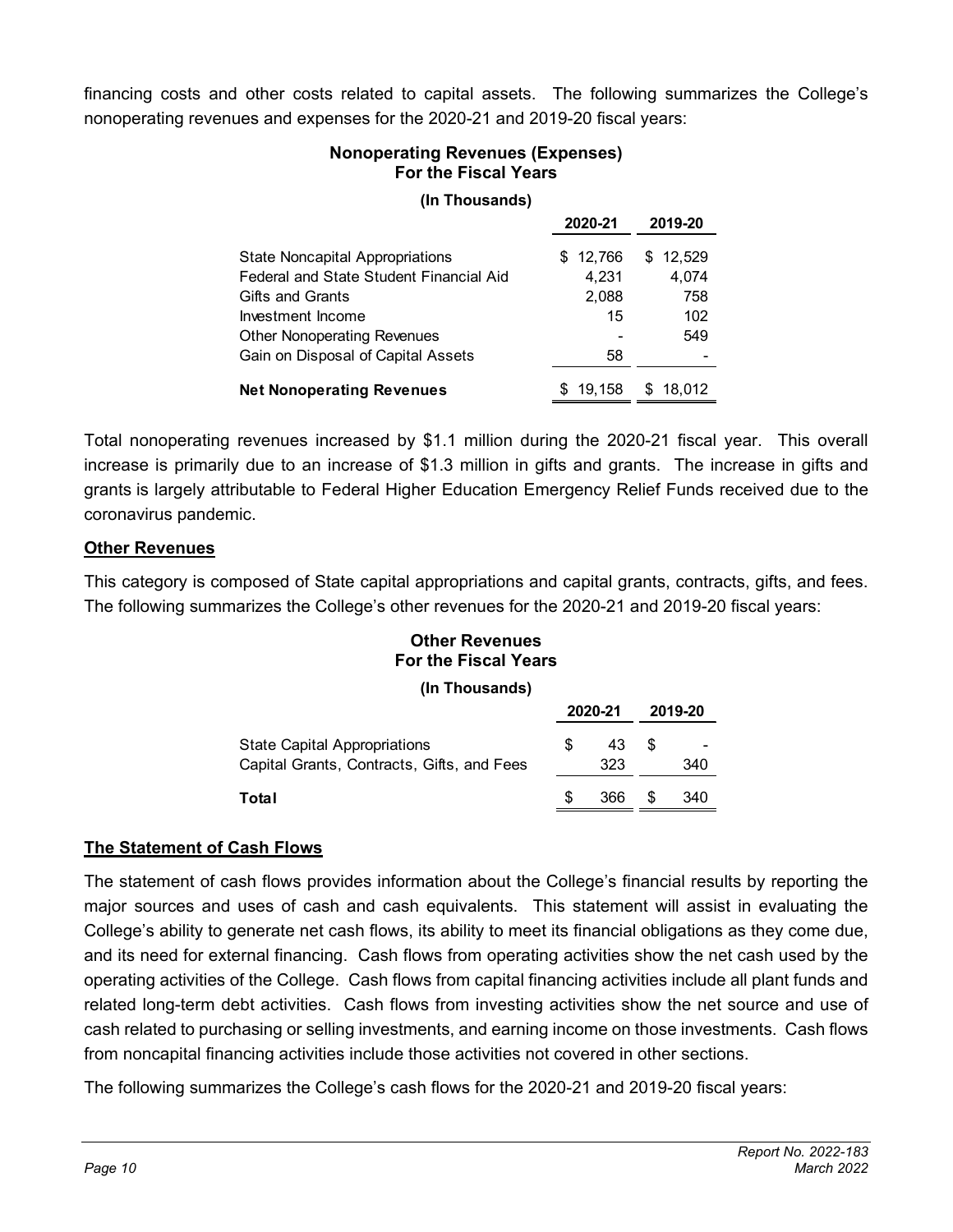financing costs and other costs related to capital assets. The following summarizes the College's nonoperating revenues and expenses for the 2020-21 and 2019-20 fiscal years:

**Nonoperating Revenues (Expenses)**
**For the Fiscal Years**

**(In Thousands)**

| | 2020-21 | 2019-20 |
|---|---|---|
| State Noncapital Appropriations | $ 12,766 | $ 12,529 |
| Federal and State Student Financial Aid | 4,231 | 4,074 |
| Gifts and Grants | 2,088 | 758 |
| Investment Income | 15 | 102 |
| Other Nonoperating Revenues | - | 549 |
| Gain on Disposal of Capital Assets | 58 | - |
| **Net Nonoperating Revenues** | $ 19,158 | $ 18,012 |

Total nonoperating revenues increased by $1.1 million during the 2020-21 fiscal year. This overall increase is primarily due to an increase of $1.3 million in gifts and grants. The increase in gifts and grants is largely attributable to Federal Higher Education Emergency Relief Funds received due to the coronavirus pandemic.

## Other Revenues

This category is composed of State capital appropriations and capital grants, contracts, gifts, and fees. The following summarizes the College's other revenues for the 2020-21 and 2019-20 fiscal years:

**Other Revenues**
**For the Fiscal Years**

**(In Thousands)**

| | 2020-21 | 2019-20 |
|---|---|---|
| State Capital Appropriations | $ 43 | $ - |
| Capital Grants, Contracts, Gifts, and Fees | 323 | 340 |
| **Total** | $ 366 | $ 340 |

## The Statement of Cash Flows

The statement of cash flows provides information about the College's financial results by reporting the major sources and uses of cash and cash equivalents. This statement will assist in evaluating the College's ability to generate net cash flows, its ability to meet its financial obligations as they come due, and its need for external financing. Cash flows from operating activities show the net cash used by the operating activities of the College. Cash flows from capital financing activities include all plant funds and related long-term debt activities. Cash flows from investing activities show the net source and use of cash related to purchasing or selling investments, and earning income on those investments. Cash flows from noncapital financing activities include those activities not covered in other sections.

The following summarizes the College's cash flows for the 2020-21 and 2019-20 fiscal years: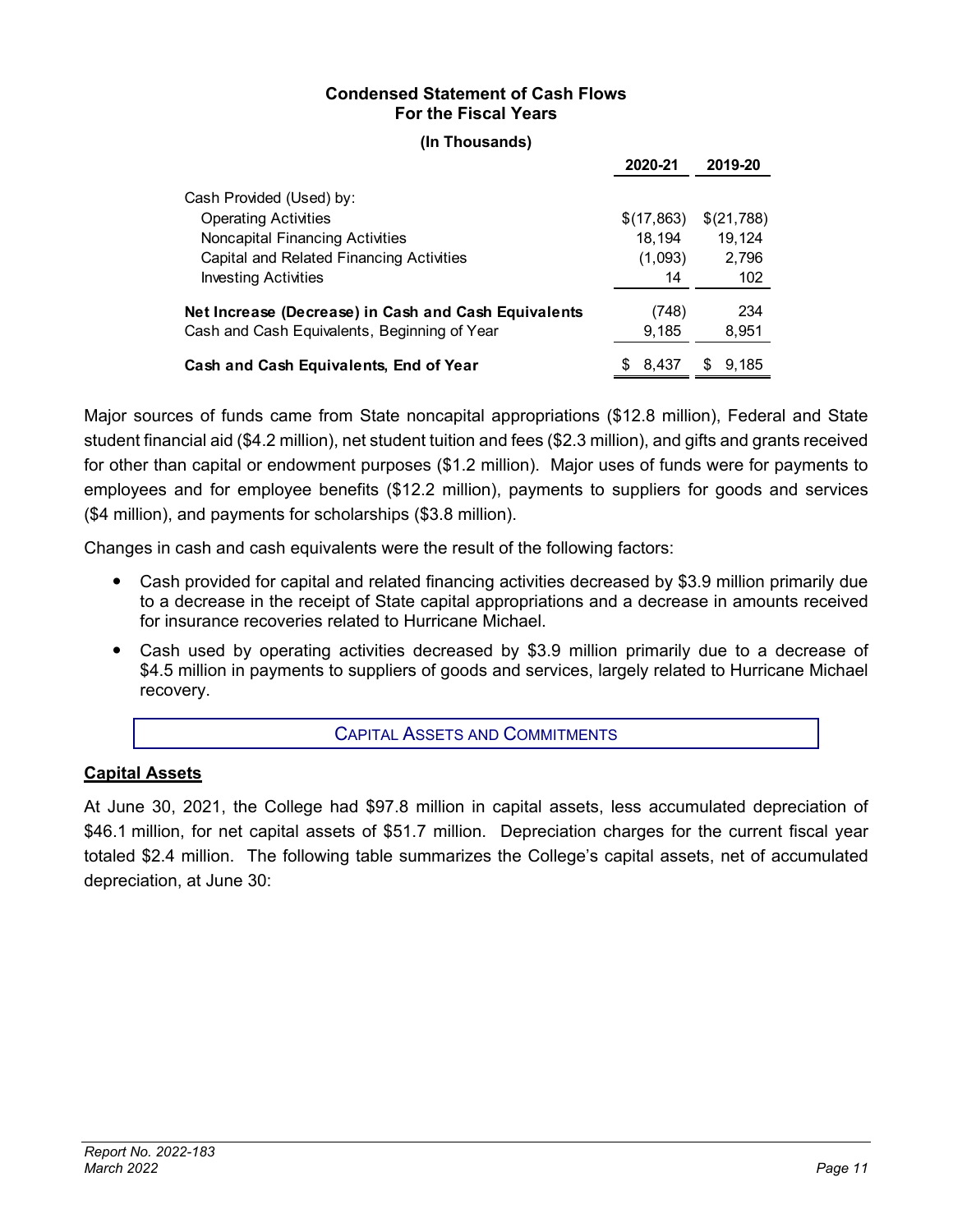**Condensed Statement of Cash Flows**
**For the Fiscal Years**

**(In Thousands)**

| | 2020-21 | 2019-20 |
|---|---|---|
| Cash Provided (Used) by: | | |
| Operating Activities | $(17,863) | $(21,788) |
| Noncapital Financing Activities | 18,194 | 19,124 |
| Capital and Related Financing Activities | (1,093) | 2,796 |
| Investing Activities | 14 | 102 |
| **Net Increase (Decrease) in Cash and Cash Equivalents** | (748) | 234 |
| Cash and Cash Equivalents, Beginning of Year | 9,185 | 8,951 |
| **Cash and Cash Equivalents, End of Year** | $ 8,437 | $ 9,185 |

Major sources of funds came from State noncapital appropriations ($12.8 million), Federal and State student financial aid ($4.2 million), net student tuition and fees ($2.3 million), and gifts and grants received for other than capital or endowment purposes ($1.2 million). Major uses of funds were for payments to employees and for employee benefits ($12.2 million), payments to suppliers for goods and services ($4 million), and payments for scholarships ($3.8 million).

Changes in cash and cash equivalents were the result of the following factors:

- Cash provided for capital and related financing activities decreased by $3.9 million primarily due to a decrease in the receipt of State capital appropriations and a decrease in amounts received for insurance recoveries related to Hurricane Michael.
- Cash used by operating activities decreased by $3.9 million primarily due to a decrease of $4.5 million in payments to suppliers of goods and services, largely related to Hurricane Michael recovery.

## CAPITAL ASSETS AND COMMITMENTS

**Capital Assets**

At June 30, 2021, the College had $97.8 million in capital assets, less accumulated depreciation of $46.1 million, for net capital assets of $51.7 million. Depreciation charges for the current fiscal year totaled $2.4 million. The following table summarizes the College's capital assets, net of accumulated depreciation, at June 30: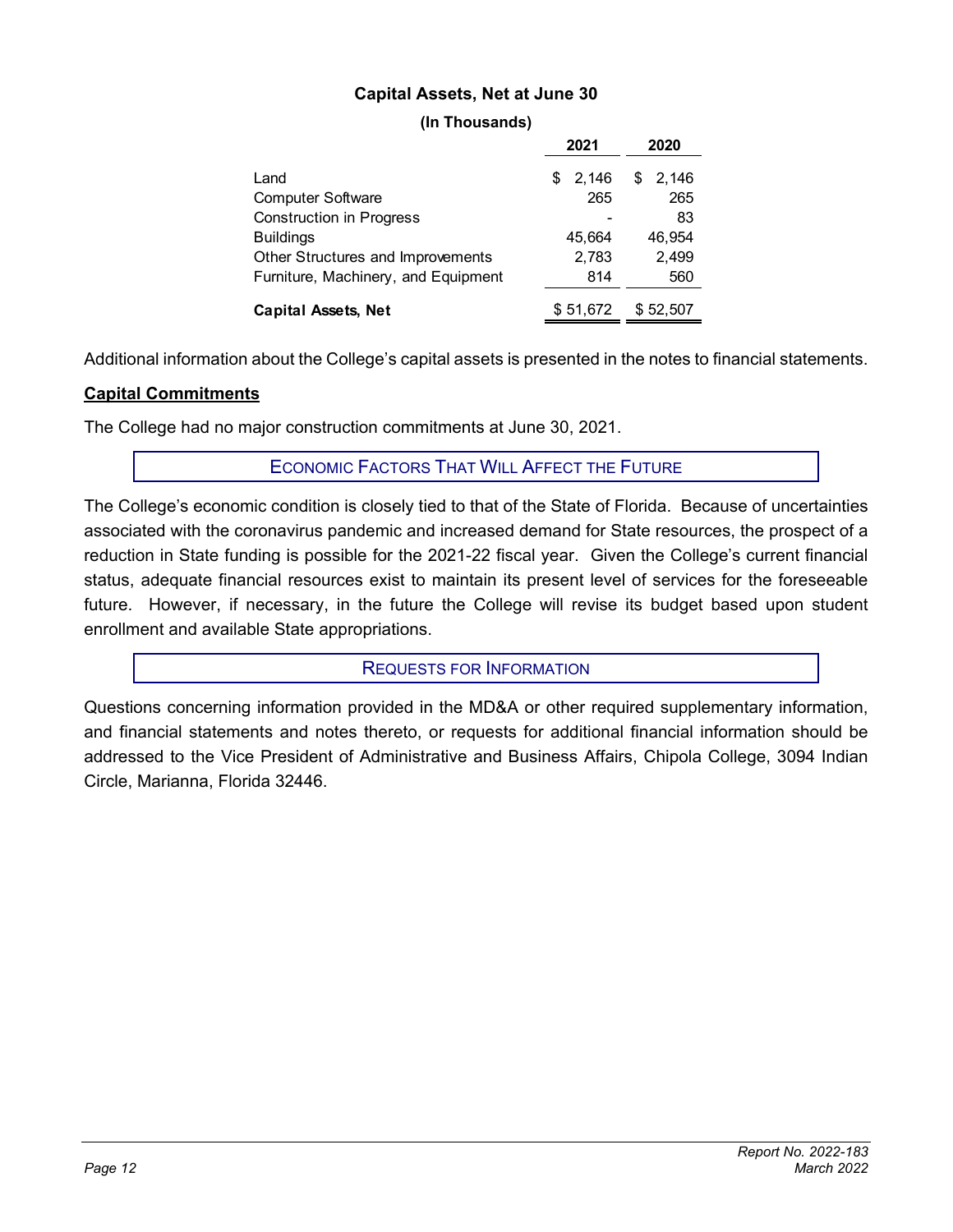**Capital Assets, Net at June 30**

**(In Thousands)**

| | 2021 | 2020 |
|---|---|---|
| Land | $ 2,146 | $ 2,146 |
| Computer Software | 265 | 265 |
| Construction in Progress | - | 83 |
| Buildings | 45,664 | 46,954 |
| Other Structures and Improvements | 2,783 | 2,499 |
| Furniture, Machinery, and Equipment | 814 | 560 |
| **Capital Assets, Net** | $ 51,672 | $ 52,507 |

Additional information about the College's capital assets is presented in the notes to financial statements.

**Capital Commitments**

The College had no major construction commitments at June 30, 2021.

## ECONOMIC FACTORS THAT WILL AFFECT THE FUTURE

The College's economic condition is closely tied to that of the State of Florida. Because of uncertainties associated with the coronavirus pandemic and increased demand for State resources, the prospect of a reduction in State funding is possible for the 2021-22 fiscal year. Given the College's current financial status, adequate financial resources exist to maintain its present level of services for the foreseeable future. However, if necessary, in the future the College will revise its budget based upon student enrollment and available State appropriations.

## REQUESTS FOR INFORMATION

Questions concerning information provided in the MD&A or other required supplementary information, and financial statements and notes thereto, or requests for additional financial information should be addressed to the Vice President of Administrative and Business Affairs, Chipola College, 3094 Indian Circle, Marianna, Florida 32446.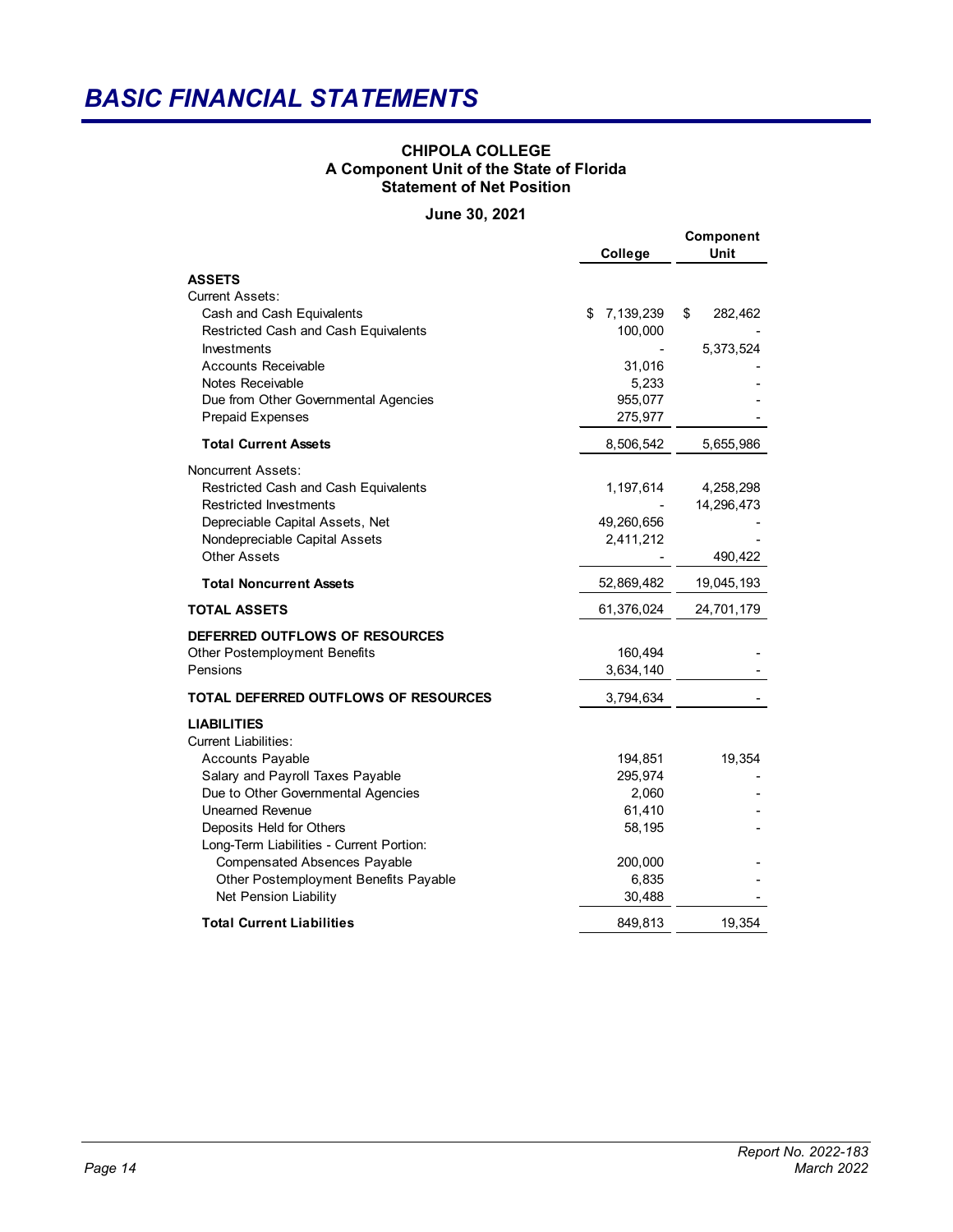# BASIC FINANCIAL STATEMENTS

**CHIPOLA COLLEGE**
**A Component Unit of the State of Florida**
**Statement of Net Position**

**June 30, 2021**

| | College | Component Unit |
|---|---|---|
| **ASSETS** | | |
| Current Assets: | | |
| Cash and Cash Equivalents | $ 7,139,239 | $ 282,462 |
| Restricted Cash and Cash Equivalents | 100,000 | - |
| Investments | - | 5,373,524 |
| Accounts Receivable | 31,016 | - |
| Notes Receivable | 5,233 | - |
| Due from Other Governmental Agencies | 955,077 | - |
| Prepaid Expenses | 275,977 | - |
| **Total Current Assets** | 8,506,542 | 5,655,986 |
| Noncurrent Assets: | | |
| Restricted Cash and Cash Equivalents | 1,197,614 | 4,258,298 |
| Restricted Investments | - | 14,296,473 |
| Depreciable Capital Assets, Net | 49,260,656 | - |
| Nondepreciable Capital Assets | 2,411,212 | - |
| Other Assets | - | 490,422 |
| **Total Noncurrent Assets** | 52,869,482 | 19,045,193 |
| **TOTAL ASSETS** | 61,376,024 | 24,701,179 |
| **DEFERRED OUTFLOWS OF RESOURCES** | | |
| Other Postemployment Benefits | 160,494 | - |
| Pensions | 3,634,140 | - |
| **TOTAL DEFERRED OUTFLOWS OF RESOURCES** | 3,794,634 | - |
| **LIABILITIES** | | |
| Current Liabilities: | | |
| Accounts Payable | 194,851 | 19,354 |
| Salary and Payroll Taxes Payable | 295,974 | - |
| Due to Other Governmental Agencies | 2,060 | - |
| Unearned Revenue | 61,410 | - |
| Deposits Held for Others | 58,195 | - |
| Long-Term Liabilities - Current Portion: | | |
| Compensated Absences Payable | 200,000 | - |
| Other Postemployment Benefits Payable | 6,835 | - |
| Net Pension Liability | 30,488 | - |
| **Total Current Liabilities** | 849,813 | 19,354 |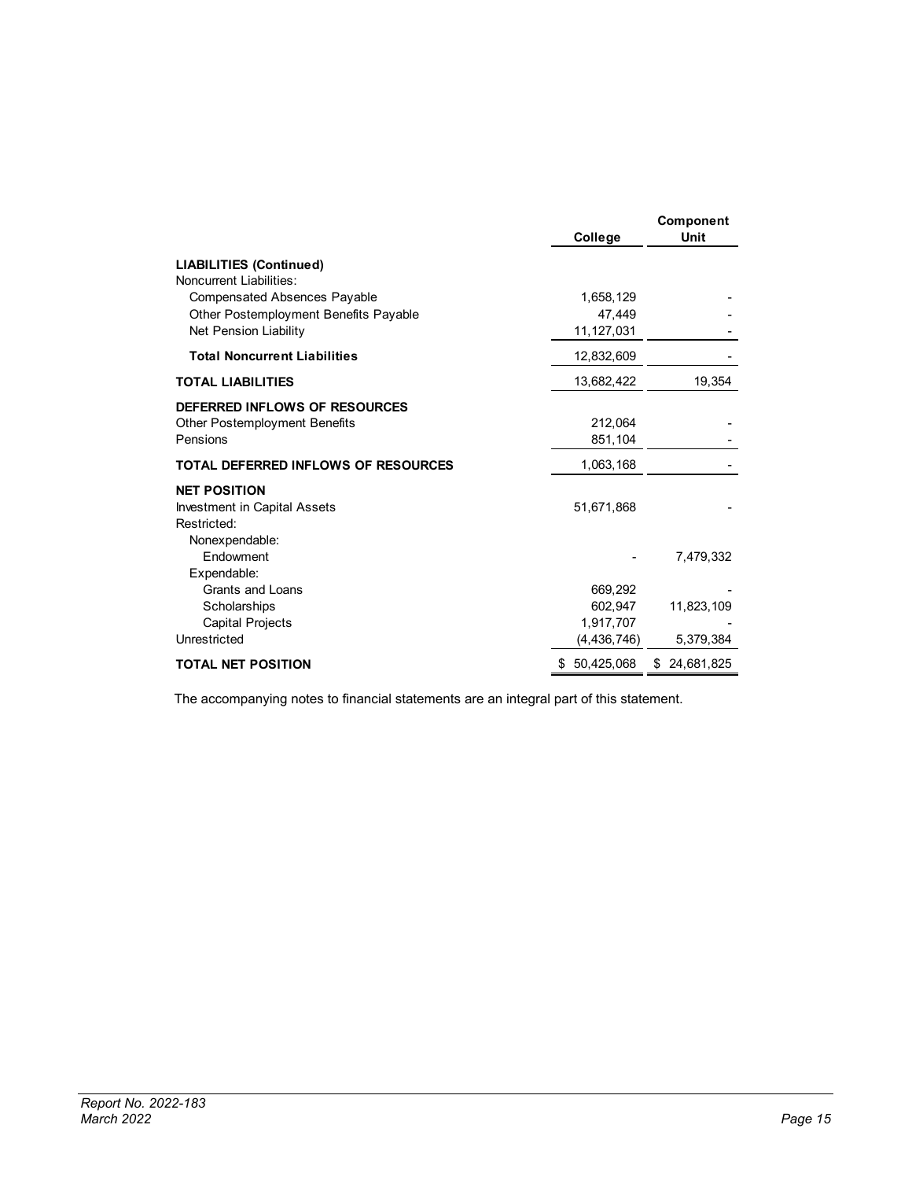| | College | Component Unit |
|---|---|---|
| **LIABILITIES (Continued)** | | |
| Noncurrent Liabilities: | | |
| Compensated Absences Payable | 1,658,129 | - |
| Other Postemployment Benefits Payable | 47,449 | - |
| Net Pension Liability | 11,127,031 | - |
| **Total Noncurrent Liabilities** | 12,832,609 | - |
| **TOTAL LIABILITIES** | 13,682,422 | 19,354 |
| **DEFERRED INFLOWS OF RESOURCES** | | |
| Other Postemployment Benefits | 212,064 | - |
| Pensions | 851,104 | - |
| **TOTAL DEFERRED INFLOWS OF RESOURCES** | 1,063,168 | - |
| **NET POSITION** | | |
| Investment in Capital Assets | 51,671,868 | - |
| Restricted: | | |
| Nonexpendable: | | |
| Endowment | - | 7,479,332 |
| Expendable: | | |
| Grants and Loans | 669,292 | - |
| Scholarships | 602,947 | 11,823,109 |
| Capital Projects | 1,917,707 | - |
| Unrestricted | (4,436,746) | 5,379,384 |
| **TOTAL NET POSITION** | $ 50,425,068 | $ 24,681,825 |

The accompanying notes to financial statements are an integral part of this statement.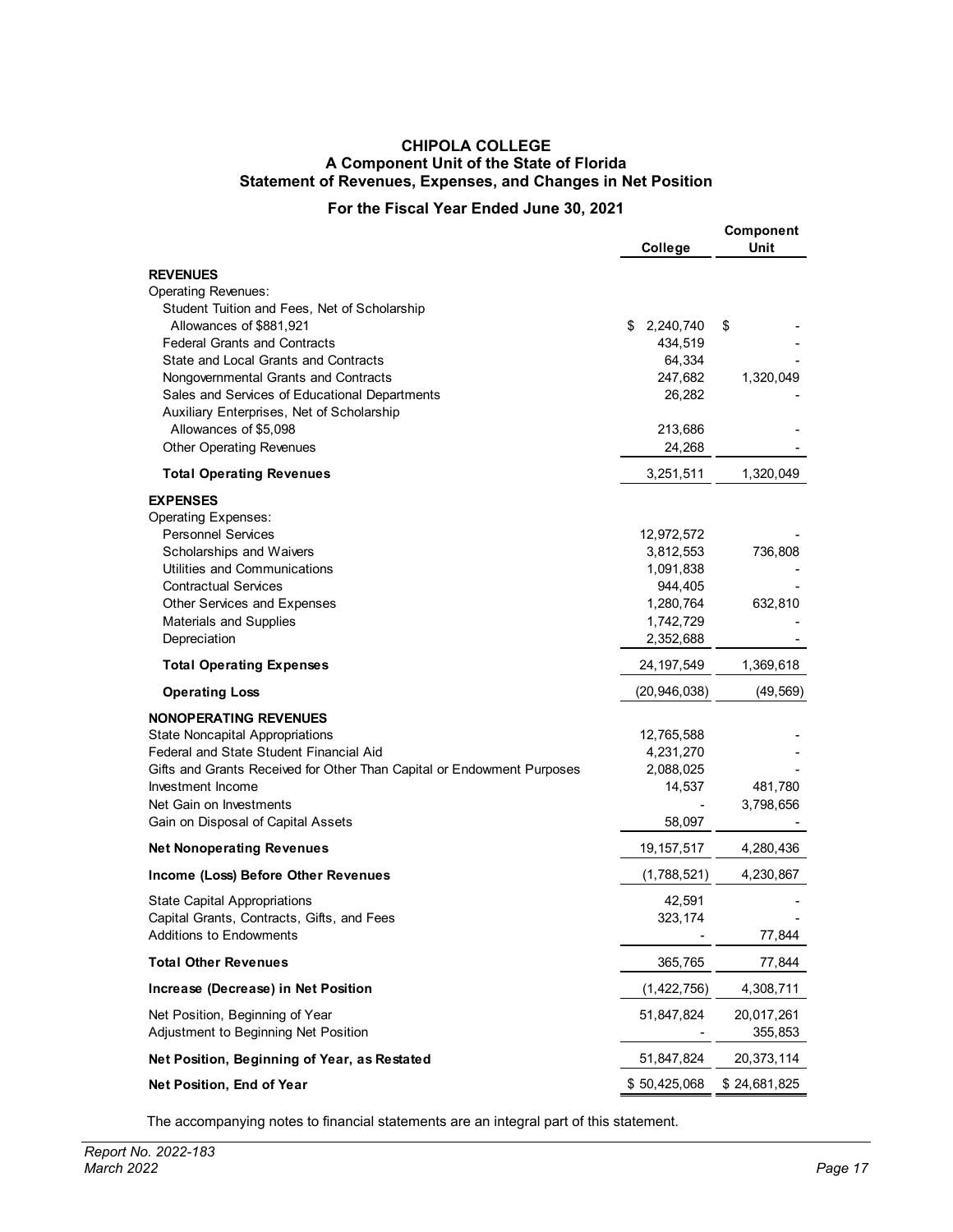# CHIPOLA COLLEGE
## A Component Unit of the State of Florida
## Statement of Revenues, Expenses, and Changes in Net Position
### For the Fiscal Year Ended June 30, 2021

| | College | Component Unit |
|---|---|---|
| **REVENUES** | | |
| Operating Revenues: | | |
| Student Tuition and Fees, Net of Scholarship Allowances of $881,921 | $ 2,240,740 | $ - |
| Federal Grants and Contracts | 434,519 | - |
| State and Local Grants and Contracts | 64,334 | - |
| Nongovernmental Grants and Contracts | 247,682 | 1,320,049 |
| Sales and Services of Educational Departments | 26,282 | - |
| Auxiliary Enterprises, Net of Scholarship Allowances of $5,098 | 213,686 | - |
| Other Operating Revenues | 24,268 | - |
| **Total Operating Revenues** | 3,251,511 | 1,320,049 |
| **EXPENSES** | | |
| Operating Expenses: | | |
| Personnel Services | 12,972,572 | - |
| Scholarships and Waivers | 3,812,553 | 736,808 |
| Utilities and Communications | 1,091,838 | - |
| Contractual Services | 944,405 | - |
| Other Services and Expenses | 1,280,764 | 632,810 |
| Materials and Supplies | 1,742,729 | - |
| Depreciation | 2,352,688 | - |
| **Total Operating Expenses** | 24,197,549 | 1,369,618 |
| **Operating Loss** | (20,946,038) | (49,569) |
| **NONOPERATING REVENUES** | | |
| State Noncapital Appropriations | 12,765,588 | - |
| Federal and State Student Financial Aid | 4,231,270 | - |
| Gifts and Grants Received for Other Than Capital or Endowment Purposes | 2,088,025 | - |
| Investment Income | 14,537 | 481,780 |
| Net Gain on Investments | - | 3,798,656 |
| Gain on Disposal of Capital Assets | 58,097 | - |
| **Net Nonoperating Revenues** | 19,157,517 | 4,280,436 |
| **Income (Loss) Before Other Revenues** | (1,788,521) | 4,230,867 |
| State Capital Appropriations | 42,591 | - |
| Capital Grants, Contracts, Gifts, and Fees | 323,174 | - |
| Additions to Endowments | - | 77,844 |
| **Total Other Revenues** | 365,765 | 77,844 |
| **Increase (Decrease) in Net Position** | (1,422,756) | 4,308,711 |
| Net Position, Beginning of Year | 51,847,824 | 20,017,261 |
| Adjustment to Beginning Net Position | - | 355,853 |
| **Net Position, Beginning of Year, as Restated** | 51,847,824 | 20,373,114 |
| **Net Position, End of Year** | $ 50,425,068 | $ 24,681,825 |

The accompanying notes to financial statements are an integral part of this statement.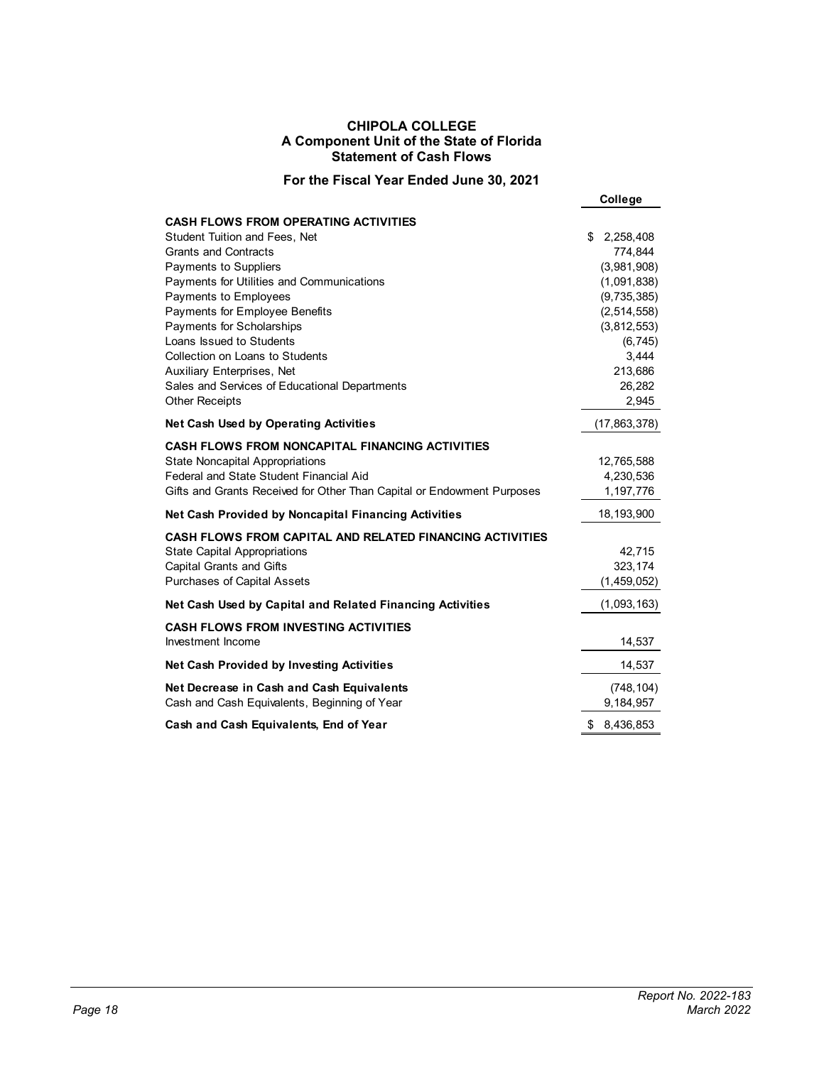# CHIPOLA COLLEGE
## A Component Unit of the State of Florida
## Statement of Cash Flows

### For the Fiscal Year Ended June 30, 2021

| | College |
|---|---|
| **CASH FLOWS FROM OPERATING ACTIVITIES** | |
| Student Tuition and Fees, Net | $ 2,258,408 |
| Grants and Contracts | 774,844 |
| Payments to Suppliers | (3,981,908) |
| Payments for Utilities and Communications | (1,091,838) |
| Payments to Employees | (9,735,385) |
| Payments for Employee Benefits | (2,514,558) |
| Payments for Scholarships | (3,812,553) |
| Loans Issued to Students | (6,745) |
| Collection on Loans to Students | 3,444 |
| Auxiliary Enterprises, Net | 213,686 |
| Sales and Services of Educational Departments | 26,282 |
| Other Receipts | 2,945 |
| **Net Cash Used by Operating Activities** | (17,863,378) |
| **CASH FLOWS FROM NONCAPITAL FINANCING ACTIVITIES** | |
| State Noncapital Appropriations | 12,765,588 |
| Federal and State Student Financial Aid | 4,230,536 |
| Gifts and Grants Received for Other Than Capital or Endowment Purposes | 1,197,776 |
| **Net Cash Provided by Noncapital Financing Activities** | 18,193,900 |
| **CASH FLOWS FROM CAPITAL AND RELATED FINANCING ACTIVITIES** | |
| State Capital Appropriations | 42,715 |
| Capital Grants and Gifts | 323,174 |
| Purchases of Capital Assets | (1,459,052) |
| **Net Cash Used by Capital and Related Financing Activities** | (1,093,163) |
| **CASH FLOWS FROM INVESTING ACTIVITIES** | |
| Investment Income | 14,537 |
| **Net Cash Provided by Investing Activities** | 14,537 |
| **Net Decrease in Cash and Cash Equivalents** | (748,104) |
| Cash and Cash Equivalents, Beginning of Year | 9,184,957 |
| **Cash and Cash Equivalents, End of Year** | $ 8,436,853 |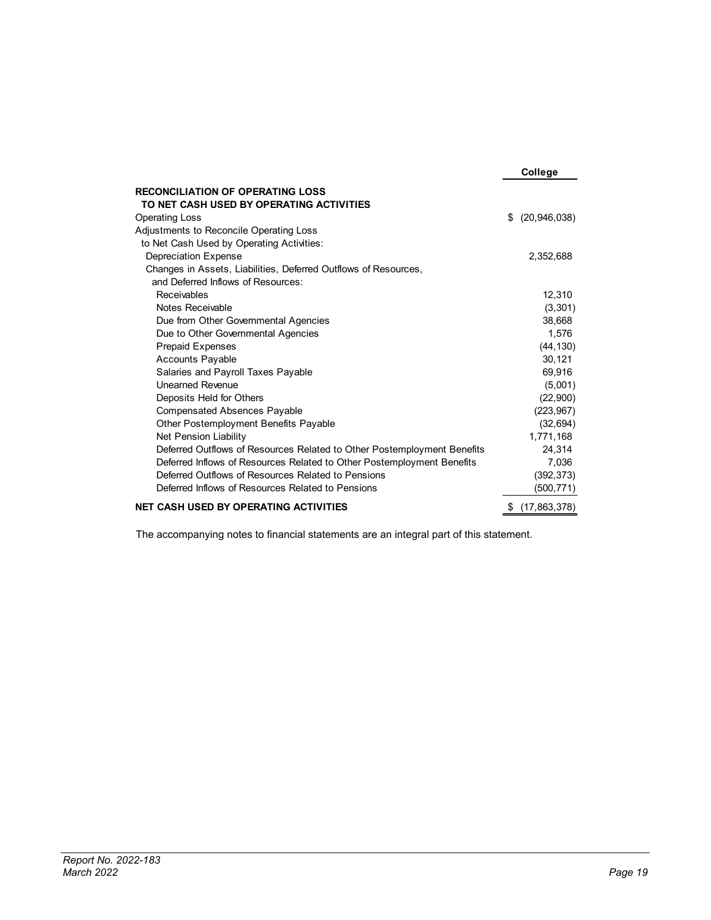| | College |
|---|---|
| **RECONCILIATION OF OPERATING LOSS TO NET CASH USED BY OPERATING ACTIVITIES** | |
| Operating Loss | $ (20,946,038) |
| Adjustments to Reconcile Operating Loss to Net Cash Used by Operating Activities: | |
| Depreciation Expense | 2,352,688 |
| Changes in Assets, Liabilities, Deferred Outflows of Resources, and Deferred Inflows of Resources: | |
| Receivables | 12,310 |
| Notes Receivable | (3,301) |
| Due from Other Governmental Agencies | 38,668 |
| Due to Other Governmental Agencies | 1,576 |
| Prepaid Expenses | (44,130) |
| Accounts Payable | 30,121 |
| Salaries and Payroll Taxes Payable | 69,916 |
| Unearned Revenue | (5,001) |
| Deposits Held for Others | (22,900) |
| Compensated Absences Payable | (223,967) |
| Other Postemployment Benefits Payable | (32,694) |
| Net Pension Liability | 1,771,168 |
| Deferred Outflows of Resources Related to Other Postemployment Benefits | 24,314 |
| Deferred Inflows of Resources Related to Other Postemployment Benefits | 7,036 |
| Deferred Outflows of Resources Related to Pensions | (392,373) |
| Deferred Inflows of Resources Related to Pensions | (500,771) |
| **NET CASH USED BY OPERATING ACTIVITIES** | $ (17,863,378) |

The accompanying notes to financial statements are an integral part of this statement.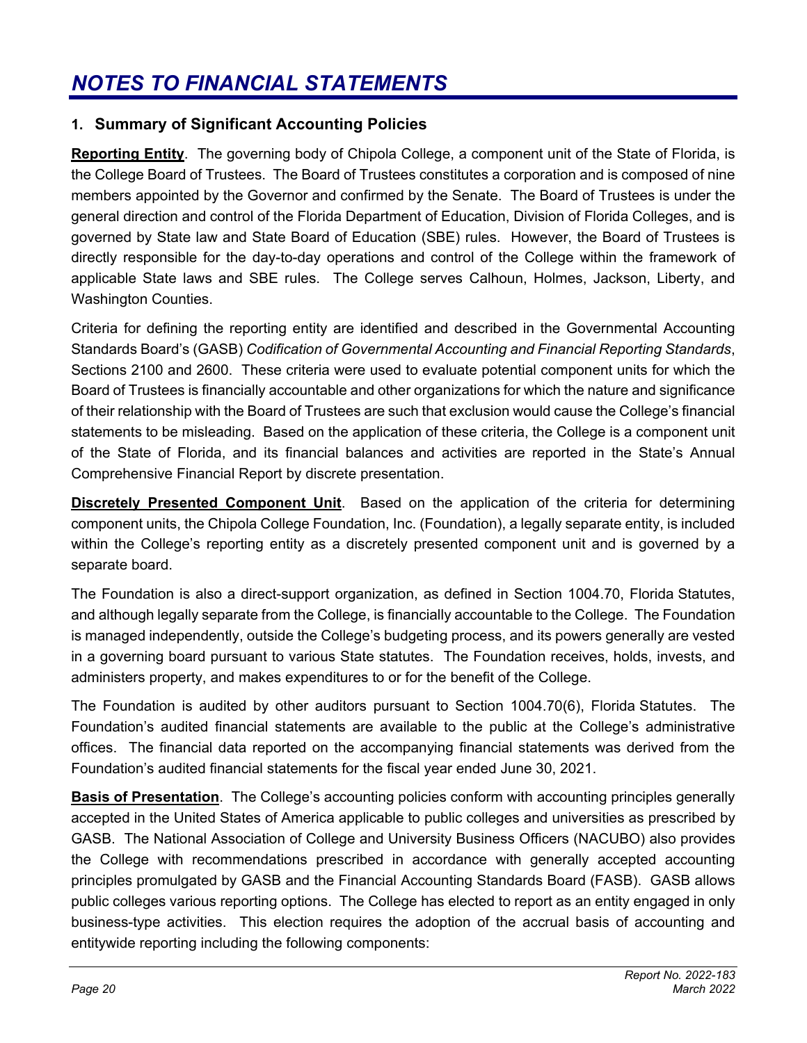# *NOTES TO FINANCIAL STATEMENTS*

## 1. Summary of Significant Accounting Policies

**Reporting Entity**. The governing body of Chipola College, a component unit of the State of Florida, is the College Board of Trustees. The Board of Trustees constitutes a corporation and is composed of nine members appointed by the Governor and confirmed by the Senate. The Board of Trustees is under the general direction and control of the Florida Department of Education, Division of Florida Colleges, and is governed by State law and State Board of Education (SBE) rules. However, the Board of Trustees is directly responsible for the day-to-day operations and control of the College within the framework of applicable State laws and SBE rules. The College serves Calhoun, Holmes, Jackson, Liberty, and Washington Counties.

Criteria for defining the reporting entity are identified and described in the Governmental Accounting Standards Board's (GASB) *Codification of Governmental Accounting and Financial Reporting Standards*, Sections 2100 and 2600. These criteria were used to evaluate potential component units for which the Board of Trustees is financially accountable and other organizations for which the nature and significance of their relationship with the Board of Trustees are such that exclusion would cause the College's financial statements to be misleading. Based on the application of these criteria, the College is a component unit of the State of Florida, and its financial balances and activities are reported in the State's Annual Comprehensive Financial Report by discrete presentation.

**Discretely Presented Component Unit**. Based on the application of the criteria for determining component units, the Chipola College Foundation, Inc. (Foundation), a legally separate entity, is included within the College's reporting entity as a discretely presented component unit and is governed by a separate board.

The Foundation is also a direct-support organization, as defined in Section 1004.70, Florida Statutes, and although legally separate from the College, is financially accountable to the College. The Foundation is managed independently, outside the College's budgeting process, and its powers generally are vested in a governing board pursuant to various State statutes. The Foundation receives, holds, invests, and administers property, and makes expenditures to or for the benefit of the College.

The Foundation is audited by other auditors pursuant to Section 1004.70(6), Florida Statutes. The Foundation's audited financial statements are available to the public at the College's administrative offices. The financial data reported on the accompanying financial statements was derived from the Foundation's audited financial statements for the fiscal year ended June 30, 2021.

**Basis of Presentation**. The College's accounting policies conform with accounting principles generally accepted in the United States of America applicable to public colleges and universities as prescribed by GASB. The National Association of College and University Business Officers (NACUBO) also provides the College with recommendations prescribed in accordance with generally accepted accounting principles promulgated by GASB and the Financial Accounting Standards Board (FASB). GASB allows public colleges various reporting options. The College has elected to report as an entity engaged in only business-type activities. This election requires the adoption of the accrual basis of accounting and entitywide reporting including the following components: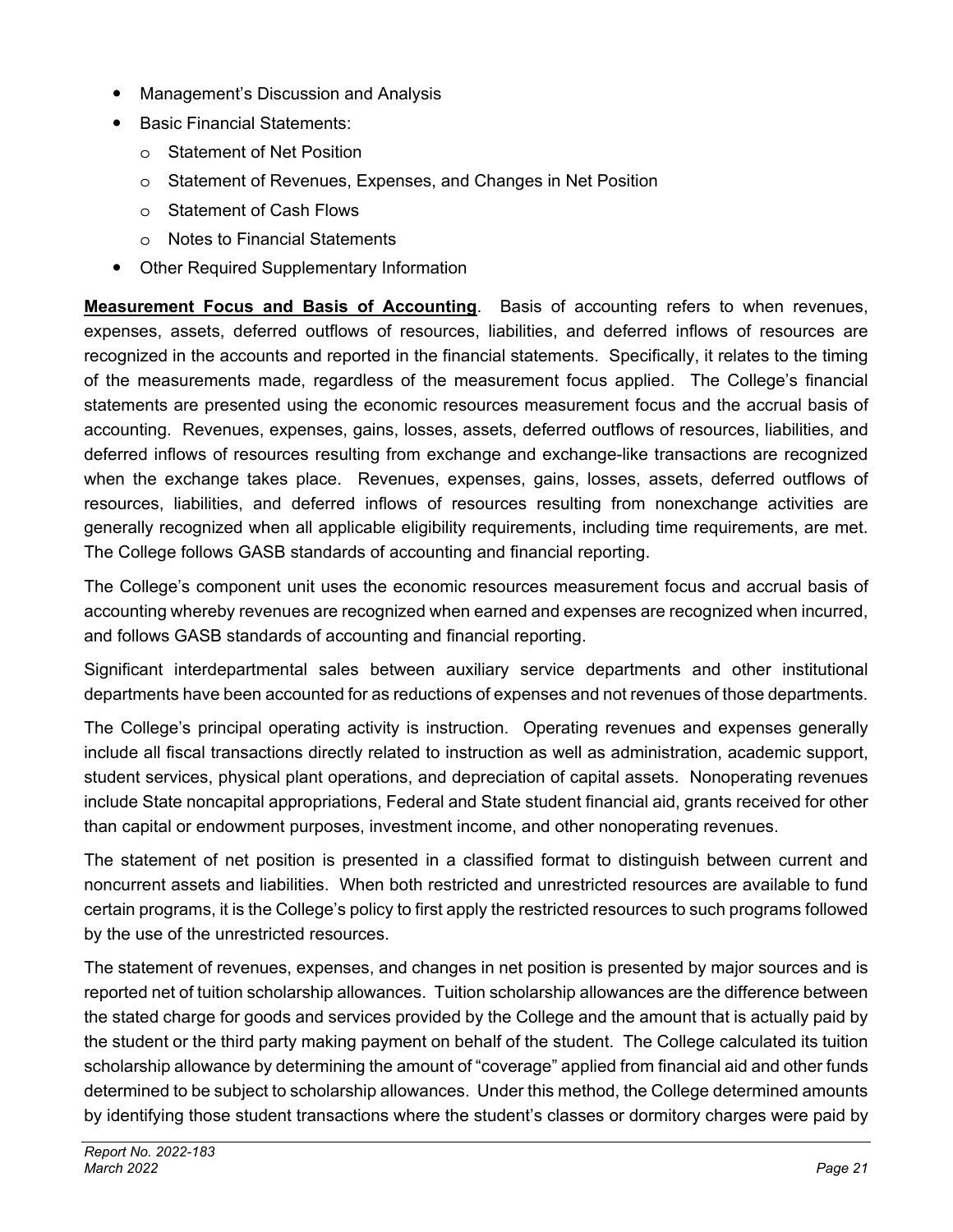- Management's Discussion and Analysis
- Basic Financial Statements:
  - Statement of Net Position
  - Statement of Revenues, Expenses, and Changes in Net Position
  - Statement of Cash Flows
  - Notes to Financial Statements
- Other Required Supplementary Information

**Measurement Focus and Basis of Accounting**. Basis of accounting refers to when revenues, expenses, assets, deferred outflows of resources, liabilities, and deferred inflows of resources are recognized in the accounts and reported in the financial statements. Specifically, it relates to the timing of the measurements made, regardless of the measurement focus applied. The College's financial statements are presented using the economic resources measurement focus and the accrual basis of accounting. Revenues, expenses, gains, losses, assets, deferred outflows of resources, liabilities, and deferred inflows of resources resulting from exchange and exchange-like transactions are recognized when the exchange takes place. Revenues, expenses, gains, losses, assets, deferred outflows of resources, liabilities, and deferred inflows of resources resulting from nonexchange activities are generally recognized when all applicable eligibility requirements, including time requirements, are met. The College follows GASB standards of accounting and financial reporting.

The College's component unit uses the economic resources measurement focus and accrual basis of accounting whereby revenues are recognized when earned and expenses are recognized when incurred, and follows GASB standards of accounting and financial reporting.

Significant interdepartmental sales between auxiliary service departments and other institutional departments have been accounted for as reductions of expenses and not revenues of those departments.

The College's principal operating activity is instruction. Operating revenues and expenses generally include all fiscal transactions directly related to instruction as well as administration, academic support, student services, physical plant operations, and depreciation of capital assets. Nonoperating revenues include State noncapital appropriations, Federal and State student financial aid, grants received for other than capital or endowment purposes, investment income, and other nonoperating revenues.

The statement of net position is presented in a classified format to distinguish between current and noncurrent assets and liabilities. When both restricted and unrestricted resources are available to fund certain programs, it is the College's policy to first apply the restricted resources to such programs followed by the use of the unrestricted resources.

The statement of revenues, expenses, and changes in net position is presented by major sources and is reported net of tuition scholarship allowances. Tuition scholarship allowances are the difference between the stated charge for goods and services provided by the College and the amount that is actually paid by the student or the third party making payment on behalf of the student. The College calculated its tuition scholarship allowance by determining the amount of "coverage" applied from financial aid and other funds determined to be subject to scholarship allowances. Under this method, the College determined amounts by identifying those student transactions where the student's classes or dormitory charges were paid by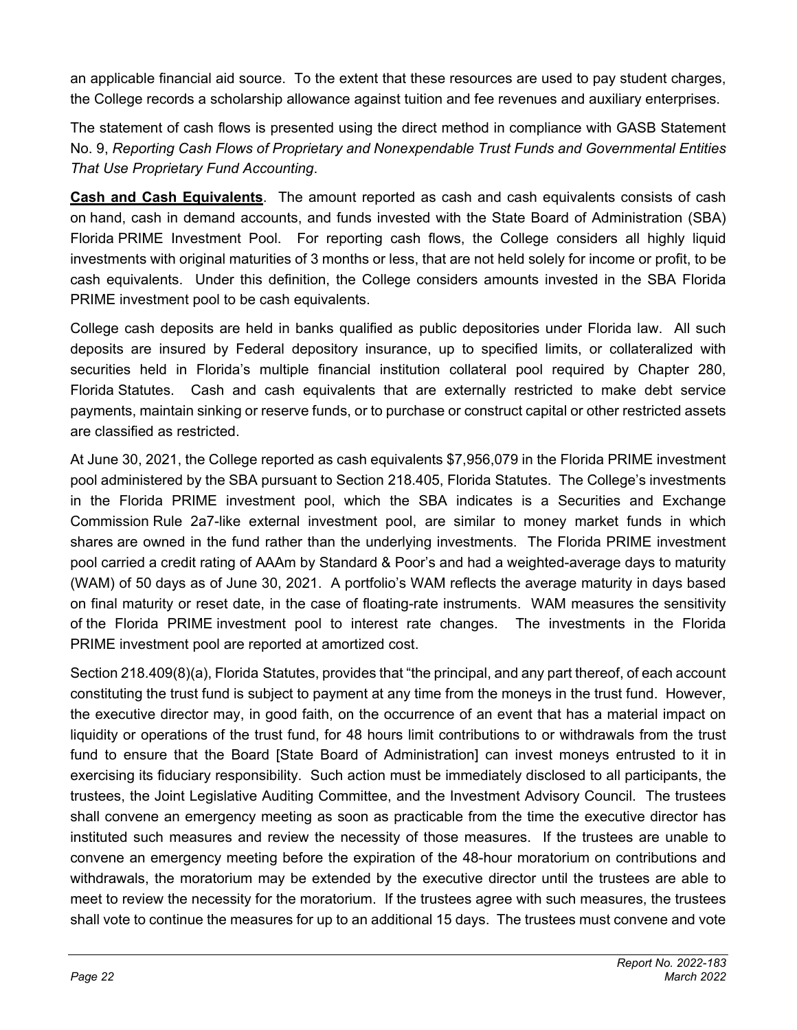an applicable financial aid source. To the extent that these resources are used to pay student charges, the College records a scholarship allowance against tuition and fee revenues and auxiliary enterprises.

The statement of cash flows is presented using the direct method in compliance with GASB Statement No. 9, *Reporting Cash Flows of Proprietary and Nonexpendable Trust Funds and Governmental Entities That Use Proprietary Fund Accounting*.

**Cash and Cash Equivalents**. The amount reported as cash and cash equivalents consists of cash on hand, cash in demand accounts, and funds invested with the State Board of Administration (SBA) Florida PRIME Investment Pool. For reporting cash flows, the College considers all highly liquid investments with original maturities of 3 months or less, that are not held solely for income or profit, to be cash equivalents. Under this definition, the College considers amounts invested in the SBA Florida PRIME investment pool to be cash equivalents.

College cash deposits are held in banks qualified as public depositories under Florida law. All such deposits are insured by Federal depository insurance, up to specified limits, or collateralized with securities held in Florida's multiple financial institution collateral pool required by Chapter 280, Florida Statutes. Cash and cash equivalents that are externally restricted to make debt service payments, maintain sinking or reserve funds, or to purchase or construct capital or other restricted assets are classified as restricted.

At June 30, 2021, the College reported as cash equivalents $7,956,079 in the Florida PRIME investment pool administered by the SBA pursuant to Section 218.405, Florida Statutes. The College's investments in the Florida PRIME investment pool, which the SBA indicates is a Securities and Exchange Commission Rule 2a7-like external investment pool, are similar to money market funds in which shares are owned in the fund rather than the underlying investments. The Florida PRIME investment pool carried a credit rating of AAAm by Standard & Poor's and had a weighted-average days to maturity (WAM) of 50 days as of June 30, 2021. A portfolio's WAM reflects the average maturity in days based on final maturity or reset date, in the case of floating-rate instruments. WAM measures the sensitivity of the Florida PRIME investment pool to interest rate changes. The investments in the Florida PRIME investment pool are reported at amortized cost.

Section 218.409(8)(a), Florida Statutes, provides that "the principal, and any part thereof, of each account constituting the trust fund is subject to payment at any time from the moneys in the trust fund. However, the executive director may, in good faith, on the occurrence of an event that has a material impact on liquidity or operations of the trust fund, for 48 hours limit contributions to or withdrawals from the trust fund to ensure that the Board [State Board of Administration] can invest moneys entrusted to it in exercising its fiduciary responsibility. Such action must be immediately disclosed to all participants, the trustees, the Joint Legislative Auditing Committee, and the Investment Advisory Council. The trustees shall convene an emergency meeting as soon as practicable from the time the executive director has instituted such measures and review the necessity of those measures. If the trustees are unable to convene an emergency meeting before the expiration of the 48-hour moratorium on contributions and withdrawals, the moratorium may be extended by the executive director until the trustees are able to meet to review the necessity for the moratorium. If the trustees agree with such measures, the trustees shall vote to continue the measures for up to an additional 15 days. The trustees must convene and vote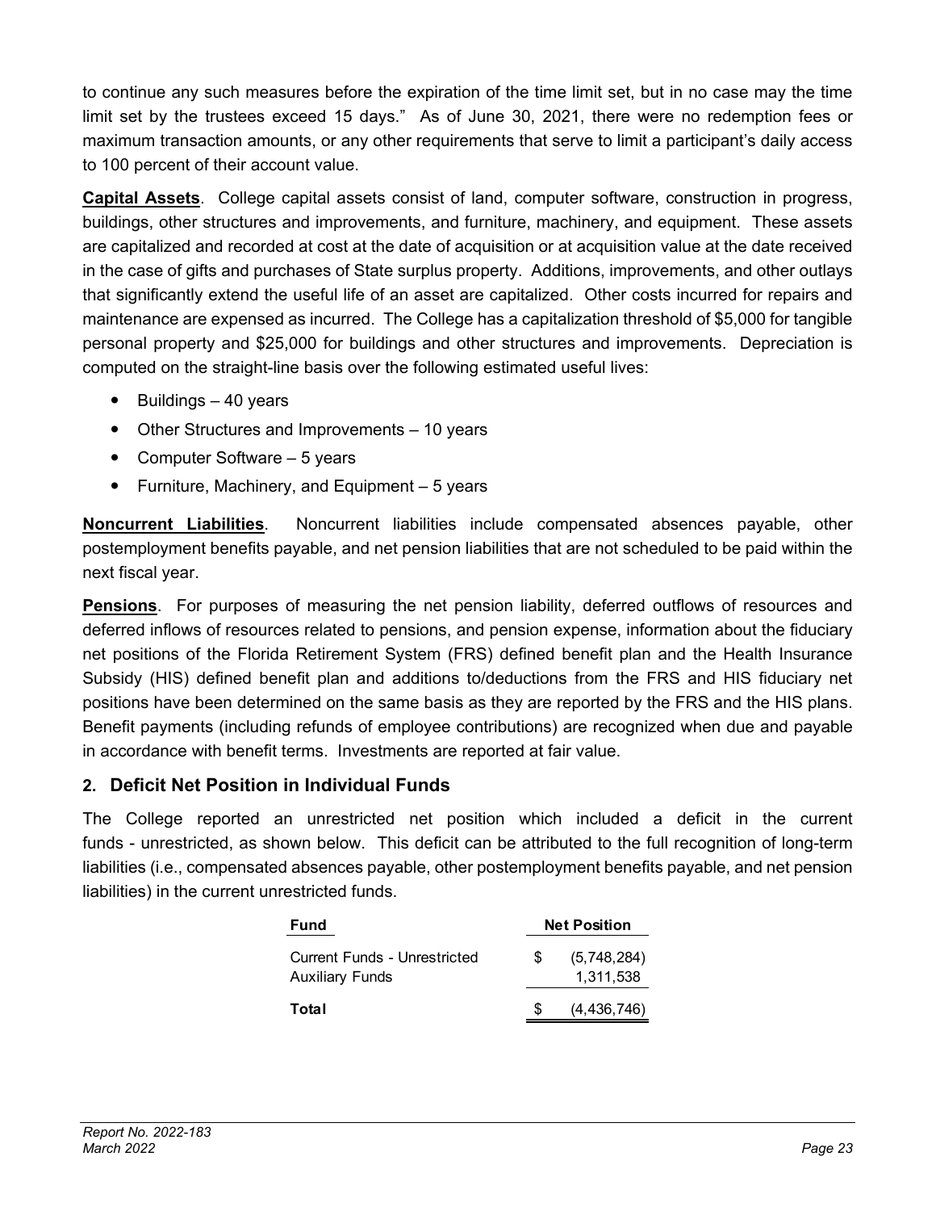to continue any such measures before the expiration of the time limit set, but in no case may the time limit set by the trustees exceed 15 days." As of June 30, 2021, there were no redemption fees or maximum transaction amounts, or any other requirements that serve to limit a participant's daily access to 100 percent of their account value.

**Capital Assets**. College capital assets consist of land, computer software, construction in progress, buildings, other structures and improvements, and furniture, machinery, and equipment. These assets are capitalized and recorded at cost at the date of acquisition or at acquisition value at the date received in the case of gifts and purchases of State surplus property. Additions, improvements, and other outlays that significantly extend the useful life of an asset are capitalized. Other costs incurred for repairs and maintenance are expensed as incurred. The College has a capitalization threshold of $5,000 for tangible personal property and $25,000 for buildings and other structures and improvements. Depreciation is computed on the straight-line basis over the following estimated useful lives:

- Buildings – 40 years
- Other Structures and Improvements – 10 years
- Computer Software – 5 years
- Furniture, Machinery, and Equipment – 5 years

**Noncurrent Liabilities**. Noncurrent liabilities include compensated absences payable, other postemployment benefits payable, and net pension liabilities that are not scheduled to be paid within the next fiscal year.

**Pensions**. For purposes of measuring the net pension liability, deferred outflows of resources and deferred inflows of resources related to pensions, and pension expense, information about the fiduciary net positions of the Florida Retirement System (FRS) defined benefit plan and the Health Insurance Subsidy (HIS) defined benefit plan and additions to/deductions from the FRS and HIS fiduciary net positions have been determined on the same basis as they are reported by the FRS and the HIS plans. Benefit payments (including refunds of employee contributions) are recognized when due and payable in accordance with benefit terms. Investments are reported at fair value.

## 2. Deficit Net Position in Individual Funds

The College reported an unrestricted net position which included a deficit in the current funds - unrestricted, as shown below. This deficit can be attributed to the full recognition of long-term liabilities (i.e., compensated absences payable, other postemployment benefits payable, and net pension liabilities) in the current unrestricted funds.

| Fund | Net Position |
|---|---|
| Current Funds - Unrestricted | $ (5,748,284) |
| Auxiliary Funds | 1,311,538 |
| **Total** | $ (4,436,746) |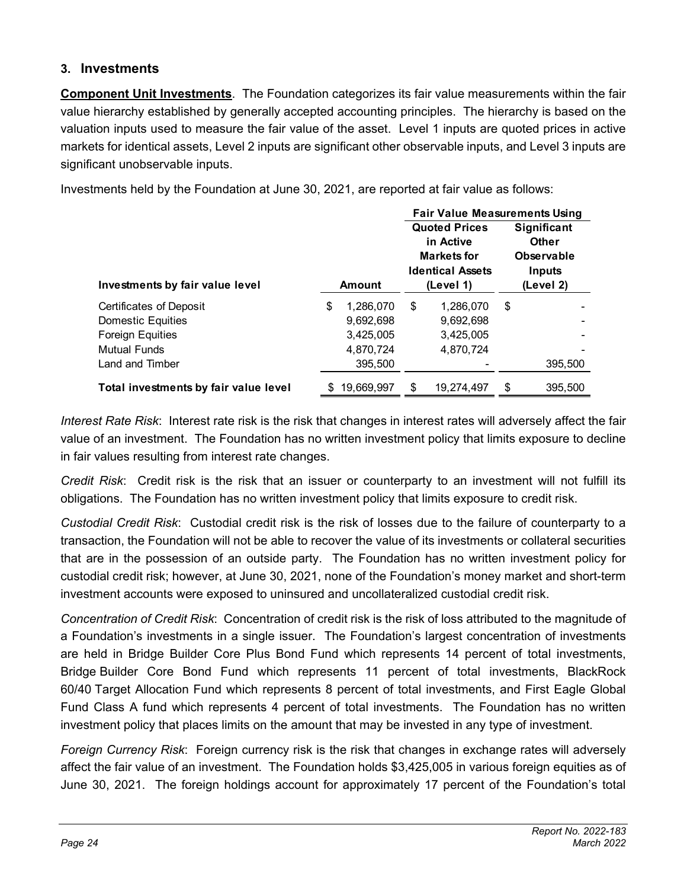## 3. Investments

**Component Unit Investments**. The Foundation categorizes its fair value measurements within the fair value hierarchy established by generally accepted accounting principles. The hierarchy is based on the valuation inputs used to measure the fair value of the asset. Level 1 inputs are quoted prices in active markets for identical assets, Level 2 inputs are significant other observable inputs, and Level 3 inputs are significant unobservable inputs.

Investments held by the Foundation at June 30, 2021, are reported at fair value as follows:

| | | Fair Value Measurements Using | |
|---|---|---|---|
| **Investments by fair value level** | **Amount** | **Quoted Prices in Active Markets for Identical Assets (Level 1)** | **Significant Other Observable Inputs (Level 2)** |
| Certificates of Deposit | $ 1,286,070 | $ 1,286,070 | $ - |
| Domestic Equities | 9,692,698 | 9,692,698 | - |
| Foreign Equities | 3,425,005 | 3,425,005 | - |
| Mutual Funds | 4,870,724 | 4,870,724 | - |
| Land and Timber | 395,500 | - | 395,500 |
| **Total investments by fair value level** | $ 19,669,997 | $ 19,274,497 | $ 395,500 |

*Interest Rate Risk*: Interest rate risk is the risk that changes in interest rates will adversely affect the fair value of an investment. The Foundation has no written investment policy that limits exposure to decline in fair values resulting from interest rate changes.

*Credit Risk*: Credit risk is the risk that an issuer or counterparty to an investment will not fulfill its obligations. The Foundation has no written investment policy that limits exposure to credit risk.

*Custodial Credit Risk*: Custodial credit risk is the risk of losses due to the failure of counterparty to a transaction, the Foundation will not be able to recover the value of its investments or collateral securities that are in the possession of an outside party. The Foundation has no written investment policy for custodial credit risk; however, at June 30, 2021, none of the Foundation's money market and short-term investment accounts were exposed to uninsured and uncollateralized custodial credit risk.

*Concentration of Credit Risk*: Concentration of credit risk is the risk of loss attributed to the magnitude of a Foundation's investments in a single issuer. The Foundation's largest concentration of investments are held in Bridge Builder Core Plus Bond Fund which represents 14 percent of total investments, Bridge Builder Core Bond Fund which represents 11 percent of total investments, BlackRock 60/40 Target Allocation Fund which represents 8 percent of total investments, and First Eagle Global Fund Class A fund which represents 4 percent of total investments. The Foundation has no written investment policy that places limits on the amount that may be invested in any type of investment.

*Foreign Currency Risk*: Foreign currency risk is the risk that changes in exchange rates will adversely affect the fair value of an investment. The Foundation holds $3,425,005 in various foreign equities as of June 30, 2021. The foreign holdings account for approximately 17 percent of the Foundation's total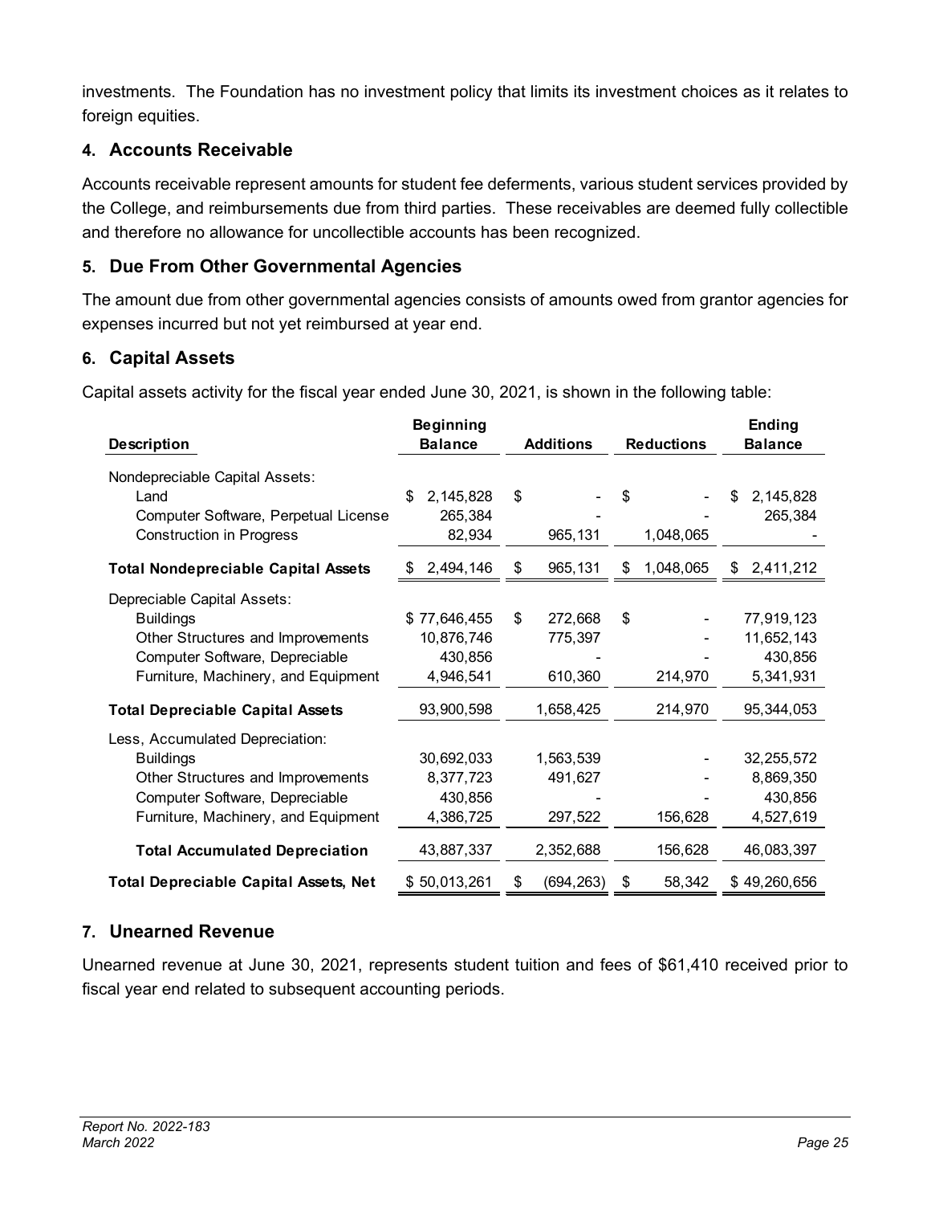investments. The Foundation has no investment policy that limits its investment choices as it relates to foreign equities.

## 4. Accounts Receivable

Accounts receivable represent amounts for student fee deferments, various student services provided by the College, and reimbursements due from third parties. These receivables are deemed fully collectible and therefore no allowance for uncollectible accounts has been recognized.

## 5. Due From Other Governmental Agencies

The amount due from other governmental agencies consists of amounts owed from grantor agencies for expenses incurred but not yet reimbursed at year end.

## 6. Capital Assets

Capital assets activity for the fiscal year ended June 30, 2021, is shown in the following table:

| Description | Beginning Balance | Additions | Reductions | Ending Balance |
|---|---|---|---|---|
| Nondepreciable Capital Assets: | | | | |
| Land | $ 2,145,828 | $ - | $ - | $ 2,145,828 |
| Computer Software, Perpetual License | 265,384 | - | - | 265,384 |
| Construction in Progress | 82,934 | 965,131 | 1,048,065 | - |
| **Total Nondepreciable Capital Assets** | $ 2,494,146 | $ 965,131 | $ 1,048,065 | $ 2,411,212 |
| Depreciable Capital Assets: | | | | |
| Buildings | $ 77,646,455 | $ 272,668 | $ - | 77,919,123 |
| Other Structures and Improvements | 10,876,746 | 775,397 | - | 11,652,143 |
| Computer Software, Depreciable | 430,856 | - | - | 430,856 |
| Furniture, Machinery, and Equipment | 4,946,541 | 610,360 | 214,970 | 5,341,931 |
| **Total Depreciable Capital Assets** | 93,900,598 | 1,658,425 | 214,970 | 95,344,053 |
| Less, Accumulated Depreciation: | | | | |
| Buildings | 30,692,033 | 1,563,539 | - | 32,255,572 |
| Other Structures and Improvements | 8,377,723 | 491,627 | - | 8,869,350 |
| Computer Software, Depreciable | 430,856 | - | - | 430,856 |
| Furniture, Machinery, and Equipment | 4,386,725 | 297,522 | 156,628 | 4,527,619 |
| **Total Accumulated Depreciation** | 43,887,337 | 2,352,688 | 156,628 | 46,083,397 |
| **Total Depreciable Capital Assets, Net** | $ 50,013,261 | $ (694,263) | $ 58,342 | $ 49,260,656 |

## 7. Unearned Revenue

Unearned revenue at June 30, 2021, represents student tuition and fees of $61,410 received prior to fiscal year end related to subsequent accounting periods.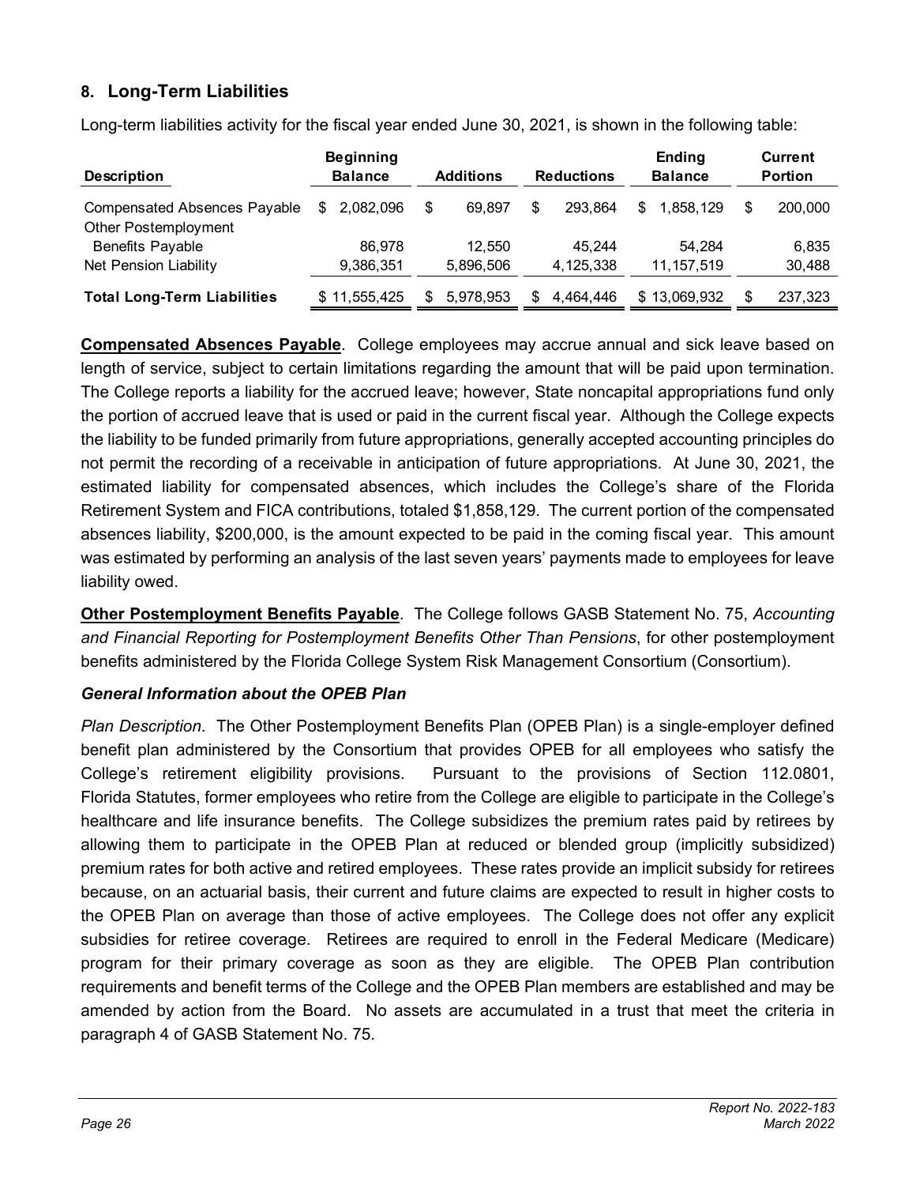## 8. Long-Term Liabilities

Long-term liabilities activity for the fiscal year ended June 30, 2021, is shown in the following table:

| Description | Beginning Balance | Additions | Reductions | Ending Balance | Current Portion |
|---|---|---|---|---|---|
| Compensated Absences Payable | $ 2,082,096 | $ 69,897 | $ 293,864 | $ 1,858,129 | $ 200,000 |
| Other Postemployment Benefits Payable | 86,978 | 12,550 | 45,244 | 54,284 | 6,835 |
| Net Pension Liability | 9,386,351 | 5,896,506 | 4,125,338 | 11,157,519 | 30,488 |
| **Total Long-Term Liabilities** | $ 11,555,425 | $ 5,978,953 | $ 4,464,446 | $ 13,069,932 | $ 237,323 |

**Compensated Absences Payable**. College employees may accrue annual and sick leave based on length of service, subject to certain limitations regarding the amount that will be paid upon termination. The College reports a liability for the accrued leave; however, State noncapital appropriations fund only the portion of accrued leave that is used or paid in the current fiscal year. Although the College expects the liability to be funded primarily from future appropriations, generally accepted accounting principles do not permit the recording of a receivable in anticipation of future appropriations. At June 30, 2021, the estimated liability for compensated absences, which includes the College's share of the Florida Retirement System and FICA contributions, totaled $1,858,129. The current portion of the compensated absences liability, $200,000, is the amount expected to be paid in the coming fiscal year. This amount was estimated by performing an analysis of the last seven years' payments made to employees for leave liability owed.

**Other Postemployment Benefits Payable**. The College follows GASB Statement No. 75, *Accounting and Financial Reporting for Postemployment Benefits Other Than Pensions*, for other postemployment benefits administered by the Florida College System Risk Management Consortium (Consortium).

### *General Information about the OPEB Plan*

*Plan Description*. The Other Postemployment Benefits Plan (OPEB Plan) is a single-employer defined benefit plan administered by the Consortium that provides OPEB for all employees who satisfy the College's retirement eligibility provisions. Pursuant to the provisions of Section 112.0801, Florida Statutes, former employees who retire from the College are eligible to participate in the College's healthcare and life insurance benefits. The College subsidizes the premium rates paid by retirees by allowing them to participate in the OPEB Plan at reduced or blended group (implicitly subsidized) premium rates for both active and retired employees. These rates provide an implicit subsidy for retirees because, on an actuarial basis, their current and future claims are expected to result in higher costs to the OPEB Plan on average than those of active employees. The College does not offer any explicit subsidies for retiree coverage. Retirees are required to enroll in the Federal Medicare (Medicare) program for their primary coverage as soon as they are eligible. The OPEB Plan contribution requirements and benefit terms of the College and the OPEB Plan members are established and may be amended by action from the Board. No assets are accumulated in a trust that meet the criteria in paragraph 4 of GASB Statement No. 75.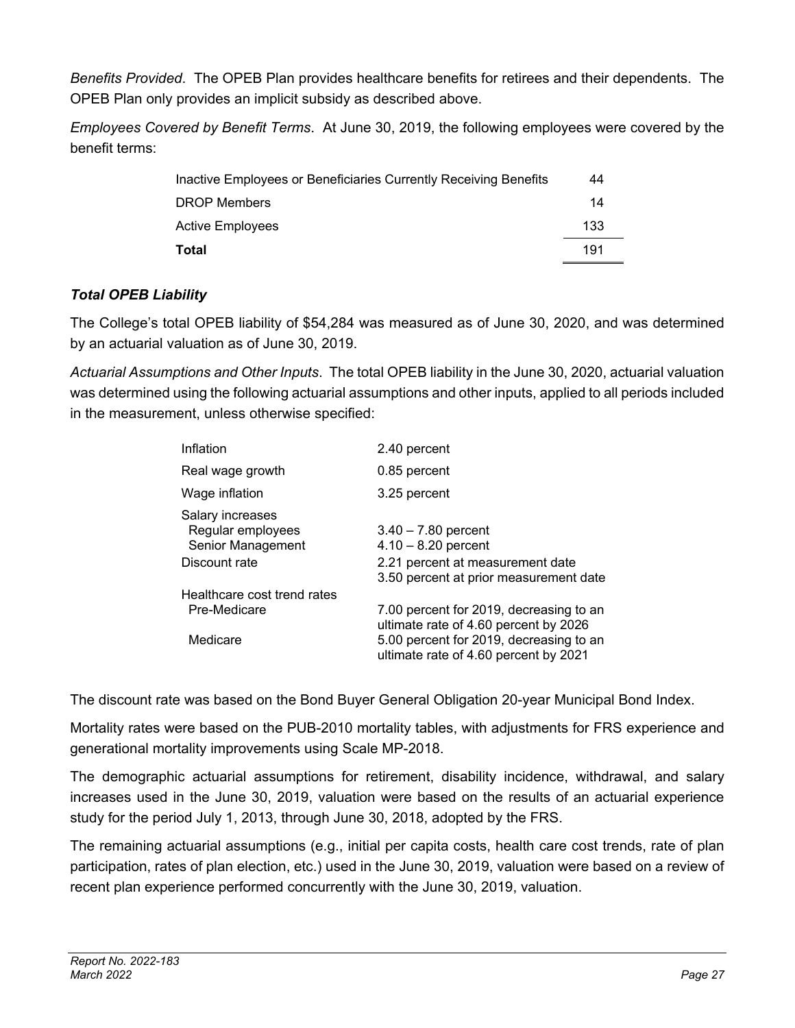*Benefits Provided*. The OPEB Plan provides healthcare benefits for retirees and their dependents. The OPEB Plan only provides an implicit subsidy as described above.

*Employees Covered by Benefit Terms*. At June 30, 2019, the following employees were covered by the benefit terms:

| | |
|---|---|
| Inactive Employees or Beneficiaries Currently Receiving Benefits | 44 |
| DROP Members | 14 |
| Active Employees | 133 |
| **Total** | 191 |

### ***Total OPEB Liability***

The College's total OPEB liability of $54,284 was measured as of June 30, 2020, and was determined by an actuarial valuation as of June 30, 2019.

*Actuarial Assumptions and Other Inputs*. The total OPEB liability in the June 30, 2020, actuarial valuation was determined using the following actuarial assumptions and other inputs, applied to all periods included in the measurement, unless otherwise specified:

| | |
|---|---|
| Inflation | 2.40 percent |
| Real wage growth | 0.85 percent |
| Wage inflation | 3.25 percent |
| Salary increases | |
| Regular employees | 3.40 – 7.80 percent |
| Senior Management | 4.10 – 8.20 percent |
| Discount rate | 2.21 percent at measurement date<br>3.50 percent at prior measurement date |
| Healthcare cost trend rates | |
| Pre-Medicare | 7.00 percent for 2019, decreasing to an ultimate rate of 4.60 percent by 2026 |
| Medicare | 5.00 percent for 2019, decreasing to an ultimate rate of 4.60 percent by 2021 |

The discount rate was based on the Bond Buyer General Obligation 20-year Municipal Bond Index.

Mortality rates were based on the PUB-2010 mortality tables, with adjustments for FRS experience and generational mortality improvements using Scale MP-2018.

The demographic actuarial assumptions for retirement, disability incidence, withdrawal, and salary increases used in the June 30, 2019, valuation were based on the results of an actuarial experience study for the period July 1, 2013, through June 30, 2018, adopted by the FRS.

The remaining actuarial assumptions (e.g., initial per capita costs, health care cost trends, rate of plan participation, rates of plan election, etc.) used in the June 30, 2019, valuation were based on a review of recent plan experience performed concurrently with the June 30, 2019, valuation.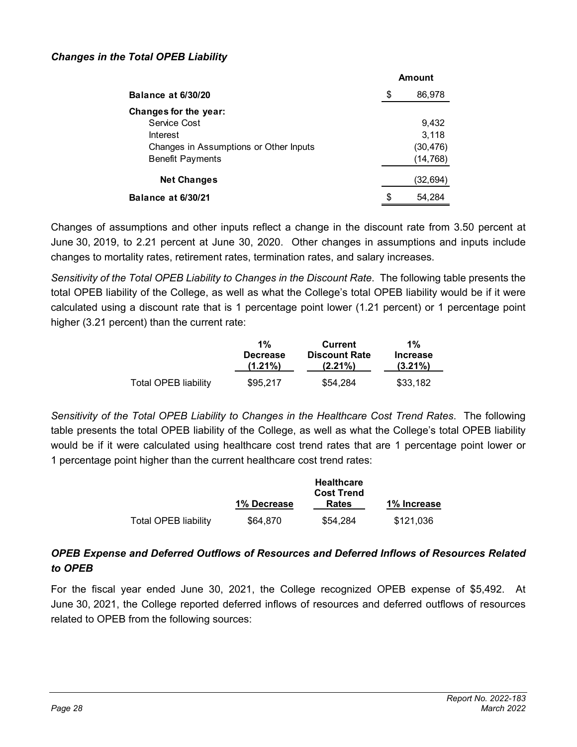### *Changes in the Total OPEB Liability*

| | Amount |
|---|---|
| **Balance at 6/30/20** | $ 86,978 |
| **Changes for the year:** | |
| Service Cost | 9,432 |
| Interest | 3,118 |
| Changes in Assumptions or Other Inputs | (30,476) |
| Benefit Payments | (14,768) |
| **Net Changes** | (32,694) |
| **Balance at 6/30/21** | $ 54,284 |

Changes of assumptions and other inputs reflect a change in the discount rate from 3.50 percent at June 30, 2019, to 2.21 percent at June 30, 2020. Other changes in assumptions and inputs include changes to mortality rates, retirement rates, termination rates, and salary increases.

*Sensitivity of the Total OPEB Liability to Changes in the Discount Rate*. The following table presents the total OPEB liability of the College, as well as what the College's total OPEB liability would be if it were calculated using a discount rate that is 1 percentage point lower (1.21 percent) or 1 percentage point higher (3.21 percent) than the current rate:

| | 1% Decrease (1.21%) | Current Discount Rate (2.21%) | 1% Increase (3.21%) |
|---|---|---|---|
| Total OPEB liability | $95,217 | $54,284 | $33,182 |

*Sensitivity of the Total OPEB Liability to Changes in the Healthcare Cost Trend Rates*. The following table presents the total OPEB liability of the College, as well as what the College's total OPEB liability would be if it were calculated using healthcare cost trend rates that are 1 percentage point lower or 1 percentage point higher than the current healthcare cost trend rates:

| | 1% Decrease | Healthcare Cost Trend Rates | 1% Increase |
|---|---|---|---|
| Total OPEB liability | $64,870 | $54,284 | $121,036 |

### *OPEB Expense and Deferred Outflows of Resources and Deferred Inflows of Resources Related to OPEB*

For the fiscal year ended June 30, 2021, the College recognized OPEB expense of $5,492. At June 30, 2021, the College reported deferred inflows of resources and deferred outflows of resources related to OPEB from the following sources: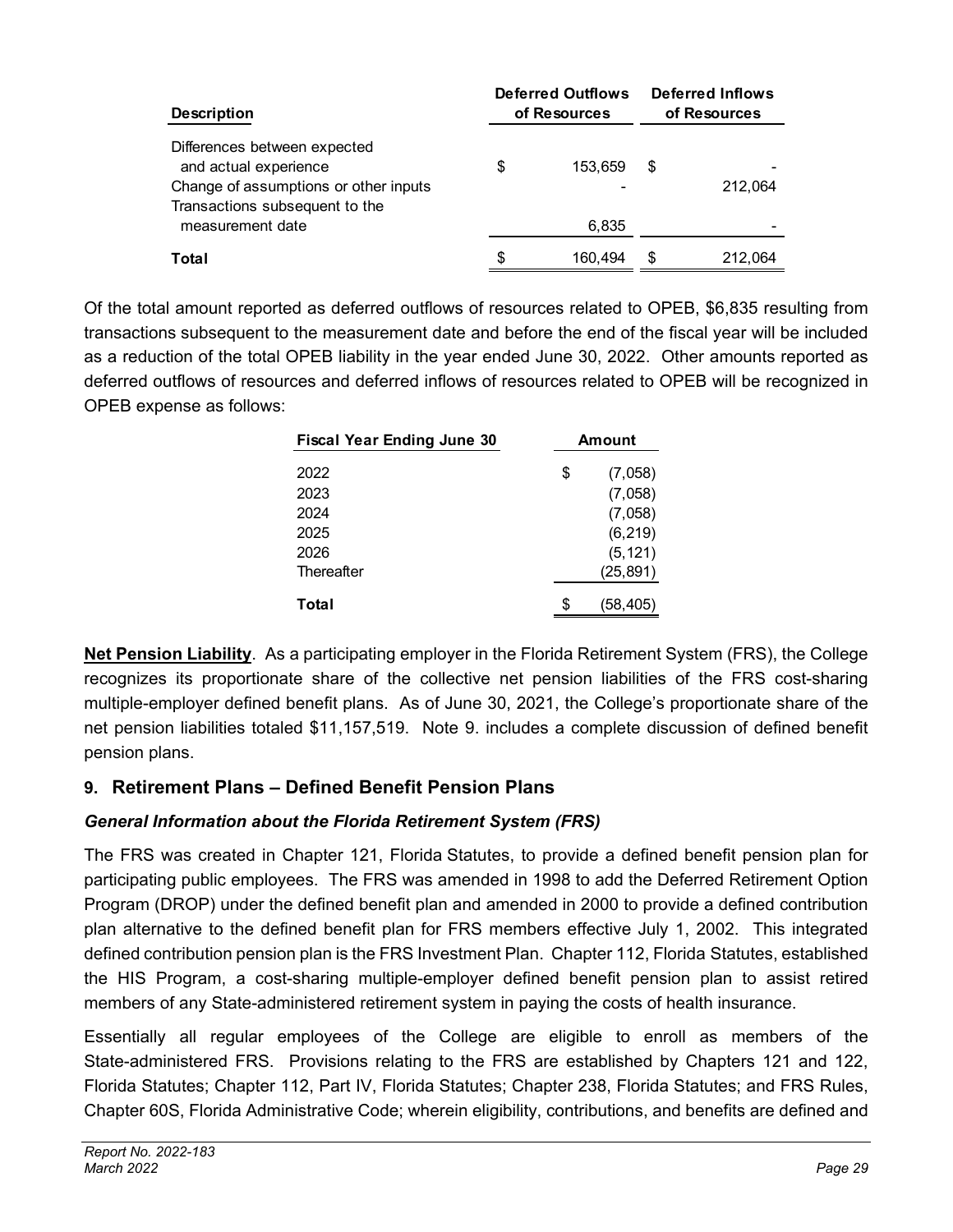| Description | Deferred Outflows of Resources | Deferred Inflows of Resources |
|---|---|---|
| Differences between expected and actual experience | $ 153,659 | $ - |
| Change of assumptions or other inputs | - | 212,064 |
| Transactions subsequent to the measurement date | 6,835 | - |
| **Total** | $ 160,494 | $ 212,064 |

Of the total amount reported as deferred outflows of resources related to OPEB, $6,835 resulting from transactions subsequent to the measurement date and before the end of the fiscal year will be included as a reduction of the total OPEB liability in the year ended June 30, 2022. Other amounts reported as deferred outflows of resources and deferred inflows of resources related to OPEB will be recognized in OPEB expense as follows:

| Fiscal Year Ending June 30 | Amount |
|---|---|
| 2022 | $ (7,058) |
| 2023 | (7,058) |
| 2024 | (7,058) |
| 2025 | (6,219) |
| 2026 | (5,121) |
| Thereafter | (25,891) |
| **Total** | $ (58,405) |

**Net Pension Liability**. As a participating employer in the Florida Retirement System (FRS), the College recognizes its proportionate share of the collective net pension liabilities of the FRS cost-sharing multiple-employer defined benefit plans. As of June 30, 2021, the College's proportionate share of the net pension liabilities totaled $11,157,519. Note 9. includes a complete discussion of defined benefit pension plans.

## 9. Retirement Plans – Defined Benefit Pension Plans

### *General Information about the Florida Retirement System (FRS)*

The FRS was created in Chapter 121, Florida Statutes, to provide a defined benefit pension plan for participating public employees. The FRS was amended in 1998 to add the Deferred Retirement Option Program (DROP) under the defined benefit plan and amended in 2000 to provide a defined contribution plan alternative to the defined benefit plan for FRS members effective July 1, 2002. This integrated defined contribution pension plan is the FRS Investment Plan. Chapter 112, Florida Statutes, established the HIS Program, a cost-sharing multiple-employer defined benefit pension plan to assist retired members of any State-administered retirement system in paying the costs of health insurance.

Essentially all regular employees of the College are eligible to enroll as members of the State-administered FRS. Provisions relating to the FRS are established by Chapters 121 and 122, Florida Statutes; Chapter 112, Part IV, Florida Statutes; Chapter 238, Florida Statutes; and FRS Rules, Chapter 60S, Florida Administrative Code; wherein eligibility, contributions, and benefits are defined and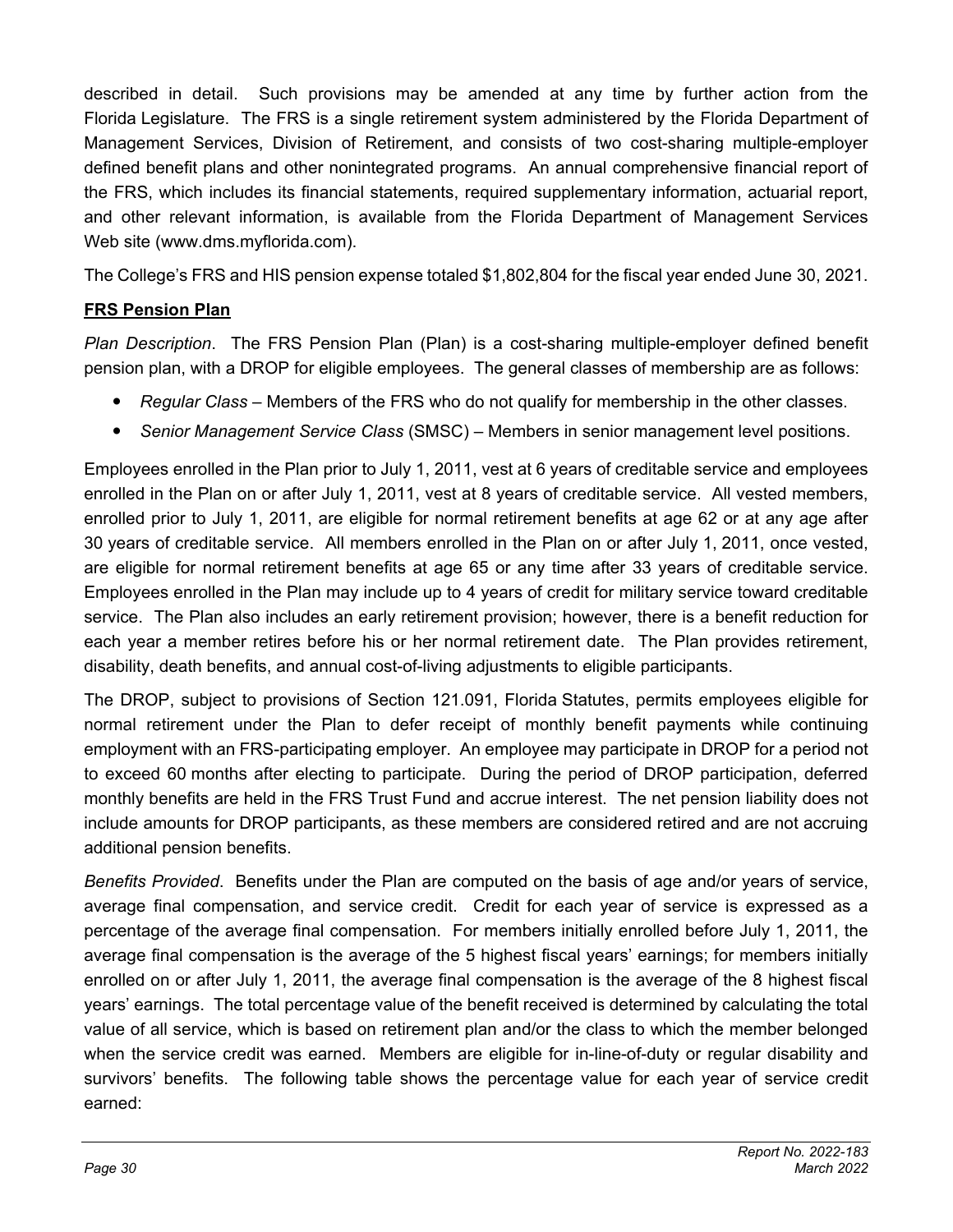described in detail. Such provisions may be amended at any time by further action from the Florida Legislature. The FRS is a single retirement system administered by the Florida Department of Management Services, Division of Retirement, and consists of two cost-sharing multiple-employer defined benefit plans and other nonintegrated programs. An annual comprehensive financial report of the FRS, which includes its financial statements, required supplementary information, actuarial report, and other relevant information, is available from the Florida Department of Management Services Web site (www.dms.myflorida.com).

The College's FRS and HIS pension expense totaled $1,802,804 for the fiscal year ended June 30, 2021.

**FRS Pension Plan**

*Plan Description*. The FRS Pension Plan (Plan) is a cost-sharing multiple-employer defined benefit pension plan, with a DROP for eligible employees. The general classes of membership are as follows:

- *Regular Class* – Members of the FRS who do not qualify for membership in the other classes.
- *Senior Management Service Class* (SMSC) – Members in senior management level positions.

Employees enrolled in the Plan prior to July 1, 2011, vest at 6 years of creditable service and employees enrolled in the Plan on or after July 1, 2011, vest at 8 years of creditable service. All vested members, enrolled prior to July 1, 2011, are eligible for normal retirement benefits at age 62 or at any age after 30 years of creditable service. All members enrolled in the Plan on or after July 1, 2011, once vested, are eligible for normal retirement benefits at age 65 or any time after 33 years of creditable service. Employees enrolled in the Plan may include up to 4 years of credit for military service toward creditable service. The Plan also includes an early retirement provision; however, there is a benefit reduction for each year a member retires before his or her normal retirement date. The Plan provides retirement, disability, death benefits, and annual cost-of-living adjustments to eligible participants.

The DROP, subject to provisions of Section 121.091, Florida Statutes, permits employees eligible for normal retirement under the Plan to defer receipt of monthly benefit payments while continuing employment with an FRS-participating employer. An employee may participate in DROP for a period not to exceed 60 months after electing to participate. During the period of DROP participation, deferred monthly benefits are held in the FRS Trust Fund and accrue interest. The net pension liability does not include amounts for DROP participants, as these members are considered retired and are not accruing additional pension benefits.

*Benefits Provided*. Benefits under the Plan are computed on the basis of age and/or years of service, average final compensation, and service credit. Credit for each year of service is expressed as a percentage of the average final compensation. For members initially enrolled before July 1, 2011, the average final compensation is the average of the 5 highest fiscal years' earnings; for members initially enrolled on or after July 1, 2011, the average final compensation is the average of the 8 highest fiscal years' earnings. The total percentage value of the benefit received is determined by calculating the total value of all service, which is based on retirement plan and/or the class to which the member belonged when the service credit was earned. Members are eligible for in-line-of-duty or regular disability and survivors' benefits. The following table shows the percentage value for each year of service credit earned: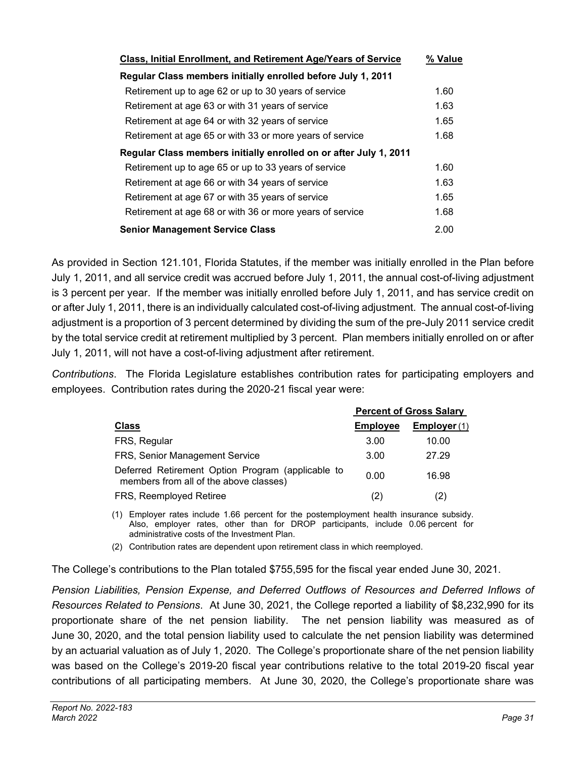| Class, Initial Enrollment, and Retirement Age/Years of Service | % Value |
|---|---|
| **Regular Class members initially enrolled before July 1, 2011** | |
| Retirement up to age 62 or up to 30 years of service | 1.60 |
| Retirement at age 63 or with 31 years of service | 1.63 |
| Retirement at age 64 or with 32 years of service | 1.65 |
| Retirement at age 65 or with 33 or more years of service | 1.68 |
| **Regular Class members initially enrolled on or after July 1, 2011** | |
| Retirement up to age 65 or up to 33 years of service | 1.60 |
| Retirement at age 66 or with 34 years of service | 1.63 |
| Retirement at age 67 or with 35 years of service | 1.65 |
| Retirement at age 68 or with 36 or more years of service | 1.68 |
| **Senior Management Service Class** | 2.00 |

As provided in Section 121.101, Florida Statutes, if the member was initially enrolled in the Plan before July 1, 2011, and all service credit was accrued before July 1, 2011, the annual cost-of-living adjustment is 3 percent per year. If the member was initially enrolled before July 1, 2011, and has service credit on or after July 1, 2011, there is an individually calculated cost-of-living adjustment. The annual cost-of-living adjustment is a proportion of 3 percent determined by dividing the sum of the pre-July 2011 service credit by the total service credit at retirement multiplied by 3 percent. Plan members initially enrolled on or after July 1, 2011, will not have a cost-of-living adjustment after retirement.

*Contributions*. The Florida Legislature establishes contribution rates for participating employers and employees. Contribution rates during the 2020-21 fiscal year were:

| | Percent of Gross Salary | |
|---|---|---|
| **Class** | **Employee** | **Employer** (1) |
| FRS, Regular | 3.00 | 10.00 |
| FRS, Senior Management Service | 3.00 | 27.29 |
| Deferred Retirement Option Program (applicable to members from all of the above classes) | 0.00 | 16.98 |
| FRS, Reemployed Retiree | (2) | (2) |

(1) Employer rates include 1.66 percent for the postemployment health insurance subsidy. Also, employer rates, other than for DROP participants, include 0.06 percent for administrative costs of the Investment Plan.

(2) Contribution rates are dependent upon retirement class in which reemployed.

The College's contributions to the Plan totaled $755,595 for the fiscal year ended June 30, 2021.

*Pension Liabilities, Pension Expense, and Deferred Outflows of Resources and Deferred Inflows of Resources Related to Pensions*. At June 30, 2021, the College reported a liability of $8,232,990 for its proportionate share of the net pension liability. The net pension liability was measured as of June 30, 2020, and the total pension liability used to calculate the net pension liability was determined by an actuarial valuation as of July 1, 2020. The College's proportionate share of the net pension liability was based on the College's 2019-20 fiscal year contributions relative to the total 2019-20 fiscal year contributions of all participating members. At June 30, 2020, the College's proportionate share was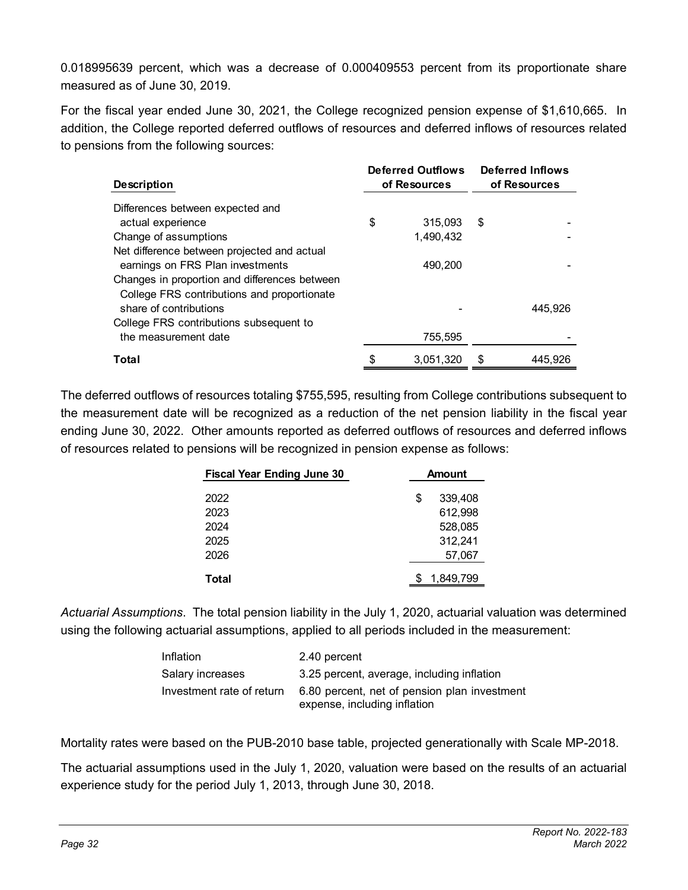0.018995639 percent, which was a decrease of 0.000409553 percent from its proportionate share measured as of June 30, 2019.

For the fiscal year ended June 30, 2021, the College recognized pension expense of $1,610,665. In addition, the College reported deferred outflows of resources and deferred inflows of resources related to pensions from the following sources:

| Description | Deferred Outflows of Resources | Deferred Inflows of Resources |
|---|---|---|
| Differences between expected and actual experience | $ 315,093 | $ - |
| Change of assumptions | 1,490,432 | - |
| Net difference between projected and actual earnings on FRS Plan investments | 490,200 | - |
| Changes in proportion and differences between College FRS contributions and proportionate share of contributions | - | 445,926 |
| College FRS contributions subsequent to the measurement date | 755,595 | - |
| **Total** | $ 3,051,320 | $ 445,926 |

The deferred outflows of resources totaling $755,595, resulting from College contributions subsequent to the measurement date will be recognized as a reduction of the net pension liability in the fiscal year ending June 30, 2022. Other amounts reported as deferred outflows of resources and deferred inflows of resources related to pensions will be recognized in pension expense as follows:

| Fiscal Year Ending June 30 | Amount |
|---|---|
| 2022 | $ 339,408 |
| 2023 | 612,998 |
| 2024 | 528,085 |
| 2025 | 312,241 |
| 2026 | 57,067 |
| **Total** | $ 1,849,799 |

*Actuarial Assumptions*. The total pension liability in the July 1, 2020, actuarial valuation was determined using the following actuarial assumptions, applied to all periods included in the measurement:

| | |
|---|---|
| Inflation | 2.40 percent |
| Salary increases | 3.25 percent, average, including inflation |
| Investment rate of return | 6.80 percent, net of pension plan investment expense, including inflation |

Mortality rates were based on the PUB-2010 base table, projected generationally with Scale MP-2018.

The actuarial assumptions used in the July 1, 2020, valuation were based on the results of an actuarial experience study for the period July 1, 2013, through June 30, 2018.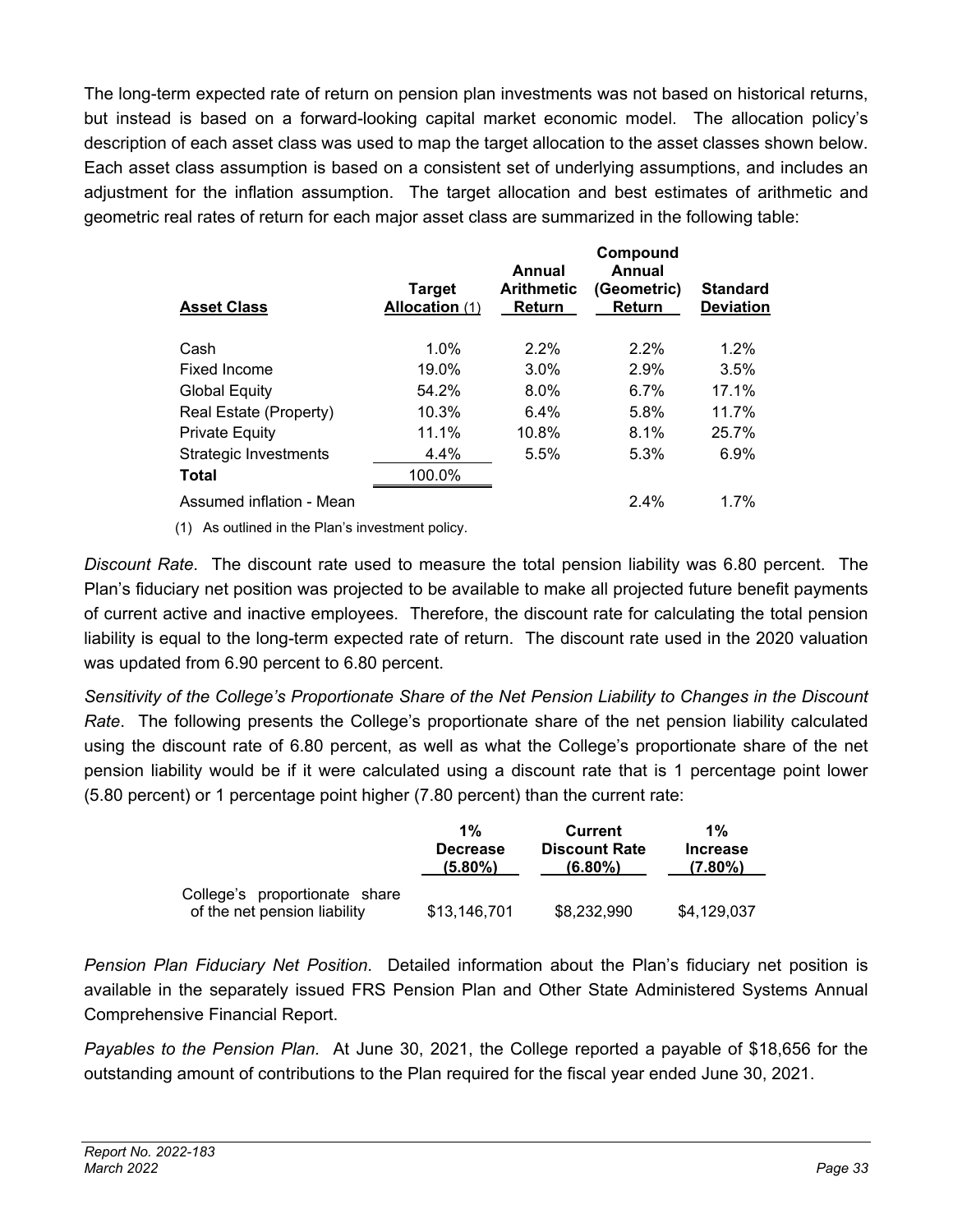The long-term expected rate of return on pension plan investments was not based on historical returns, but instead is based on a forward-looking capital market economic model. The allocation policy's description of each asset class was used to map the target allocation to the asset classes shown below. Each asset class assumption is based on a consistent set of underlying assumptions, and includes an adjustment for the inflation assumption. The target allocation and best estimates of arithmetic and geometric real rates of return for each major asset class are summarized in the following table:

| Asset Class | Target Allocation (1) | Annual Arithmetic Return | Compound Annual (Geometric) Return | Standard Deviation |
|---|---|---|---|---|
| Cash | 1.0% | 2.2% | 2.2% | 1.2% |
| Fixed Income | 19.0% | 3.0% | 2.9% | 3.5% |
| Global Equity | 54.2% | 8.0% | 6.7% | 17.1% |
| Real Estate (Property) | 10.3% | 6.4% | 5.8% | 11.7% |
| Private Equity | 11.1% | 10.8% | 8.1% | 25.7% |
| Strategic Investments | 4.4% | 5.5% | 5.3% | 6.9% |
| **Total** | 100.0% | | | |
| Assumed inflation - Mean | | | 2.4% | 1.7% |

(1) As outlined in the Plan's investment policy.

*Discount Rate*. The discount rate used to measure the total pension liability was 6.80 percent. The Plan's fiduciary net position was projected to be available to make all projected future benefit payments of current active and inactive employees. Therefore, the discount rate for calculating the total pension liability is equal to the long-term expected rate of return. The discount rate used in the 2020 valuation was updated from 6.90 percent to 6.80 percent.

*Sensitivity of the College's Proportionate Share of the Net Pension Liability to Changes in the Discount Rate*. The following presents the College's proportionate share of the net pension liability calculated using the discount rate of 6.80 percent, as well as what the College's proportionate share of the net pension liability would be if it were calculated using a discount rate that is 1 percentage point lower (5.80 percent) or 1 percentage point higher (7.80 percent) than the current rate:

| | 1% Decrease (5.80%) | Current Discount Rate (6.80%) | 1% Increase (7.80%) |
|---|---|---|---|
| College's proportionate share of the net pension liability | $13,146,701 | $8,232,990 | $4,129,037 |

*Pension Plan Fiduciary Net Position*. Detailed information about the Plan's fiduciary net position is available in the separately issued FRS Pension Plan and Other State Administered Systems Annual Comprehensive Financial Report.

*Payables to the Pension Plan*. At June 30, 2021, the College reported a payable of $18,656 for the outstanding amount of contributions to the Plan required for the fiscal year ended June 30, 2021.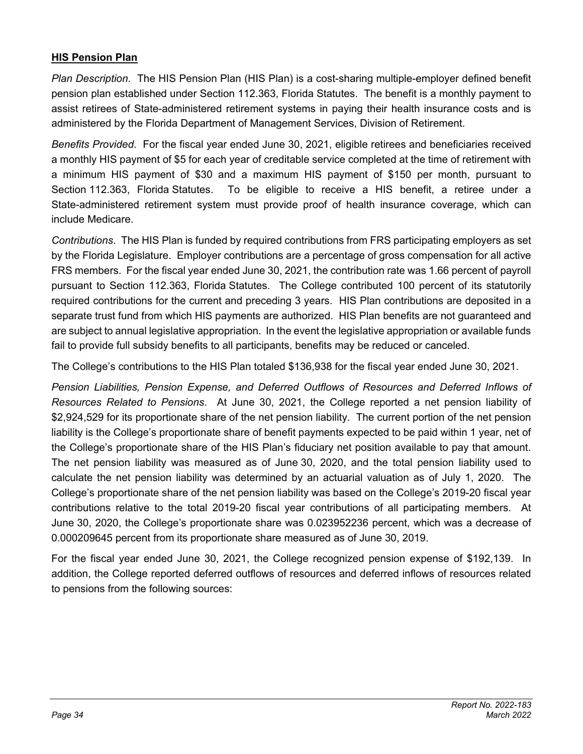## **HIS Pension Plan**

*Plan Description*. The HIS Pension Plan (HIS Plan) is a cost-sharing multiple-employer defined benefit pension plan established under Section 112.363, Florida Statutes. The benefit is a monthly payment to assist retirees of State-administered retirement systems in paying their health insurance costs and is administered by the Florida Department of Management Services, Division of Retirement.

*Benefits Provided*. For the fiscal year ended June 30, 2021, eligible retirees and beneficiaries received a monthly HIS payment of $5 for each year of creditable service completed at the time of retirement with a minimum HIS payment of $30 and a maximum HIS payment of $150 per month, pursuant to Section 112.363, Florida Statutes. To be eligible to receive a HIS benefit, a retiree under a State-administered retirement system must provide proof of health insurance coverage, which can include Medicare.

*Contributions*. The HIS Plan is funded by required contributions from FRS participating employers as set by the Florida Legislature. Employer contributions are a percentage of gross compensation for all active FRS members. For the fiscal year ended June 30, 2021, the contribution rate was 1.66 percent of payroll pursuant to Section 112.363, Florida Statutes. The College contributed 100 percent of its statutorily required contributions for the current and preceding 3 years. HIS Plan contributions are deposited in a separate trust fund from which HIS payments are authorized. HIS Plan benefits are not guaranteed and are subject to annual legislative appropriation. In the event the legislative appropriation or available funds fail to provide full subsidy benefits to all participants, benefits may be reduced or canceled.

The College's contributions to the HIS Plan totaled $136,938 for the fiscal year ended June 30, 2021.

*Pension Liabilities, Pension Expense, and Deferred Outflows of Resources and Deferred Inflows of Resources Related to Pensions*. At June 30, 2021, the College reported a net pension liability of $2,924,529 for its proportionate share of the net pension liability. The current portion of the net pension liability is the College's proportionate share of benefit payments expected to be paid within 1 year, net of the College's proportionate share of the HIS Plan's fiduciary net position available to pay that amount. The net pension liability was measured as of June 30, 2020, and the total pension liability used to calculate the net pension liability was determined by an actuarial valuation as of July 1, 2020. The College's proportionate share of the net pension liability was based on the College's 2019-20 fiscal year contributions relative to the total 2019-20 fiscal year contributions of all participating members. At June 30, 2020, the College's proportionate share was 0.023952236 percent, which was a decrease of 0.000209645 percent from its proportionate share measured as of June 30, 2019.

For the fiscal year ended June 30, 2021, the College recognized pension expense of $192,139. In addition, the College reported deferred outflows of resources and deferred inflows of resources related to pensions from the following sources: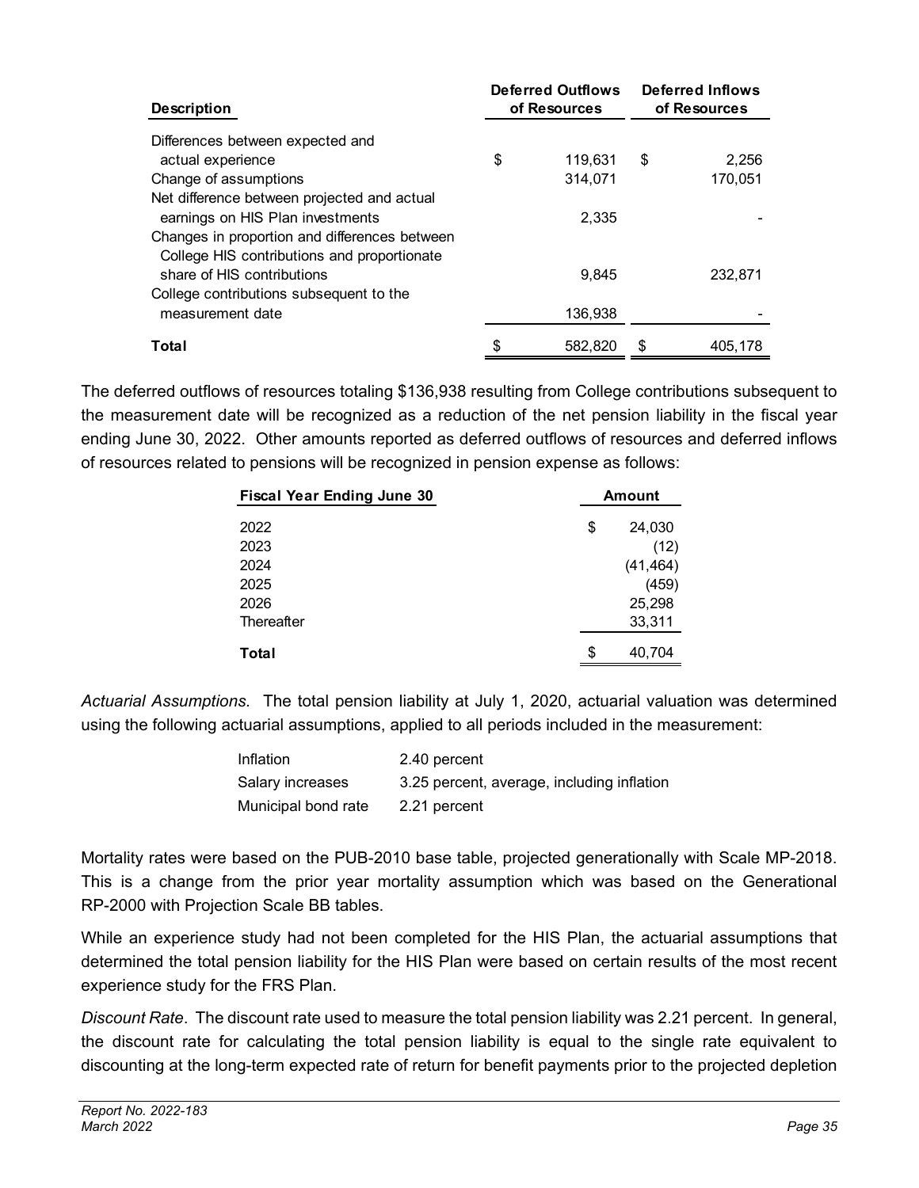| Description | Deferred Outflows of Resources | Deferred Inflows of Resources |
|---|---|---|
| Differences between expected and actual experience | $ 119,631 | $ 2,256 |
| Change of assumptions | 314,071 | 170,051 |
| Net difference between projected and actual earnings on HIS Plan investments | 2,335 | - |
| Changes in proportion and differences between College HIS contributions and proportionate share of HIS contributions | 9,845 | 232,871 |
| College contributions subsequent to the measurement date | 136,938 | - |
| **Total** | $ 582,820 | $ 405,178 |

The deferred outflows of resources totaling $136,938 resulting from College contributions subsequent to the measurement date will be recognized as a reduction of the net pension liability in the fiscal year ending June 30, 2022. Other amounts reported as deferred outflows of resources and deferred inflows of resources related to pensions will be recognized in pension expense as follows:

| Fiscal Year Ending June 30 | Amount |
|---|---|
| 2022 | $ 24,030 |
| 2023 | (12) |
| 2024 | (41,464) |
| 2025 | (459) |
| 2026 | 25,298 |
| Thereafter | 33,311 |
| **Total** | $ 40,704 |

*Actuarial Assumptions.* The total pension liability at July 1, 2020, actuarial valuation was determined using the following actuarial assumptions, applied to all periods included in the measurement:

| | |
|---|---|
| Inflation | 2.40 percent |
| Salary increases | 3.25 percent, average, including inflation |
| Municipal bond rate | 2.21 percent |

Mortality rates were based on the PUB-2010 base table, projected generationally with Scale MP-2018. This is a change from the prior year mortality assumption which was based on the Generational RP-2000 with Projection Scale BB tables.

While an experience study had not been completed for the HIS Plan, the actuarial assumptions that determined the total pension liability for the HIS Plan were based on certain results of the most recent experience study for the FRS Plan.

*Discount Rate*. The discount rate used to measure the total pension liability was 2.21 percent. In general, the discount rate for calculating the total pension liability is equal to the single rate equivalent to discounting at the long-term expected rate of return for benefit payments prior to the projected depletion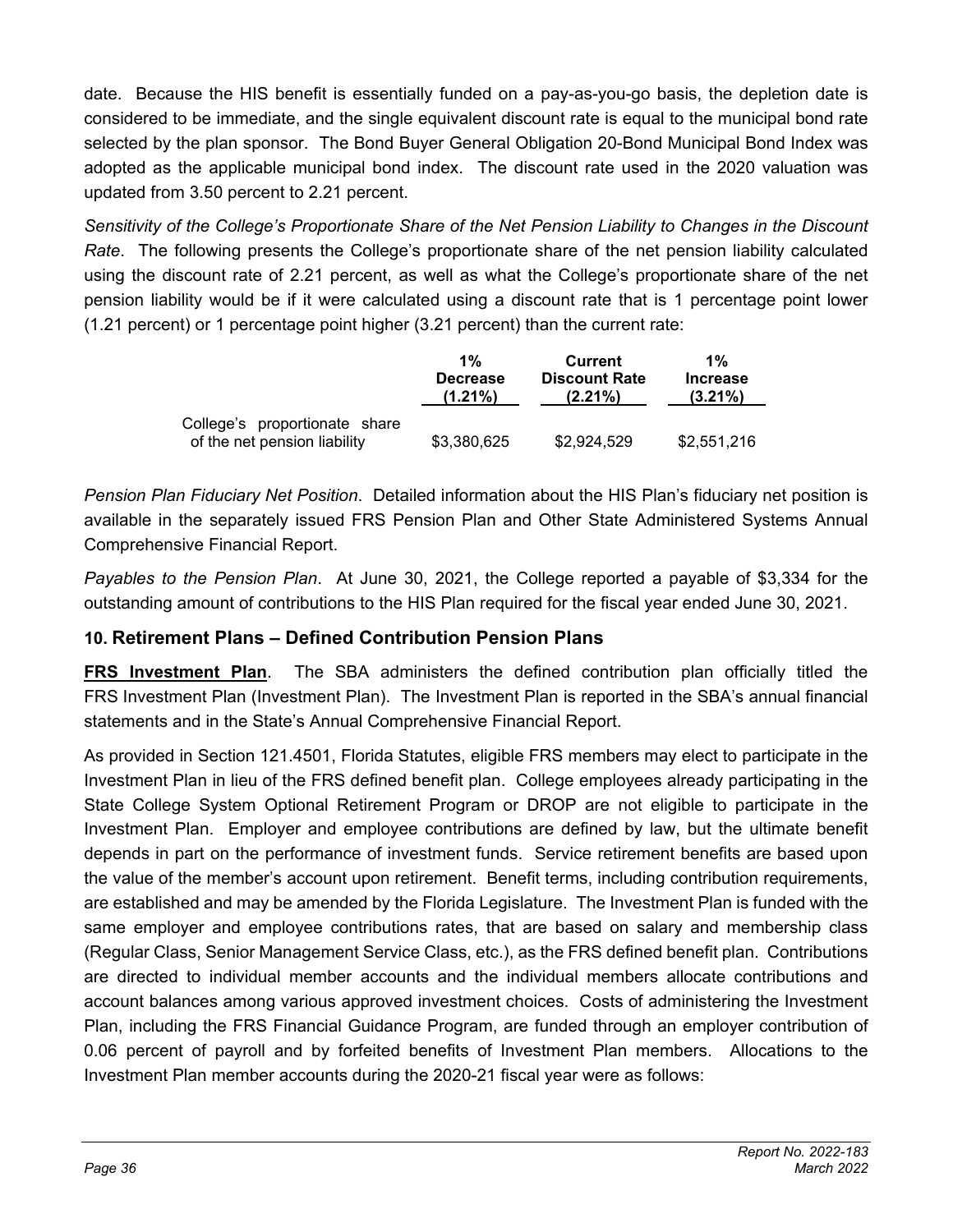date. Because the HIS benefit is essentially funded on a pay-as-you-go basis, the depletion date is considered to be immediate, and the single equivalent discount rate is equal to the municipal bond rate selected by the plan sponsor. The Bond Buyer General Obligation 20-Bond Municipal Bond Index was adopted as the applicable municipal bond index. The discount rate used in the 2020 valuation was updated from 3.50 percent to 2.21 percent.

*Sensitivity of the College's Proportionate Share of the Net Pension Liability to Changes in the Discount Rate*. The following presents the College's proportionate share of the net pension liability calculated using the discount rate of 2.21 percent, as well as what the College's proportionate share of the net pension liability would be if it were calculated using a discount rate that is 1 percentage point lower (1.21 percent) or 1 percentage point higher (3.21 percent) than the current rate:

| | 1% Decrease (1.21%) | Current Discount Rate (2.21%) | 1% Increase (3.21%) |
|---|---|---|---|
| College's proportionate share of the net pension liability | $3,380,625 | $2,924,529 | $2,551,216 |

*Pension Plan Fiduciary Net Position*. Detailed information about the HIS Plan's fiduciary net position is available in the separately issued FRS Pension Plan and Other State Administered Systems Annual Comprehensive Financial Report.

*Payables to the Pension Plan*. At June 30, 2021, the College reported a payable of $3,334 for the outstanding amount of contributions to the HIS Plan required for the fiscal year ended June 30, 2021.

## 10. Retirement Plans – Defined Contribution Pension Plans

**FRS Investment Plan**. The SBA administers the defined contribution plan officially titled the FRS Investment Plan (Investment Plan). The Investment Plan is reported in the SBA's annual financial statements and in the State's Annual Comprehensive Financial Report.

As provided in Section 121.4501, Florida Statutes, eligible FRS members may elect to participate in the Investment Plan in lieu of the FRS defined benefit plan. College employees already participating in the State College System Optional Retirement Program or DROP are not eligible to participate in the Investment Plan. Employer and employee contributions are defined by law, but the ultimate benefit depends in part on the performance of investment funds. Service retirement benefits are based upon the value of the member's account upon retirement. Benefit terms, including contribution requirements, are established and may be amended by the Florida Legislature. The Investment Plan is funded with the same employer and employee contributions rates, that are based on salary and membership class (Regular Class, Senior Management Service Class, etc.), as the FRS defined benefit plan. Contributions are directed to individual member accounts and the individual members allocate contributions and account balances among various approved investment choices. Costs of administering the Investment Plan, including the FRS Financial Guidance Program, are funded through an employer contribution of 0.06 percent of payroll and by forfeited benefits of Investment Plan members. Allocations to the Investment Plan member accounts during the 2020-21 fiscal year were as follows: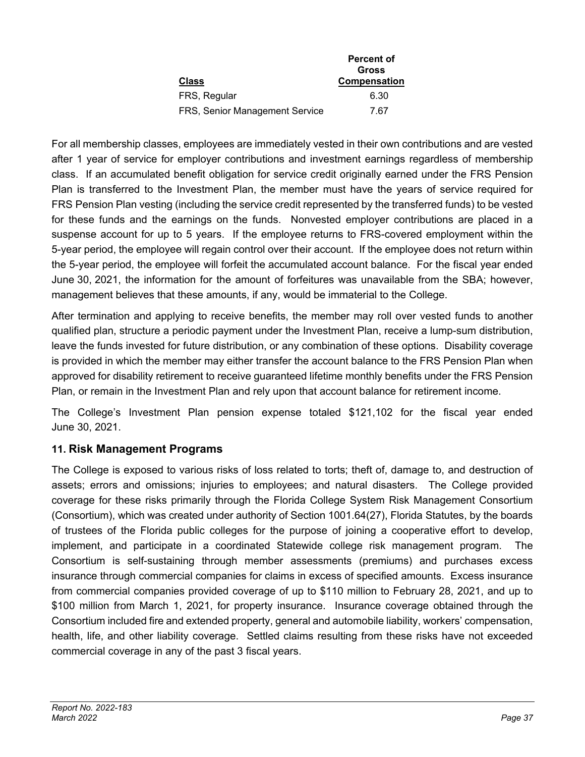| Class | Percent of Gross Compensation |
| --- | --- |
| FRS, Regular | 6.30 |
| FRS, Senior Management Service | 7.67 |

For all membership classes, employees are immediately vested in their own contributions and are vested after 1 year of service for employer contributions and investment earnings regardless of membership class. If an accumulated benefit obligation for service credit originally earned under the FRS Pension Plan is transferred to the Investment Plan, the member must have the years of service required for FRS Pension Plan vesting (including the service credit represented by the transferred funds) to be vested for these funds and the earnings on the funds. Nonvested employer contributions are placed in a suspense account for up to 5 years. If the employee returns to FRS-covered employment within the 5-year period, the employee will regain control over their account. If the employee does not return within the 5-year period, the employee will forfeit the accumulated account balance. For the fiscal year ended June 30, 2021, the information for the amount of forfeitures was unavailable from the SBA; however, management believes that these amounts, if any, would be immaterial to the College.

After termination and applying to receive benefits, the member may roll over vested funds to another qualified plan, structure a periodic payment under the Investment Plan, receive a lump-sum distribution, leave the funds invested for future distribution, or any combination of these options. Disability coverage is provided in which the member may either transfer the account balance to the FRS Pension Plan when approved for disability retirement to receive guaranteed lifetime monthly benefits under the FRS Pension Plan, or remain in the Investment Plan and rely upon that account balance for retirement income.

The College's Investment Plan pension expense totaled $121,102 for the fiscal year ended June 30, 2021.

## 11. Risk Management Programs

The College is exposed to various risks of loss related to torts; theft of, damage to, and destruction of assets; errors and omissions; injuries to employees; and natural disasters. The College provided coverage for these risks primarily through the Florida College System Risk Management Consortium (Consortium), which was created under authority of Section 1001.64(27), Florida Statutes, by the boards of trustees of the Florida public colleges for the purpose of joining a cooperative effort to develop, implement, and participate in a coordinated Statewide college risk management program. The Consortium is self-sustaining through member assessments (premiums) and purchases excess insurance through commercial companies for claims in excess of specified amounts. Excess insurance from commercial companies provided coverage of up to $110 million to February 28, 2021, and up to $100 million from March 1, 2021, for property insurance. Insurance coverage obtained through the Consortium included fire and extended property, general and automobile liability, workers' compensation, health, life, and other liability coverage. Settled claims resulting from these risks have not exceeded commercial coverage in any of the past 3 fiscal years.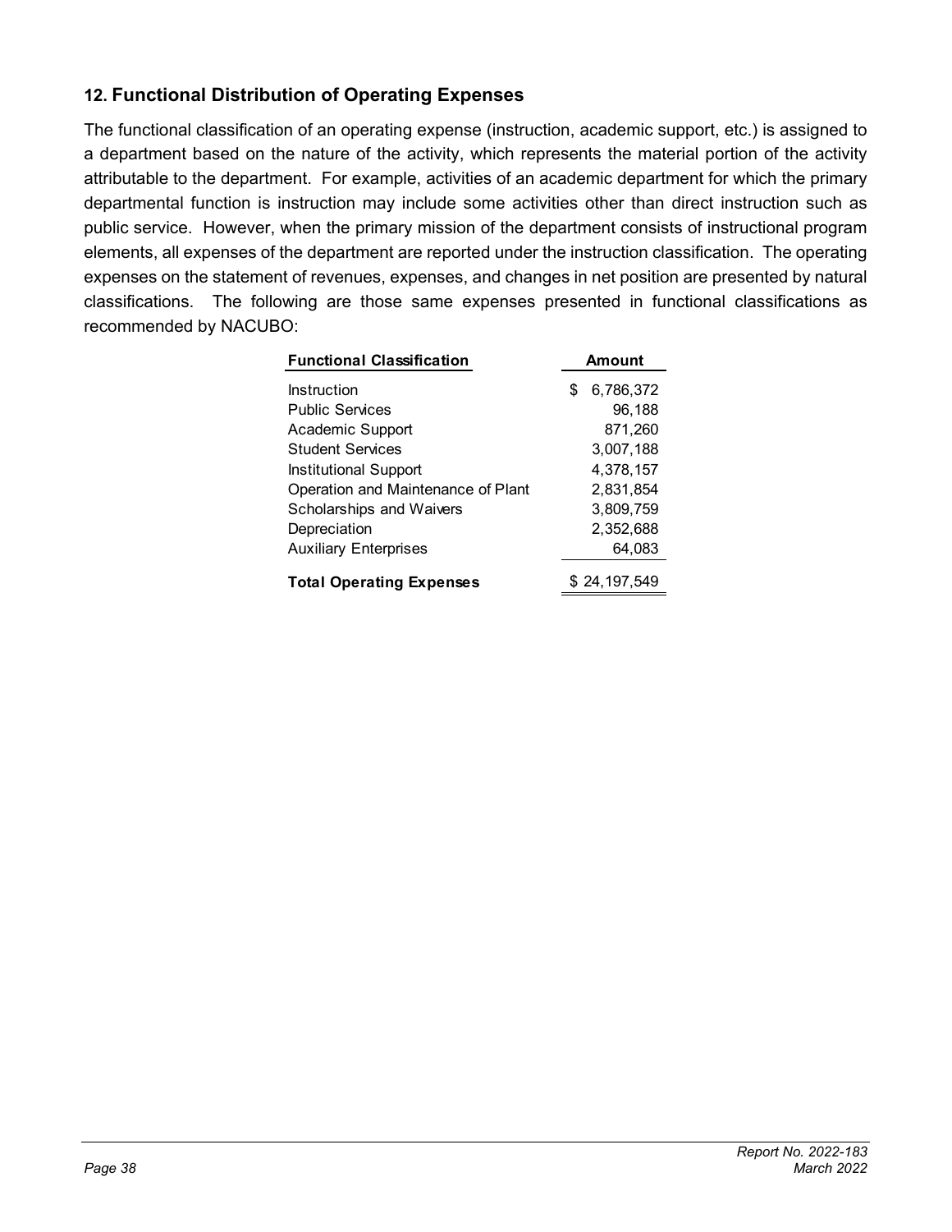## 12. Functional Distribution of Operating Expenses

The functional classification of an operating expense (instruction, academic support, etc.) is assigned to a department based on the nature of the activity, which represents the material portion of the activity attributable to the department. For example, activities of an academic department for which the primary departmental function is instruction may include some activities other than direct instruction such as public service. However, when the primary mission of the department consists of instructional program elements, all expenses of the department are reported under the instruction classification. The operating expenses on the statement of revenues, expenses, and changes in net position are presented by natural classifications. The following are those same expenses presented in functional classifications as recommended by NACUBO:

| Functional Classification | Amount |
|---|---|
| Instruction | $ 6,786,372 |
| Public Services | 96,188 |
| Academic Support | 871,260 |
| Student Services | 3,007,188 |
| Institutional Support | 4,378,157 |
| Operation and Maintenance of Plant | 2,831,854 |
| Scholarships and Waivers | 3,809,759 |
| Depreciation | 2,352,688 |
| Auxiliary Enterprises | 64,083 |
| **Total Operating Expenses** | $ 24,197,549 |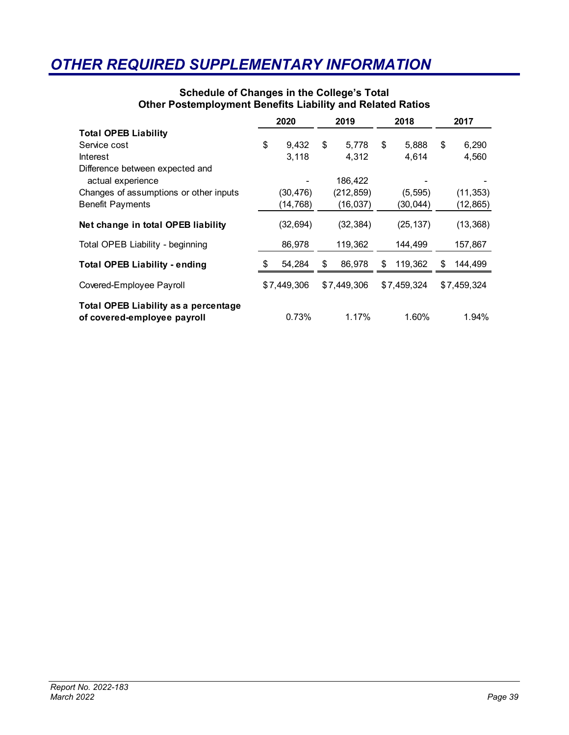# OTHER REQUIRED SUPPLEMENTARY INFORMATION

### Schedule of Changes in the College's Total Other Postemployment Benefits Liability and Related Ratios

| | 2020 | 2019 | 2018 | 2017 |
|---|---|---|---|---|
| **Total OPEB Liability** | | | | |
| Service cost | $ 9,432 | $ 5,778 | $ 5,888 | $ 6,290 |
| Interest | 3,118 | 4,312 | 4,614 | 4,560 |
| Difference between expected and actual experience | - | 186,422 | - | - |
| Changes of assumptions or other inputs | (30,476) | (212,859) | (5,595) | (11,353) |
| Benefit Payments | (14,768) | (16,037) | (30,044) | (12,865) |
| **Net change in total OPEB liability** | (32,694) | (32,384) | (25,137) | (13,368) |
| Total OPEB Liability - beginning | 86,978 | 119,362 | 144,499 | 157,867 |
| **Total OPEB Liability - ending** | $ 54,284 | $ 86,978 | $ 119,362 | $ 144,499 |
| Covered-Employee Payroll | $7,449,306 | $7,449,306 | $7,459,324 | $7,459,324 |
| **Total OPEB Liability as a percentage of covered-employee payroll** | 0.73% | 1.17% | 1.60% | 1.94% |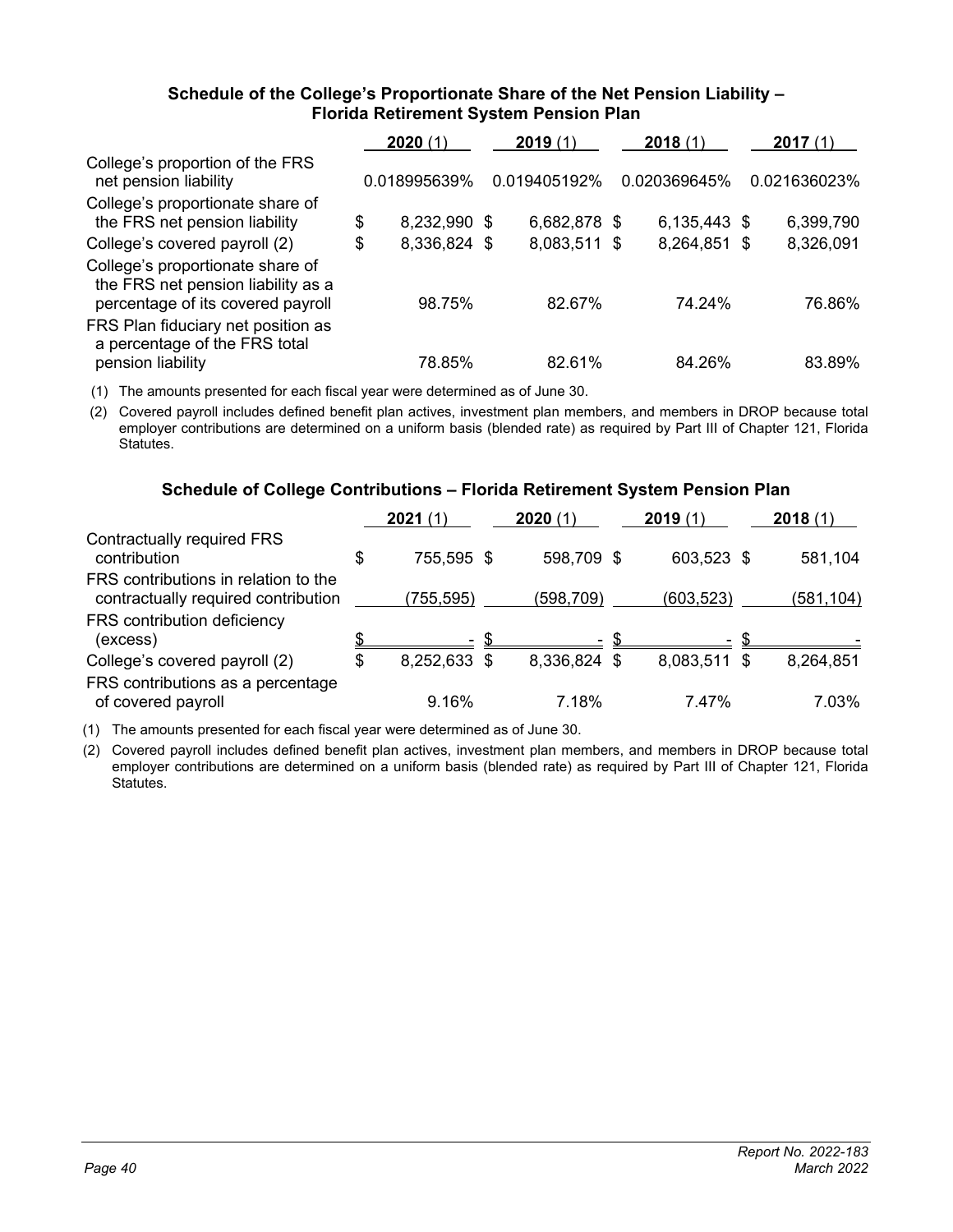### Schedule of the College's Proportionate Share of the Net Pension Liability – Florida Retirement System Pension Plan

| | **2020** (1) | **2019** (1) | **2018** (1) | **2017** (1) |
|---|---|---|---|---|
| College's proportion of the FRS net pension liability | 0.018995639% | 0.019405192% | 0.020369645% | 0.021636023% |
| College's proportionate share of the FRS net pension liability | $ 8,232,990 | $ 6,682,878 | $ 6,135,443 | $ 6,399,790 |
| College's covered payroll (2) | $ 8,336,824 | $ 8,083,511 | $ 8,264,851 | $ 8,326,091 |
| College's proportionate share of the FRS net pension liability as a percentage of its covered payroll | 98.75% | 82.67% | 74.24% | 76.86% |
| FRS Plan fiduciary net position as a percentage of the FRS total pension liability | 78.85% | 82.61% | 84.26% | 83.89% |

(1) The amounts presented for each fiscal year were determined as of June 30.

(2) Covered payroll includes defined benefit plan actives, investment plan members, and members in DROP because total employer contributions are determined on a uniform basis (blended rate) as required by Part III of Chapter 121, Florida Statutes.

### Schedule of College Contributions – Florida Retirement System Pension Plan

| | **2021** (1) | **2020** (1) | **2019** (1) | **2018** (1) |
|---|---|---|---|---|
| Contractually required FRS contribution | $ 755,595 | $ 598,709 | $ 603,523 | $ 581,104 |
| FRS contributions in relation to the contractually required contribution | (755,595) | (598,709) | (603,523) | (581,104) |
| FRS contribution deficiency (excess) | $ - | $ - | $ - | $ - |
| College's covered payroll (2) | $ 8,252,633 | $ 8,336,824 | $ 8,083,511 | $ 8,264,851 |
| FRS contributions as a percentage of covered payroll | 9.16% | 7.18% | 7.47% | 7.03% |

(1) The amounts presented for each fiscal year were determined as of June 30.

(2) Covered payroll includes defined benefit plan actives, investment plan members, and members in DROP because total employer contributions are determined on a uniform basis (blended rate) as required by Part III of Chapter 121, Florida Statutes.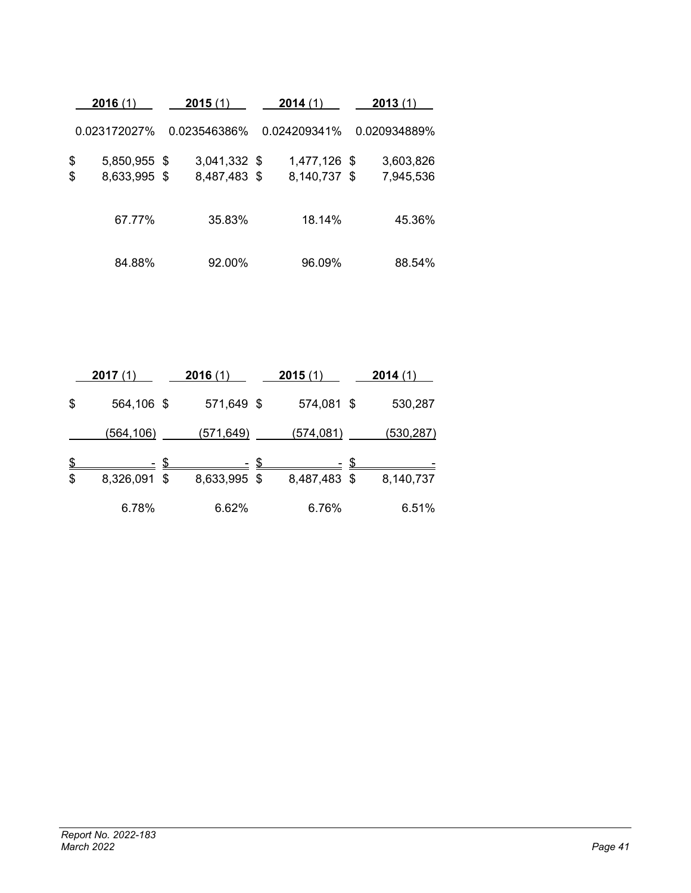| **2016** (1) | **2015** (1) | **2014** (1) | **2013** (1) |
|---|---|---|---|
| 0.023172027% | 0.023546386% | 0.024209341% | 0.020934889% |
| $ 5,850,955 | $ 3,041,332 | $ 1,477,126 | $ 3,603,826 |
| $ 8,633,995 | $ 8,487,483 | $ 8,140,737 | $ 7,945,536 |
| 67.77% | 35.83% | 18.14% | 45.36% |
| 84.88% | 92.00% | 96.09% | 88.54% |

| **2017** (1) | **2016** (1) | **2015** (1) | **2014** (1) |
|---|---|---|---|
| $ 564,106 | $ 571,649 | $ 574,081 | $ 530,287 |
| (564,106) | (571,649) | (574,081) | (530,287) |
| $ - | $ - | $ - | $ - |
| $ 8,326,091 | $ 8,633,995 | $ 8,487,483 | $ 8,140,737 |
| 6.78% | 6.62% | 6.76% | 6.51% |

*Report No. 2022-183*
*March 2022*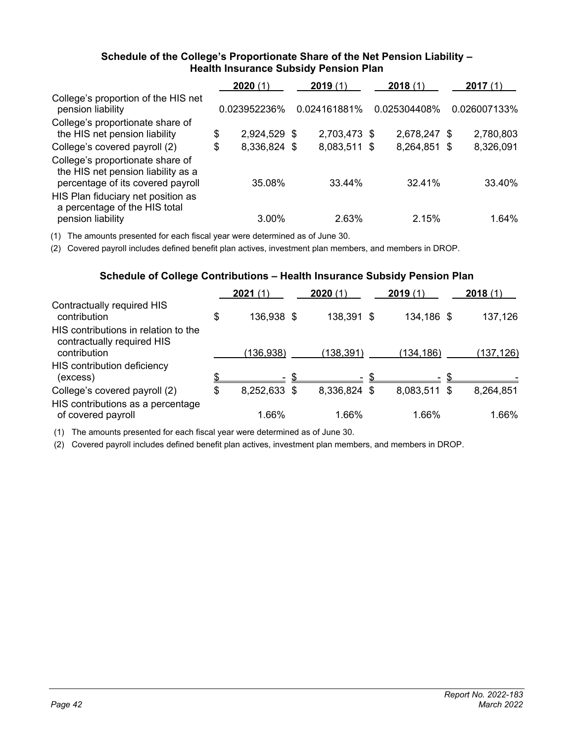### Schedule of the College's Proportionate Share of the Net Pension Liability – Health Insurance Subsidy Pension Plan

| | 2020 (1) | 2019 (1) | 2018 (1) | 2017 (1) |
|---|---|---|---|---|
| College's proportion of the HIS net pension liability | 0.023952236% | 0.024161881% | 0.025304408% | 0.026007133% |
| College's proportionate share of the HIS net pension liability | $ 2,924,529 | $ 2,703,473 | $ 2,678,247 | $ 2,780,803 |
| College's covered payroll (2) | $ 8,336,824 | $ 8,083,511 | $ 8,264,851 | $ 8,326,091 |
| College's proportionate share of the HIS net pension liability as a percentage of its covered payroll | 35.08% | 33.44% | 32.41% | 33.40% |
| HIS Plan fiduciary net position as a percentage of the HIS total pension liability | 3.00% | 2.63% | 2.15% | 1.64% |

(1) The amounts presented for each fiscal year were determined as of June 30.

(2) Covered payroll includes defined benefit plan actives, investment plan members, and members in DROP.

### Schedule of College Contributions – Health Insurance Subsidy Pension Plan

| | 2021 (1) | 2020 (1) | 2019 (1) | 2018 (1) |
|---|---|---|---|---|
| Contractually required HIS contribution | $ 136,938 | $ 138,391 | $ 134,186 | $ 137,126 |
| HIS contributions in relation to the contractually required HIS contribution | (136,938) | (138,391) | (134,186) | (137,126) |
| HIS contribution deficiency (excess) | $ - | $ - | $ - | $ - |
| College's covered payroll (2) | $ 8,252,633 | $ 8,336,824 | $ 8,083,511 | $ 8,264,851 |
| HIS contributions as a percentage of covered payroll | 1.66% | 1.66% | 1.66% | 1.66% |

(1) The amounts presented for each fiscal year were determined as of June 30.

(2) Covered payroll includes defined benefit plan actives, investment plan members, and members in DROP.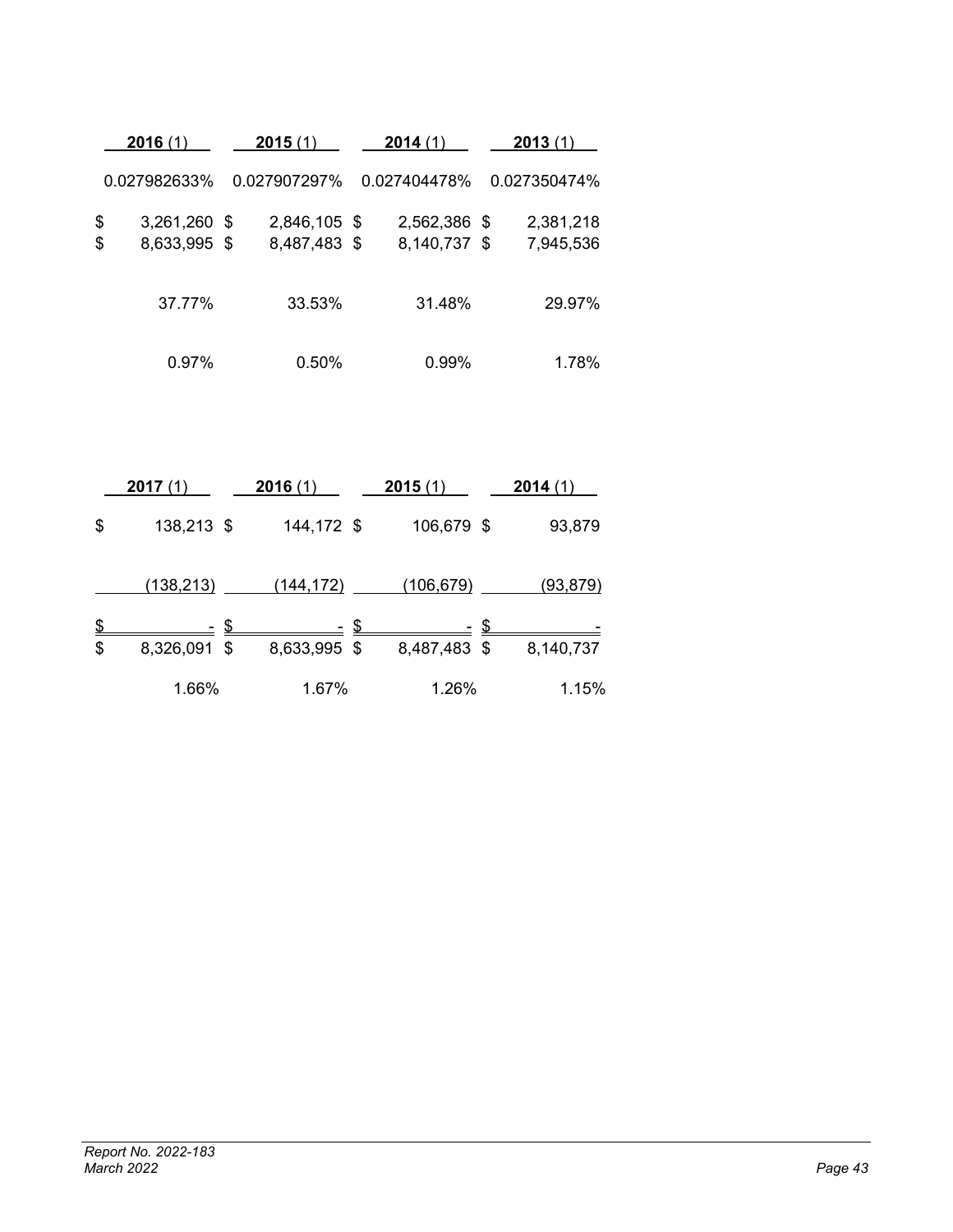| 2016 (1) | 2015 (1) | 2014 (1) | 2013 (1) |
|---|---|---|---|
| 0.027982633% | 0.027907297% | 0.027404478% | 0.027350474% |
| $ 3,261,260 | $ 2,846,105 | $ 2,562,386 | $ 2,381,218 |
| $ 8,633,995 | $ 8,487,483 | $ 8,140,737 | $ 7,945,536 |
| 37.77% | 33.53% | 31.48% | 29.97% |
| 0.97% | 0.50% | 0.99% | 1.78% |

| 2017 (1) | 2016 (1) | 2015 (1) | 2014 (1) |
|---|---|---|---|
| $ 138,213 | $ 144,172 | $ 106,679 | $ 93,879 |
| (138,213) | (144,172) | (106,679) | (93,879) |
| $ - | $ - | $ - | $ - |
| $ 8,326,091 | $ 8,633,995 | $ 8,487,483 | $ 8,140,737 |
| 1.66% | 1.67% | 1.26% | 1.15% |

*Report No. 2022-183*
*March 2022*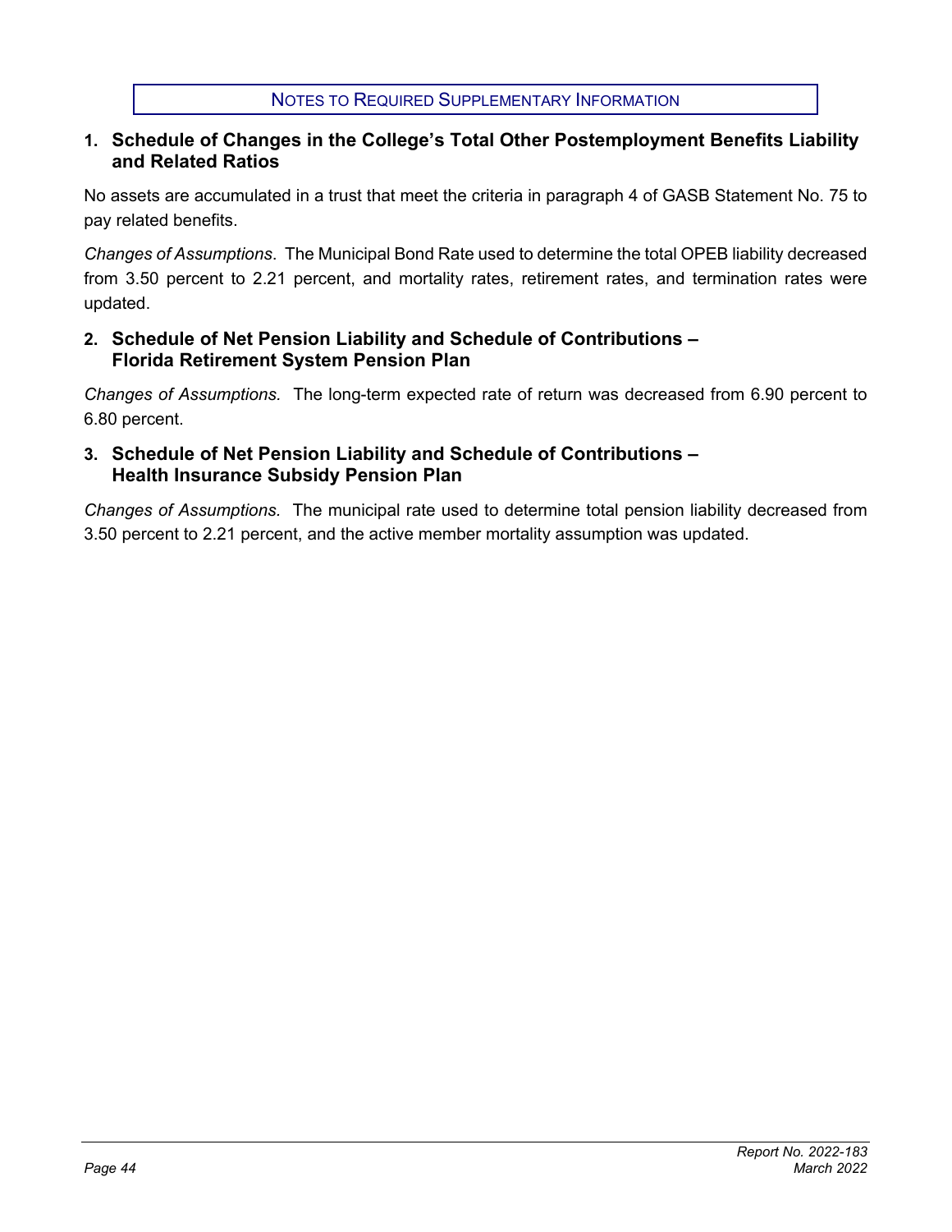# Notes to Required Supplementary Information

## 1. Schedule of Changes in the College's Total Other Postemployment Benefits Liability and Related Ratios

No assets are accumulated in a trust that meet the criteria in paragraph 4 of GASB Statement No. 75 to pay related benefits.

*Changes of Assumptions*. The Municipal Bond Rate used to determine the total OPEB liability decreased from 3.50 percent to 2.21 percent, and mortality rates, retirement rates, and termination rates were updated.

## 2. Schedule of Net Pension Liability and Schedule of Contributions – Florida Retirement System Pension Plan

*Changes of Assumptions.* The long-term expected rate of return was decreased from 6.90 percent to 6.80 percent.

## 3. Schedule of Net Pension Liability and Schedule of Contributions – Health Insurance Subsidy Pension Plan

*Changes of Assumptions.* The municipal rate used to determine total pension liability decreased from 3.50 percent to 2.21 percent, and the active member mortality assumption was updated.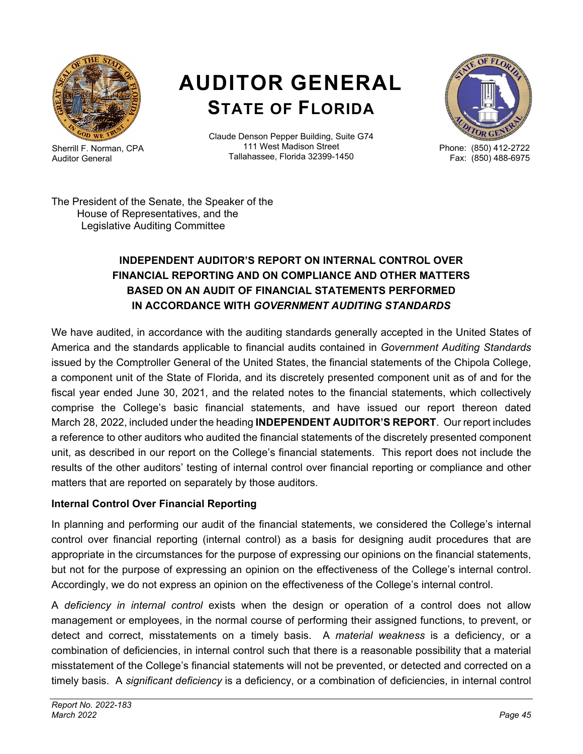# AUDITOR GENERAL
## STATE OF FLORIDA

Sherrill F. Norman, CPA
Auditor General

Claude Denson Pepper Building, Suite G74
111 West Madison Street
Tallahassee, Florida 32399-1450

Phone: (850) 412-2722
Fax: (850) 488-6975

The President of the Senate, the Speaker of the
House of Representatives, and the
Legislative Auditing Committee

### INDEPENDENT AUDITOR'S REPORT ON INTERNAL CONTROL OVER FINANCIAL REPORTING AND ON COMPLIANCE AND OTHER MATTERS BASED ON AN AUDIT OF FINANCIAL STATEMENTS PERFORMED IN ACCORDANCE WITH *GOVERNMENT AUDITING STANDARDS*

We have audited, in accordance with the auditing standards generally accepted in the United States of America and the standards applicable to financial audits contained in *Government Auditing Standards* issued by the Comptroller General of the United States, the financial statements of the Chipola College, a component unit of the State of Florida, and its discretely presented component unit as of and for the fiscal year ended June 30, 2021, and the related notes to the financial statements, which collectively comprise the College's basic financial statements, and have issued our report thereon dated March 28, 2022, included under the heading **INDEPENDENT AUDITOR'S REPORT**. Our report includes a reference to other auditors who audited the financial statements of the discretely presented component unit, as described in our report on the College's financial statements. This report does not include the results of the other auditors' testing of internal control over financial reporting or compliance and other matters that are reported on separately by those auditors.

**Internal Control Over Financial Reporting**

In planning and performing our audit of the financial statements, we considered the College's internal control over financial reporting (internal control) as a basis for designing audit procedures that are appropriate in the circumstances for the purpose of expressing our opinions on the financial statements, but not for the purpose of expressing an opinion on the effectiveness of the College's internal control. Accordingly, we do not express an opinion on the effectiveness of the College's internal control.

A *deficiency in internal control* exists when the design or operation of a control does not allow management or employees, in the normal course of performing their assigned functions, to prevent, or detect and correct, misstatements on a timely basis. A *material weakness* is a deficiency, or a combination of deficiencies, in internal control such that there is a reasonable possibility that a material misstatement of the College's financial statements will not be prevented, or detected and corrected on a timely basis. A *significant deficiency* is a deficiency, or a combination of deficiencies, in internal control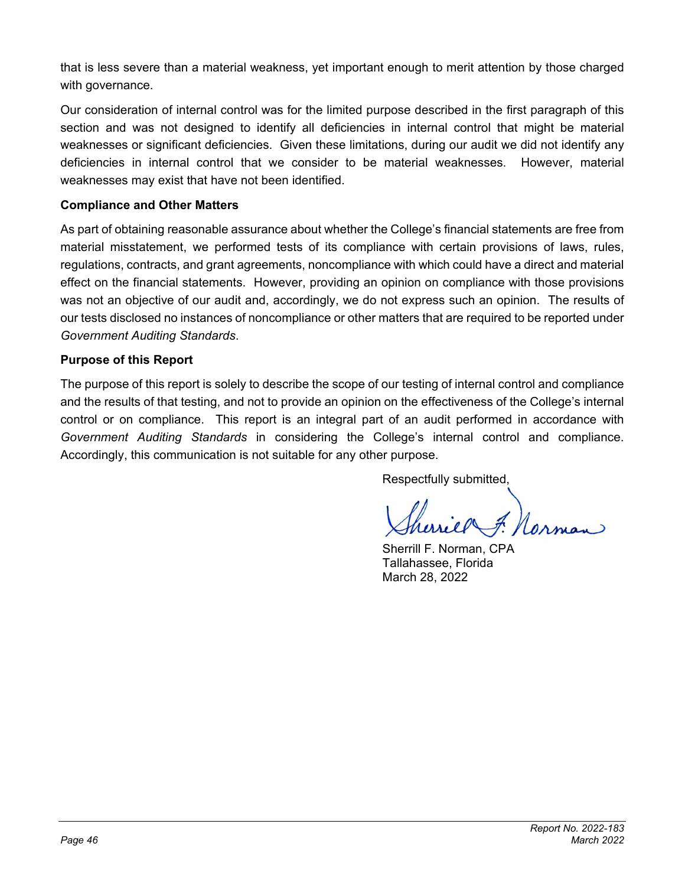that is less severe than a material weakness, yet important enough to merit attention by those charged with governance.

Our consideration of internal control was for the limited purpose described in the first paragraph of this section and was not designed to identify all deficiencies in internal control that might be material weaknesses or significant deficiencies. Given these limitations, during our audit we did not identify any deficiencies in internal control that we consider to be material weaknesses. However, material weaknesses may exist that have not been identified.

**Compliance and Other Matters**

As part of obtaining reasonable assurance about whether the College's financial statements are free from material misstatement, we performed tests of its compliance with certain provisions of laws, rules, regulations, contracts, and grant agreements, noncompliance with which could have a direct and material effect on the financial statements. However, providing an opinion on compliance with those provisions was not an objective of our audit and, accordingly, we do not express such an opinion. The results of our tests disclosed no instances of noncompliance or other matters that are required to be reported under *Government Auditing Standards*.

**Purpose of this Report**

The purpose of this report is solely to describe the scope of our testing of internal control and compliance and the results of that testing, and not to provide an opinion on the effectiveness of the College's internal control or on compliance. This report is an integral part of an audit performed in accordance with *Government Auditing Standards* in considering the College's internal control and compliance. Accordingly, this communication is not suitable for any other purpose.

Respectfully submitted,

Sherrill F. Norman, CPA
Tallahassee, Florida
March 28, 2022